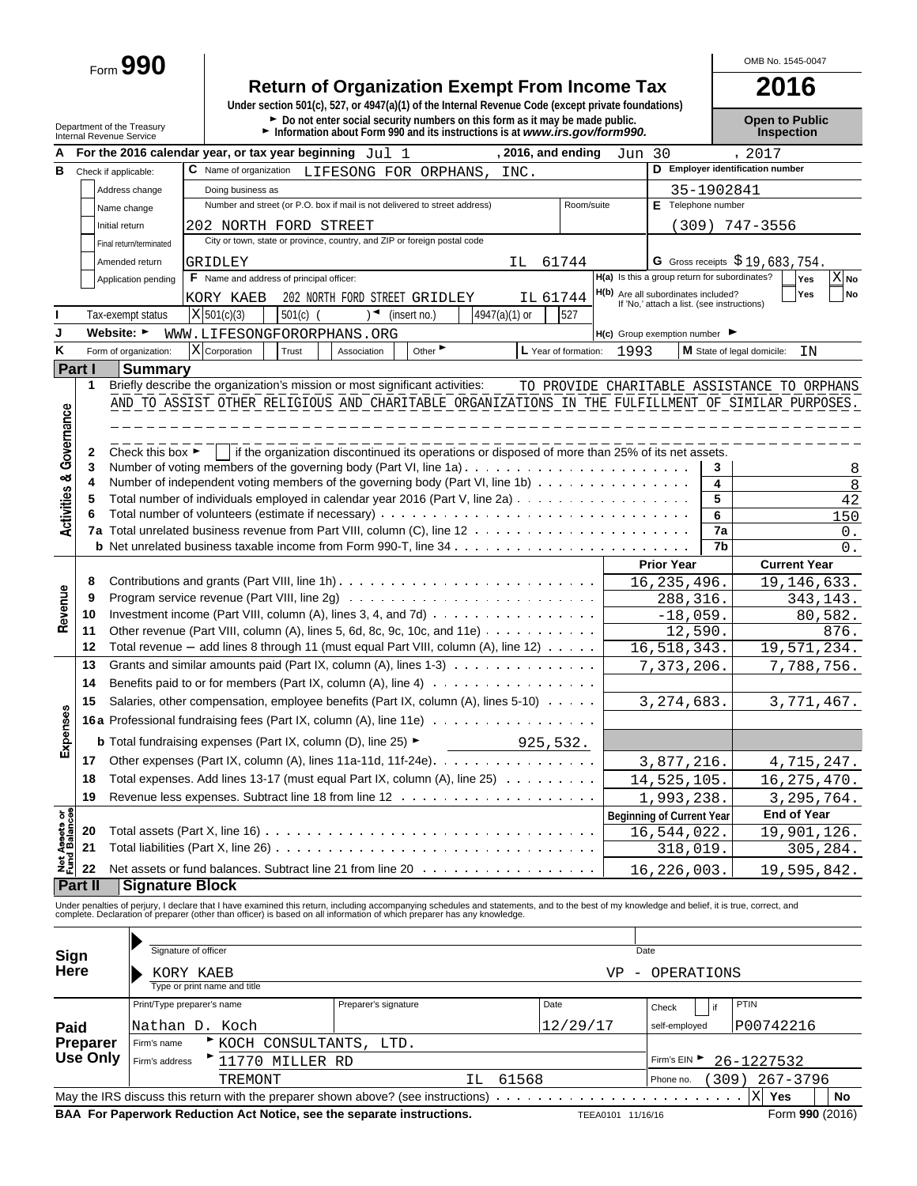Form **990**

# Return of Organization Exempt From Income Tax

**Under section 501(c), 527, or 4947(a)(1) of the Internal Revenue Code (except private foundations)**

► Do not enter social security numbers on this form as it may be made public.

► Information about Form 990 and its instructions is at *www.irs.gov/form990.*

Department of the Treasury
Internal Revenue Service

OMB No. 1545-0047

**2016**

**Open to Public Inspection**

**A** For the 2016 calendar year, or tax year beginning Jul 1 , 2016, and ending Jun 30 , 2017

**B** Check if applicable:
- Address change
- Name change
- Initial return
- Final return/terminated
- Amended return
- Application pending

**C** Name of organization: LIFESONG FOR ORPHANS, INC.

Doing business as

Number and street (or P.O. box if mail is not delivered to street address): 202 NORTH FORD STREET — Room/suite

City or town, state or province, country, and ZIP or foreign postal code: GRIDLEY IL 61744

**D** Employer identification number: 35-1902841

**E** Telephone number: (309) 747-3556

**G** Gross receipts $ 19,683,754.

**F** Name and address of principal officer: KORY KAEB 202 NORTH FORD STREET GRIDLEY IL 61744

**H(a)** Is this a group return for subordinates? Yes [ ] No [X]

**H(b)** Are all subordinates included? Yes [ ] No [ ]
If 'No,' attach a list. (see instructions)

**I** Tax-exempt status: [X] 501(c)(3) [ ] 501(c) ( ) ◄ (insert no.) [ ] 4947(a)(1) or [ ] 527

**J** Website: ► WWW.LIFESONGFORORPHANS.ORG

**H(c)** Group exemption number ►

**K** Form of organization: [X] Corporation [ ] Trust [ ] Association [ ] Other ►

**L** Year of formation: 1993

**M** State of legal domicile: IN

## Part I Summary

### Activities & Governance

1 Briefly describe the organization's mission or most significant activities: TO PROVIDE CHARITABLE ASSISTANCE TO ORPHANS AND TO ASSIST OTHER RELIGIOUS AND CHARITABLE ORGANIZATIONS IN THE FULFILLMENT OF SIMILAR PURPOSES.

2 Check this box ► [ ] if the organization discontinued its operations or disposed of more than 25% of its net assets.

| Line | Description | | Value |
|---|---|---|---|
| 3 | Number of voting members of the governing body (Part VI, line 1a) | 3 | 8 |
| 4 | Number of independent voting members of the governing body (Part VI, line 1b) | 4 | 8 |
| 5 | Total number of individuals employed in calendar year 2016 (Part V, line 2a) | 5 | 42 |
| 6 | Total number of volunteers (estimate if necessary) | 6 | 150 |
| 7a | Total unrelated business revenue from Part VIII, column (C), line 12 | 7a | 0. |
| b | Net unrelated business taxable income from Form 990-T, line 34 | 7b | 0. |

### Revenue

| Line | Description | Prior Year | Current Year |
|---|---|---|---|
| 8 | Contributions and grants (Part VIII, line 1h) | 16,235,496. | 19,146,633. |
| 9 | Program service revenue (Part VIII, line 2g) | 288,316. | 343,143. |
| 10 | Investment income (Part VIII, column (A), lines 3, 4, and 7d) | -18,059. | 80,582. |
| 11 | Other revenue (Part VIII, column (A), lines 5, 6d, 8c, 9c, 10c, and 11e) | 12,590. | 876. |
| 12 | Total revenue – add lines 8 through 11 (must equal Part VIII, column (A), line 12) | 16,518,343. | 19,571,234. |

### Expenses

| Line | Description | Prior Year | Current Year |
|---|---|---|---|
| 13 | Grants and similar amounts paid (Part IX, column (A), lines 1-3) | 7,373,206. | 7,788,756. |
| 14 | Benefits paid to or for members (Part IX, column (A), line 4) | | |
| 15 | Salaries, other compensation, employee benefits (Part IX, column (A), lines 5-10) | 3,274,683. | 3,771,467. |
| 16a | Professional fundraising fees (Part IX, column (A), line 11e) | | |
| b | Total fundraising expenses (Part IX, column (D), line 25) ► 925,532. | | |
| 17 | Other expenses (Part IX, column (A), lines 11a-11d, 11f-24e) | 3,877,216. | 4,715,247. |
| 18 | Total expenses. Add lines 13-17 (must equal Part IX, column (A), line 25) | 14,525,105. | 16,275,470. |
| 19 | Revenue less expenses. Subtract line 18 from line 12 | 1,993,238. | 3,295,764. |

### Net Assets or Fund Balances

| Line | Description | Beginning of Current Year | End of Year |
|---|---|---|---|
| 20 | Total assets (Part X, line 16) | 16,544,022. | 19,901,126. |
| 21 | Total liabilities (Part X, line 26) | 318,019. | 305,284. |
| 22 | Net assets or fund balances. Subtract line 21 from line 20 | 16,226,003. | 19,595,842. |

## Part II Signature Block

Under penalties of perjury, I declare that I have examined this return, including accompanying schedules and statements, and to the best of my knowledge and belief, it is true, correct, and complete. Declaration of preparer (other than officer) is based on all information of which preparer has any knowledge.

**Sign Here**

Signature of officer — Date

KORY KAEB VP - OPERATIONS
Type or print name and title

**Paid Preparer Use Only**

| Print/Type preparer's name | Preparer's signature | Date | Check if self-employed | PTIN |
|---|---|---|---|---|
| Nathan D. Koch | | 12/29/17 | | P00742216 |

Firm's name ► KOCH CONSULTANTS, LTD.

Firm's address ► 11770 MILLER RD TREMONT IL 61568

Firm's EIN ► 26-1227532

Phone no. (309) 267-3796

May the IRS discuss this return with the preparer shown above? (see instructions) [X] Yes [ ] No

**BAA For Paperwork Reduction Act Notice, see the separate instructions.** TEEA0101 11/16/16 Form **990** (2016)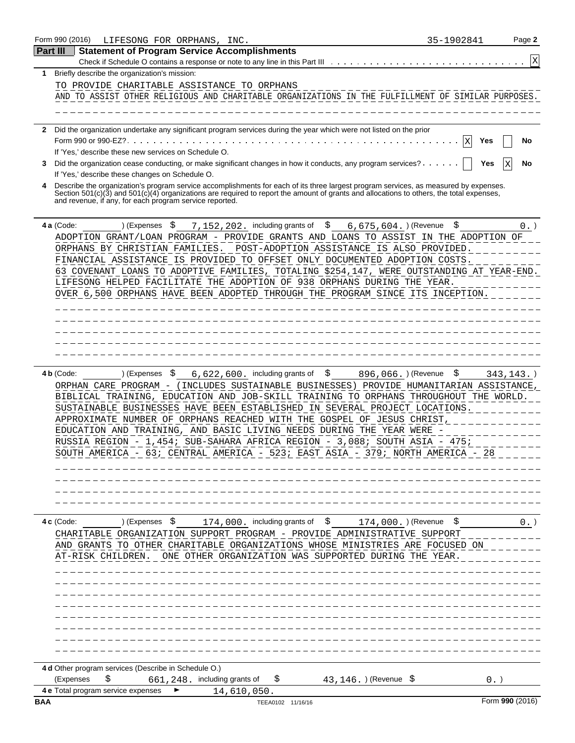Form 990 (2016) LIFESONG FOR ORPHANS, INC. 35-1902841 Page **2**

## Part III Statement of Program Service Accomplishments

Check if Schedule O contains a response or note to any line in this Part III . . . . . . [X]

**1** Briefly describe the organization's mission:

TO PROVIDE CHARITABLE ASSISTANCE TO ORPHANS
AND TO ASSIST OTHER RELIGIOUS AND CHARITABLE ORGANIZATIONS IN THE FULFILLMENT OF SIMILAR PURPOSES.

**2** Did the organization undertake any significant program services during the year which were not listed on the prior Form 990 or 990-EZ? . . . . . [X] Yes [ ] No

If 'Yes,' describe these new services on Schedule O.

**3** Did the organization cease conducting, or make significant changes in how it conducts, any program services? . . . [ ] Yes [X] No

If 'Yes,' describe these changes on Schedule O.

**4** Describe the organization's program service accomplishments for each of its three largest program services, as measured by expenses. Section 501(c)(3) and 501(c)(4) organizations are required to report the amount of grants and allocations to others, the total expenses, and revenue, if any, for each program service reported.

**4 a** (Code: ) (Expenses $ 7,152,202. including grants of $ 6,675,604. ) (Revenue $ 0. )

ADOPTION GRANT/LOAN PROGRAM - PROVIDE GRANTS AND LOANS TO ASSIST IN THE ADOPTION OF ORPHANS BY CHRISTIAN FAMILIES. POST-ADOPTION ASSISTANCE IS ALSO PROVIDED. FINANCIAL ASSISTANCE IS PROVIDED TO OFFSET ONLY DOCUMENTED ADOPTION COSTS. 63 COVENANT LOANS TO ADOPTIVE FAMILIES, TOTALING $254,147, WERE OUTSTANDING AT YEAR-END. LIFESONG HELPED FACILITATE THE ADOPTION OF 938 ORPHANS DURING THE YEAR. OVER 6,500 ORPHANS HAVE BEEN ADOPTED THROUGH THE PROGRAM SINCE ITS INCEPTION.

**4 b** (Code: ) (Expenses $ 6,622,600. including grants of $ 896,066. ) (Revenue $ 343,143. )

ORPHAN CARE PROGRAM - (INCLUDES SUSTAINABLE BUSINESSES) PROVIDE HUMANITARIAN ASSISTANCE, BIBLICAL TRAINING, EDUCATION AND JOB-SKILL TRAINING TO ORPHANS THROUGHOUT THE WORLD. SUSTAINABLE BUSINESSES HAVE BEEN ESTABLISHED IN SEVERAL PROJECT LOCATIONS. APPROXIMATE NUMBER OF ORPHANS REACHED WITH THE GOSPEL OF JESUS CHRIST, EDUCATION AND TRAINING, AND BASIC LIVING NEEDS DURING THE YEAR WERE - RUSSIA REGION - 1,454; SUB-SAHARA AFRICA REGION - 3,088; SOUTH ASIA - 475; SOUTH AMERICA - 63; CENTRAL AMERICA - 523; EAST ASIA - 379; NORTH AMERICA - 28

**4 c** (Code: ) (Expenses $ 174,000. including grants of $ 174,000. ) (Revenue $ 0. )

CHARITABLE ORGANIZATION SUPPORT PROGRAM - PROVIDE ADMINISTRATIVE SUPPORT AND GRANTS TO OTHER CHARITABLE ORGANIZATIONS WHOSE MINISTRIES ARE FOCUSED ON AT-RISK CHILDREN. ONE OTHER ORGANIZATION WAS SUPPORTED DURING THE YEAR.

**4 d** Other program services (Describe in Schedule O.)

(Expenses $ 661,248. including grants of $ 43,146. ) (Revenue $ 0. )

**4 e** Total program service expenses ► 14,610,050.

BAA TEEA0102 11/16/16 Form **990** (2016)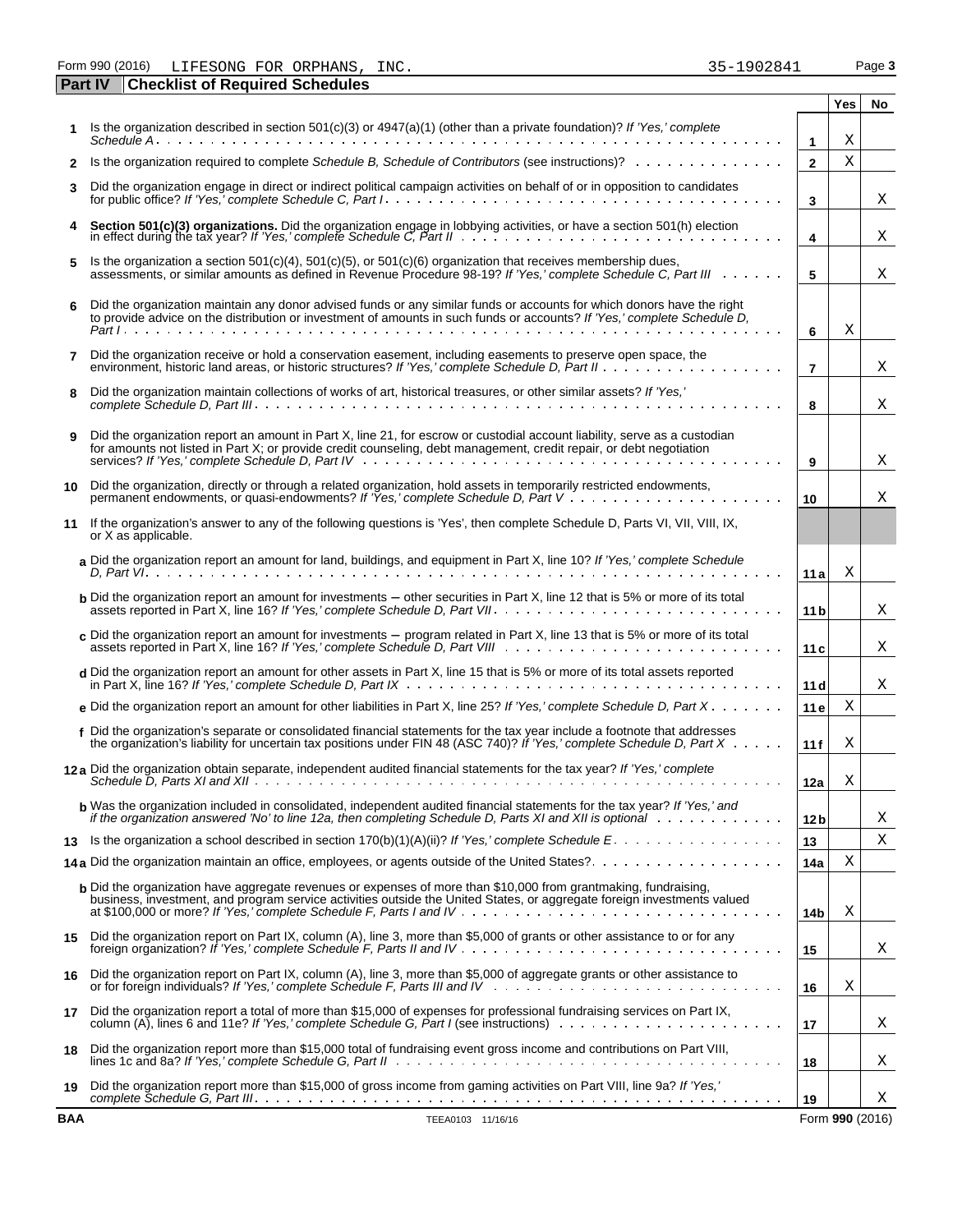Form 990 (2016) LIFESONG FOR ORPHANS, INC. 35-1902841 Page **3**

## Part IV Checklist of Required Schedules

| | | | Yes | No |
|---|---|---|---|---|
| **1** | Is the organization described in section 501(c)(3) or 4947(a)(1) (other than a private foundation)? *If 'Yes,' complete Schedule A* | **1** | X | |
| **2** | Is the organization required to complete *Schedule B, Schedule of Contributors* (see instructions)? | **2** | X | |
| **3** | Did the organization engage in direct or indirect political campaign activities on behalf of or in opposition to candidates for public office? *If 'Yes,' complete Schedule C, Part I* | **3** | | X |
| **4** | **Section 501(c)(3) organizations.** Did the organization engage in lobbying activities, or have a section 501(h) election in effect during the tax year? *If 'Yes,' complete Schedule C, Part II* | **4** | | X |
| **5** | Is the organization a section 501(c)(4), 501(c)(5), or 501(c)(6) organization that receives membership dues, assessments, or similar amounts as defined in Revenue Procedure 98-19? *If 'Yes,' complete Schedule C, Part III* | **5** | | X |
| **6** | Did the organization maintain any donor advised funds or any similar funds or accounts for which donors have the right to provide advice on the distribution or investment of amounts in such funds or accounts? *If 'Yes,' complete Schedule D, Part I* | **6** | X | |
| **7** | Did the organization receive or hold a conservation easement, including easements to preserve open space, the environment, historic land areas, or historic structures? *If 'Yes,' complete Schedule D, Part II* | **7** | | X |
| **8** | Did the organization maintain collections of works of art, historical treasures, or other similar assets? *If 'Yes,' complete Schedule D, Part III* | **8** | | X |
| **9** | Did the organization report an amount in Part X, line 21, for escrow or custodial account liability, serve as a custodian for amounts not listed in Part X; or provide credit counseling, debt management, credit repair, or debt negotiation services? *If 'Yes,' complete Schedule D, Part IV* | **9** | | X |
| **10** | Did the organization, directly or through a related organization, hold assets in temporarily restricted endowments, permanent endowments, or quasi-endowments? *If 'Yes,' complete Schedule D, Part V* | **10** | | X |
| **11** | If the organization's answer to any of the following questions is 'Yes', then complete Schedule D, Parts VI, VII, VIII, IX, or X as applicable. | | | |
| | **a** Did the organization report an amount for land, buildings, and equipment in Part X, line 10? *If 'Yes,' complete Schedule D, Part VI* | **11a** | X | |
| | **b** Did the organization report an amount for investments – other securities in Part X, line 12 that is 5% or more of its total assets reported in Part X, line 16? *If 'Yes,' complete Schedule D, Part VII* | **11b** | | X |
| | **c** Did the organization report an amount for investments – program related in Part X, line 13 that is 5% or more of its total assets reported in Part X, line 16? *If 'Yes,' complete Schedule D, Part VIII* | **11c** | | X |
| | **d** Did the organization report an amount for other assets in Part X, line 15 that is 5% or more of its total assets reported in Part X, line 16? *If 'Yes,' complete Schedule D, Part IX* | **11d** | | X |
| | **e** Did the organization report an amount for other liabilities in Part X, line 25? *If 'Yes,' complete Schedule D, Part X* | **11e** | X | |
| | **f** Did the organization's separate or consolidated financial statements for the tax year include a footnote that addresses the organization's liability for uncertain tax positions under FIN 48 (ASC 740)? *If 'Yes,' complete Schedule D, Part X* | **11f** | X | |
| **12a** | Did the organization obtain separate, independent audited financial statements for the tax year? *If 'Yes,' complete Schedule D, Parts XI and XII* | **12a** | X | |
| | **b** Was the organization included in consolidated, independent audited financial statements for the tax year? *If 'Yes,' and if the organization answered 'No' to line 12a, then completing Schedule D, Parts XI and XII is optional* | **12b** | | X |
| **13** | Is the organization a school described in section 170(b)(1)(A)(ii)? *If 'Yes,' complete Schedule E* | **13** | | X |
| **14a** | Did the organization maintain an office, employees, or agents outside of the United States? | **14a** | X | |
| | **b** Did the organization have aggregate revenues or expenses of more than $10,000 from grantmaking, fundraising, business, investment, and program service activities outside the United States, or aggregate foreign investments valued at $100,000 or more? *If 'Yes,' complete Schedule F, Parts I and IV* | **14b** | X | |
| **15** | Did the organization report on Part IX, column (A), line 3, more than $5,000 of grants or other assistance to or for any foreign organization? *If 'Yes,' complete Schedule F, Parts II and IV* | **15** | | X |
| **16** | Did the organization report on Part IX, column (A), line 3, more than $5,000 of aggregate grants or other assistance to or for foreign individuals? *If 'Yes,' complete Schedule F, Parts III and IV* | **16** | X | |
| **17** | Did the organization report a total of more than $15,000 of expenses for professional fundraising services on Part IX, column (A), lines 6 and 11e? *If 'Yes,' complete Schedule G, Part I* (see instructions) | **17** | | X |
| **18** | Did the organization report more than $15,000 total of fundraising event gross income and contributions on Part VIII, lines 1c and 8a? *If 'Yes,' complete Schedule G, Part II* | **18** | | X |
| **19** | Did the organization report more than $15,000 of gross income from gaming activities on Part VIII, line 9a? *If 'Yes,' complete Schedule G, Part III* | **19** | | X |

**BAA** TEEA0103 11/16/16 Form **990** (2016)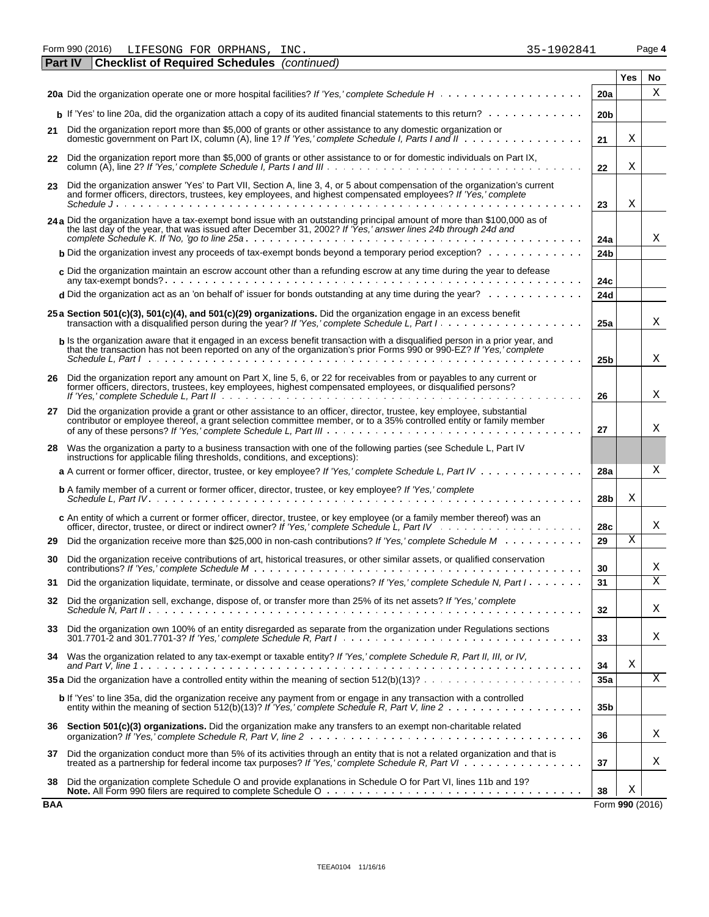Form 990 (2016) LIFESONG FOR ORPHANS, INC. 35-1902841

## Part IV Checklist of Required Schedules *(continued)*

| | | | Yes | No |
|---|---|---|---|---|
| **20a** | Did the organization operate one or more hospital facilities? *If 'Yes,' complete Schedule H* | 20a | | X |
| **b** | If 'Yes' to line 20a, did the organization attach a copy of its audited financial statements to this return? | 20b | | |
| **21** | Did the organization report more than $5,000 of grants or other assistance to any domestic organization or domestic government on Part IX, column (A), line 1? *If 'Yes,' complete Schedule I, Parts I and II* | 21 | X | |
| **22** | Did the organization report more than $5,000 of grants or other assistance to or for domestic individuals on Part IX, column (A), line 2? *If 'Yes,' complete Schedule I, Parts I and III* | 22 | X | |
| **23** | Did the organization answer 'Yes' to Part VII, Section A, line 3, 4, or 5 about compensation of the organization's current and former officers, directors, trustees, key employees, and highest compensated employees? *If 'Yes,' complete Schedule J* | 23 | X | |
| **24a** | Did the organization have a tax-exempt bond issue with an outstanding principal amount of more than $100,000 as of the last day of the year, that was issued after December 31, 2002? *If 'Yes,' answer lines 24b through 24d and complete Schedule K. If 'No,' go to line 25a* | 24a | | X |
| **b** | Did the organization invest any proceeds of tax-exempt bonds beyond a temporary period exception? | 24b | | |
| **c** | Did the organization maintain an escrow account other than a refunding escrow at any time during the year to defease any tax-exempt bonds? | 24c | | |
| **d** | Did the organization act as an 'on behalf of' issuer for bonds outstanding at any time during the year? | 24d | | |
| **25a** | **Section 501(c)(3), 501(c)(4), and 501(c)(29) organizations.** Did the organization engage in an excess benefit transaction with a disqualified person during the year? *If 'Yes,' complete Schedule L, Part I* | 25a | | X |
| **b** | Is the organization aware that it engaged in an excess benefit transaction with a disqualified person in a prior year, and that the transaction has not been reported on any of the organization's prior Forms 990 or 990-EZ? *If 'Yes,' complete Schedule L, Part I* | 25b | | X |
| **26** | Did the organization report any amount on Part X, line 5, 6, or 22 for receivables from or payables to any current or former officers, directors, trustees, key employees, highest compensated employees, or disqualified persons? *If 'Yes,' complete Schedule L, Part II* | 26 | | X |
| **27** | Did the organization provide a grant or other assistance to an officer, director, trustee, key employee, substantial contributor or employee thereof, a grant selection committee member, or to a 35% controlled entity or family member of any of these persons? *If 'Yes,' complete Schedule L, Part III* | 27 | | X |
| **28** | Was the organization a party to a business transaction with one of the following parties (see Schedule L, Part IV instructions for applicable filing thresholds, conditions, and exceptions): | | | |
| **a** | A current or former officer, director, trustee, or key employee? *If 'Yes,' complete Schedule L, Part IV* | 28a | | X |
| **b** | A family member of a current or former officer, director, trustee, or key employee? *If 'Yes,' complete Schedule L, Part IV* | 28b | X | |
| **c** | An entity of which a current or former officer, director, trustee, or key employee (or a family member thereof) was an officer, director, trustee, or direct or indirect owner? *If 'Yes,' complete Schedule L, Part IV* | 28c | | X |
| **29** | Did the organization receive more than $25,000 in non-cash contributions? *If 'Yes,' complete Schedule M* | 29 | X | |
| **30** | Did the organization receive contributions of art, historical treasures, or other similar assets, or qualified conservation contributions? *If 'Yes,' complete Schedule M* | 30 | | X |
| **31** | Did the organization liquidate, terminate, or dissolve and cease operations? *If 'Yes,' complete Schedule N, Part I* | 31 | | X |
| **32** | Did the organization sell, exchange, dispose of, or transfer more than 25% of its net assets? *If 'Yes,' complete Schedule N, Part II* | 32 | | X |
| **33** | Did the organization own 100% of an entity disregarded as separate from the organization under Regulations sections 301.7701-2 and 301.7701-3? *If 'Yes,' complete Schedule R, Part I* | 33 | | X |
| **34** | Was the organization related to any tax-exempt or taxable entity? *If 'Yes,' complete Schedule R, Part II, III, or IV, and Part V, line 1* | 34 | X | |
| **35a** | Did the organization have a controlled entity within the meaning of section 512(b)(13)? | 35a | | X |
| **b** | If 'Yes' to line 35a, did the organization receive any payment from or engage in any transaction with a controlled entity within the meaning of section 512(b)(13)? *If 'Yes,' complete Schedule R, Part V, line 2* | 35b | | |
| **36** | **Section 501(c)(3) organizations.** Did the organization make any transfers to an exempt non-charitable related organization? *If 'Yes,' complete Schedule R, Part V, line 2* | 36 | | X |
| **37** | Did the organization conduct more than 5% of its activities through an entity that is not a related organization and that is treated as a partnership for federal income tax purposes? *If 'Yes,' complete Schedule R, Part VI* | 37 | | X |
| **38** | Did the organization complete Schedule O and provide explanations in Schedule O for Part VI, lines 11b and 19? **Note.** All Form 990 filers are required to complete Schedule O | 38 | X | |

BAA Form **990** (2016)

TEEA0104 11/16/16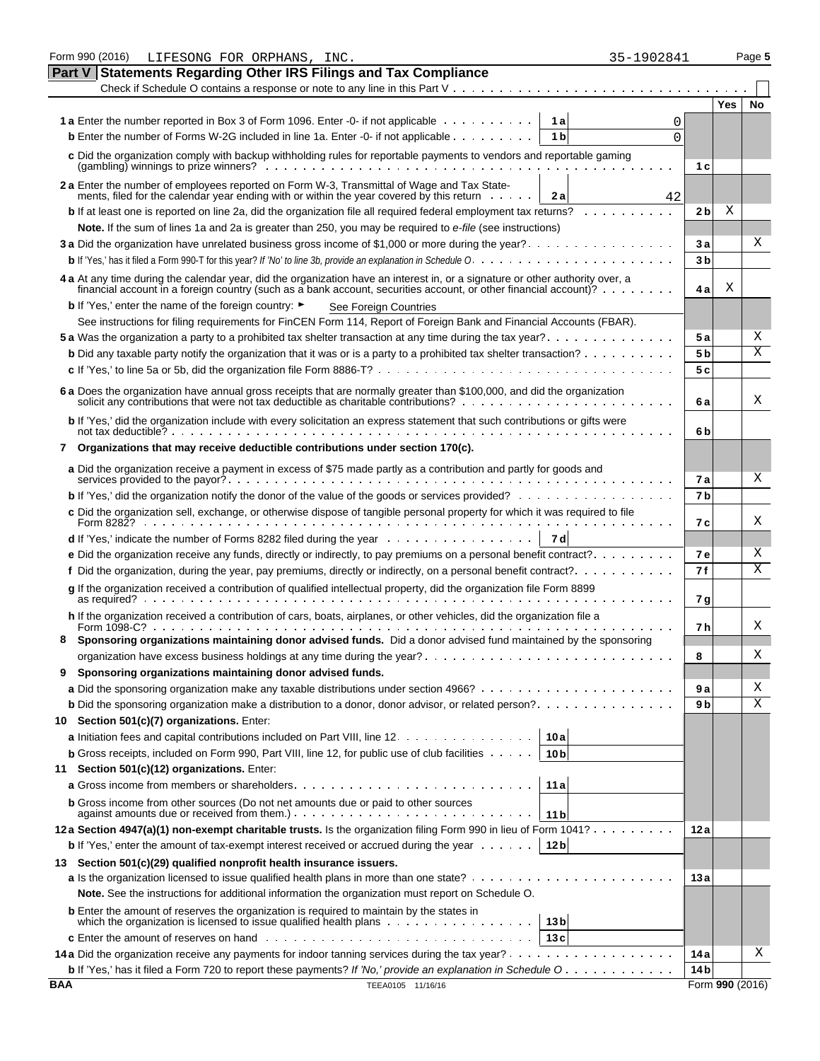Form 990 (2016) LIFESONG FOR ORPHANS, INC. 35-1902841

## Part V Statements Regarding Other IRS Filings and Tax Compliance

Check if Schedule O contains a response or note to any line in this Part V . . . . . . . . . . . . . . . . . . . . . . . . . . . . . . . . ☐

| | | | | Yes | No |
|---|---|---|---|---|---|
| **1 a** Enter the number reported in Box 3 of Form 1096. Enter -0- if not applicable | 1 a | 0 | | | |
| **b** Enter the number of Forms W-2G included in line 1a. Enter -0- if not applicable | 1 b | 0 | | | |
| **c** Did the organization comply with backup withholding rules for reportable payments to vendors and reportable gaming (gambling) winnings to prize winners? | | | 1 c | | |
| **2 a** Enter the number of employees reported on Form W-3, Transmittal of Wage and Tax Statements, filed for the calendar year ending with or within the year covered by this return | 2 a | 42 | | | |
| **b** If at least one is reported on line 2a, did the organization file all required federal employment tax returns? | | | 2 b | X | |
| **Note.** If the sum of lines 1a and 2a is greater than 250, you may be required to *e-file* (see instructions) | | | | | |
| **3 a** Did the organization have unrelated business gross income of $1,000 or more during the year? | | | 3 a | | X |
| **b** If 'Yes,' has it filed a Form 990-T for this year? *If 'No' to line 3b, provide an explanation in Schedule O* | | | 3 b | | |
| **4 a** At any time during the calendar year, did the organization have an interest in, or a signature or other authority over, a financial account in a foreign country (such as a bank account, securities account, or other financial account)? | | | 4 a | X | |
| **b** If 'Yes,' enter the name of the foreign country: ► See Foreign Countries | | | | | |
| See instructions for filing requirements for FinCEN Form 114, Report of Foreign Bank and Financial Accounts (FBAR). | | | | | |
| **5 a** Was the organization a party to a prohibited tax shelter transaction at any time during the tax year? | | | 5 a | | X |
| **b** Did any taxable party notify the organization that it was or is a party to a prohibited tax shelter transaction? | | | 5 b | | X |
| **c** If 'Yes,' to line 5a or 5b, did the organization file Form 8886-T? | | | 5 c | | |
| **6 a** Does the organization have annual gross receipts that are normally greater than $100,000, and did the organization solicit any contributions that were not tax deductible as charitable contributions? | | | 6 a | | X |
| **b** If 'Yes,' did the organization include with every solicitation an express statement that such contributions or gifts were not tax deductible? | | | 6 b | | |
| **7 Organizations that may receive deductible contributions under section 170(c).** | | | | | |
| **a** Did the organization receive a payment in excess of $75 made partly as a contribution and partly for goods and services provided to the payor? | | | 7 a | | X |
| **b** If 'Yes,' did the organization notify the donor of the value of the goods or services provided? | | | 7 b | | |
| **c** Did the organization sell, exchange, or otherwise dispose of tangible personal property for which it was required to file Form 8282? | | | 7 c | | X |
| **d** If 'Yes,' indicate the number of Forms 8282 filed during the year | 7 d | | | | |
| **e** Did the organization receive any funds, directly or indirectly, to pay premiums on a personal benefit contract? | | | 7 e | | X |
| **f** Did the organization, during the year, pay premiums, directly or indirectly, on a personal benefit contract? | | | 7 f | | X |
| **g** If the organization received a contribution of qualified intellectual property, did the organization file Form 8899 as required? | | | 7 g | | |
| **h** If the organization received a contribution of cars, boats, airplanes, or other vehicles, did the organization file a Form 1098-C? | | | 7 h | | X |
| **8 Sponsoring organizations maintaining donor advised funds.** Did a donor advised fund maintained by the sponsoring organization have excess business holdings at any time during the year? | | | 8 | | X |
| **9 Sponsoring organizations maintaining donor advised funds.** | | | | | |
| **a** Did the sponsoring organization make any taxable distributions under section 4966? | | | 9 a | | X |
| **b** Did the sponsoring organization make a distribution to a donor, donor advisor, or related person? | | | 9 b | | X |
| **10 Section 501(c)(7) organizations.** Enter: | | | | | |
| **a** Initiation fees and capital contributions included on Part VIII, line 12 | 10 a | | | | |
| **b** Gross receipts, included on Form 990, Part VIII, line 12, for public use of club facilities | 10 b | | | | |
| **11 Section 501(c)(12) organizations.** Enter: | | | | | |
| **a** Gross income from members or shareholders | 11 a | | | | |
| **b** Gross income from other sources (Do not net amounts due or paid to other sources against amounts due or received from them.) | 11 b | | | | |
| **12 a Section 4947(a)(1) non-exempt charitable trusts.** Is the organization filing Form 990 in lieu of Form 1041? | | | 12 a | | |
| **b** If 'Yes,' enter the amount of tax-exempt interest received or accrued during the year | 12 b | | | | |
| **13 Section 501(c)(29) qualified nonprofit health insurance issuers.** | | | | | |
| **a** Is the organization licensed to issue qualified health plans in more than one state? | | | 13 a | | |
| **Note.** See the instructions for additional information the organization must report on Schedule O. | | | | | |
| **b** Enter the amount of reserves the organization is required to maintain by the states in which the organization is licensed to issue qualified health plans | 13 b | | | | |
| **c** Enter the amount of reserves on hand | 13 c | | | | |
| **14 a** Did the organization receive any payments for indoor tanning services during the tax year? | | | 14 a | | X |
| **b** If 'Yes,' has it filed a Form 720 to report these payments? *If 'No,' provide an explanation in Schedule O* | | | 14 b | | |

BAA TEEA0105 11/16/16 Form **990** (2016)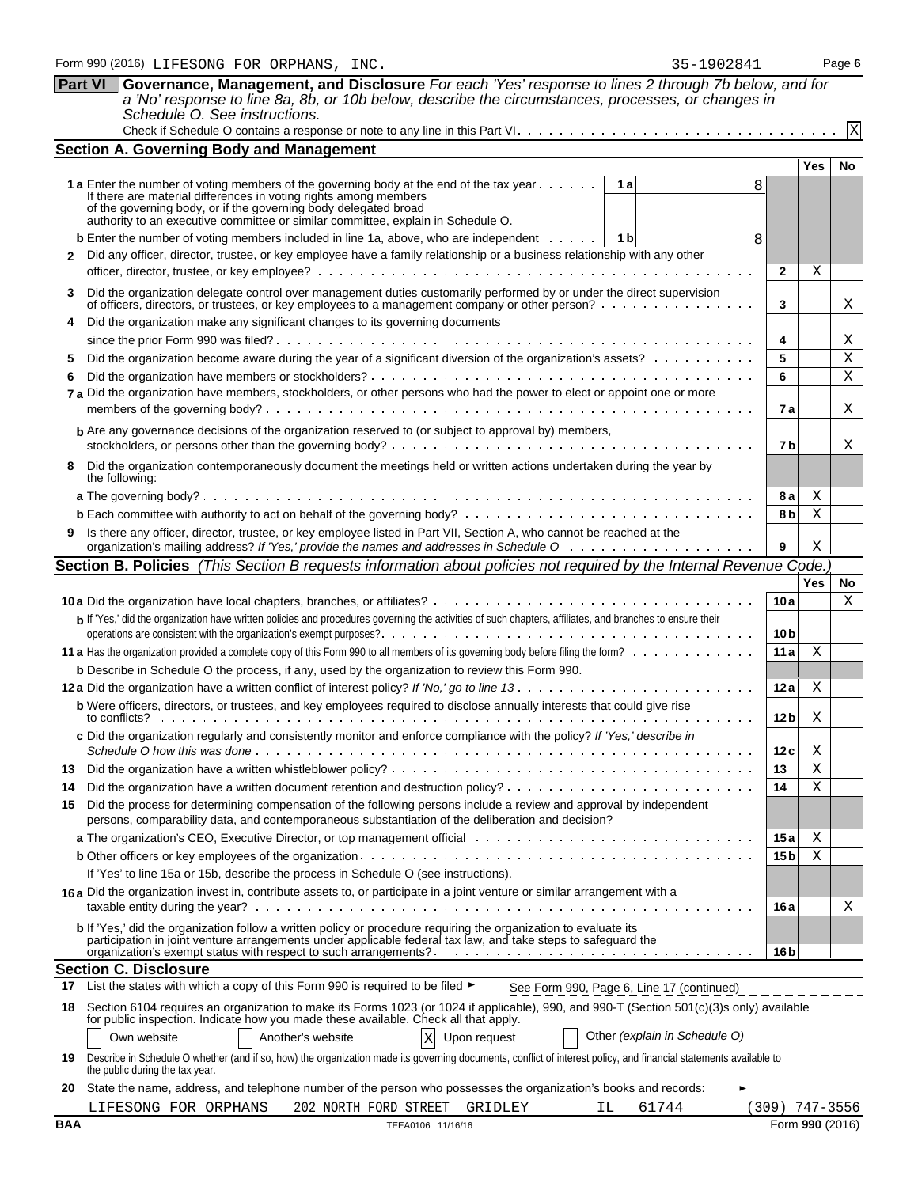Form 990 (2016) LIFESONG FOR ORPHANS, INC. 35-1902841 Page 6

**Part VI Governance, Management, and Disclosure** *For each 'Yes' response to lines 2 through 7b below, and for a 'No' response to line 8a, 8b, or 10b below, describe the circumstances, processes, or changes in Schedule O. See instructions.*

Check if Schedule O contains a response or note to any line in this Part VI. . . . X

## Section A. Governing Body and Management

| | | | Yes | No |
|---|---|---|---|---|
| **1a** Enter the number of voting members of the governing body at the end of the tax year. If there are material differences in voting rights among members of the governing body, or if the governing body delegated broad authority to an executive committee or similar committee, explain in Schedule O. | 1a 8 | | | |
| **b** Enter the number of voting members included in line 1a, above, who are independent | 1b 8 | | | |
| **2** Did any officer, director, trustee, or key employee have a family relationship or a business relationship with any other officer, director, trustee, or key employee? | | 2 | X | |
| **3** Did the organization delegate control over management duties customarily performed by or under the direct supervision of officers, directors, or trustees, or key employees to a management company or other person? | | 3 | | X |
| **4** Did the organization make any significant changes to its governing documents since the prior Form 990 was filed? | | 4 | | X |
| **5** Did the organization become aware during the year of a significant diversion of the organization's assets? | | 5 | | X |
| **6** Did the organization have members or stockholders? | | 6 | | X |
| **7a** Did the organization have members, stockholders, or other persons who had the power to elect or appoint one or more members of the governing body? | | 7a | | X |
| **b** Are any governance decisions of the organization reserved to (or subject to approval by) members, stockholders, or persons other than the governing body? | | 7b | | X |
| **8** Did the organization contemporaneously document the meetings held or written actions undertaken during the year by the following: | | | | |
| **a** The governing body? | | 8a | X | |
| **b** Each committee with authority to act on behalf of the governing body? | | 8b | X | |
| **9** Is there any officer, director, trustee, or key employee listed in Part VII, Section A, who cannot be reached at the organization's mailing address? *If 'Yes,' provide the names and addresses in Schedule O* | | 9 | X | |

## Section B. Policies *(This Section B requests information about policies not required by the Internal Revenue Code.)*

| | | Yes | No |
|---|---|---|---|
| **10a** Did the organization have local chapters, branches, or affiliates? | 10a | | X |
| **b** If 'Yes,' did the organization have written policies and procedures governing the activities of such chapters, affiliates, and branches to ensure their operations are consistent with the organization's exempt purposes? | 10b | | |
| **11a** Has the organization provided a complete copy of this Form 990 to all members of its governing body before filing the form? | 11a | X | |
| **b** Describe in Schedule O the process, if any, used by the organization to review this Form 990. | | | |
| **12a** Did the organization have a written conflict of interest policy? *If 'No,' go to line 13* | 12a | X | |
| **b** Were officers, directors, or trustees, and key employees required to disclose annually interests that could give rise to conflicts? | 12b | X | |
| **c** Did the organization regularly and consistently monitor and enforce compliance with the policy? *If 'Yes,' describe in Schedule O how this was done* | 12c | X | |
| **13** Did the organization have a written whistleblower policy? | 13 | X | |
| **14** Did the organization have a written document retention and destruction policy? | 14 | X | |
| **15** Did the process for determining compensation of the following persons include a review and approval by independent persons, comparability data, and contemporaneous substantiation of the deliberation and decision? | | | |
| **a** The organization's CEO, Executive Director, or top management official | 15a | X | |
| **b** Other officers or key employees of the organization | 15b | X | |
| If 'Yes' to line 15a or 15b, describe the process in Schedule O (see instructions). | | | |
| **16a** Did the organization invest in, contribute assets to, or participate in a joint venture or similar arrangement with a taxable entity during the year? | 16a | | X |
| **b** If 'Yes,' did the organization follow a written policy or procedure requiring the organization to evaluate its participation in joint venture arrangements under applicable federal tax law, and take steps to safeguard the organization's exempt status with respect to such arrangements? | 16b | | |

## Section C. Disclosure

**17** List the states with which a copy of this Form 990 is required to be filed ► See Form 990, Page 6, Line 17 (continued)

**18** Section 6104 requires an organization to make its Forms 1023 (or 1024 if applicable), 990, and 990-T (Section 501(c)(3)s only) available for public inspection. Indicate how you made these available. Check all that apply.

[ ] Own website [ ] Another's website [X] Upon request [ ] Other *(explain in Schedule O)*

**19** Describe in Schedule O whether (and if so, how) the organization made its governing documents, conflict of interest policy, and financial statements available to the public during the tax year.

**20** State the name, address, and telephone number of the person who possesses the organization's books and records: ►

LIFESONG FOR ORPHANS 202 NORTH FORD STREET GRIDLEY IL 61744 (309) 747-3556

BAA TEEA0106 11/16/16 Form **990** (2016)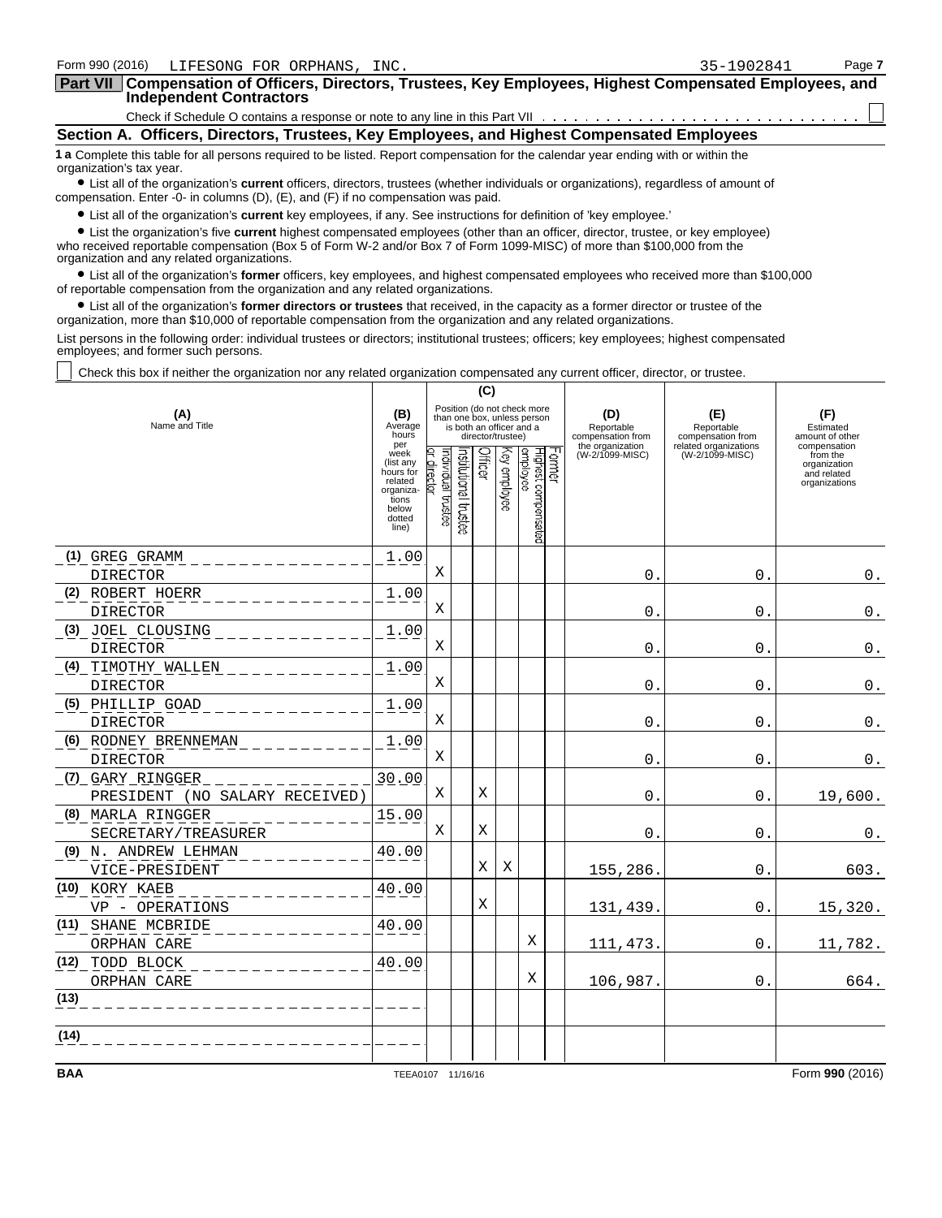Form 990 (2016) LIFESONG FOR ORPHANS, INC. 35-1902841

## Part VII Compensation of Officers, Directors, Trustees, Key Employees, Highest Compensated Employees, and Independent Contractors

Check if Schedule O contains a response or note to any line in this Part VII ☐

### Section A. Officers, Directors, Trustees, Key Employees, and Highest Compensated Employees

**1 a** Complete this table for all persons required to be listed. Report compensation for the calendar year ending with or within the organization's tax year.

- List all of the organization's **current** officers, directors, trustees (whether individuals or organizations), regardless of amount of compensation. Enter -0- in columns (D), (E), and (F) if no compensation was paid.
- List all of the organization's **current** key employees, if any. See instructions for definition of 'key employee.'
- List the organization's five **current** highest compensated employees (other than an officer, director, trustee, or key employee) who received reportable compensation (Box 5 of Form W-2 and/or Box 7 of Form 1099-MISC) of more than $100,000 from the organization and any related organizations.
- List all of the organization's **former** officers, key employees, and highest compensated employees who received more than $100,000 of reportable compensation from the organization and any related organizations.
- List all of the organization's **former directors or trustees** that received, in the capacity as a former director or trustee of the organization, more than $10,000 of reportable compensation from the organization and any related organizations.

List persons in the following order: individual trustees or directors; institutional trustees; officers; key employees; highest compensated employees; and former such persons.

☐ Check this box if neither the organization nor any related organization compensated any current officer, director, or trustee.

| (A) Name and Title | (B) Average hours per week (list any hours for related organizations below dotted line) | (C) Position: Individual trustee or director | Institutional trustee | Officer | Key employee | Highest compensated employee | Former | (D) Reportable compensation from the organization (W-2/1099-MISC) | (E) Reportable compensation from related organizations (W-2/1099-MISC) | (F) Estimated amount of other compensation from the organization and related organizations |
|---|---|---|---|---|---|---|---|---|---|---|
| (1) GREG GRAMM<br>DIRECTOR | 1.00 | X | | | | | | 0. | 0. | 0. |
| (2) ROBERT HOERR<br>DIRECTOR | 1.00 | X | | | | | | 0. | 0. | 0. |
| (3) JOEL CLOUSING<br>DIRECTOR | 1.00 | X | | | | | | 0. | 0. | 0. |
| (4) TIMOTHY WALLEN<br>DIRECTOR | 1.00 | X | | | | | | 0. | 0. | 0. |
| (5) PHILLIP GOAD<br>DIRECTOR | 1.00 | X | | | | | | 0. | 0. | 0. |
| (6) RODNEY BRENNEMAN<br>DIRECTOR | 1.00 | X | | | | | | 0. | 0. | 0. |
| (7) GARY RINGGER<br>PRESIDENT (NO SALARY RECEIVED) | 30.00 | X | | X | | | | 0. | 0. | 19,600. |
| (8) MARLA RINGGER<br>SECRETARY/TREASURER | 15.00 | X | | X | | | | 0. | 0. | 0. |
| (9) N. ANDREW LEHMAN<br>VICE-PRESIDENT | 40.00 | | | X | X | | | 155,286. | 0. | 603. |
| (10) KORY KAEB<br>VP - OPERATIONS | 40.00 | | | X | | | | 131,439. | 0. | 15,320. |
| (11) SHANE MCBRIDE<br>ORPHAN CARE | 40.00 | | | | | X | | 111,473. | 0. | 11,782. |
| (12) TODD BLOCK<br>ORPHAN CARE | 40.00 | | | | | X | | 106,987. | 0. | 664. |
| (13) | | | | | | | | | | |
| (14) | | | | | | | | | | |

BAA TEEA0107 11/16/16 Form **990** (2016)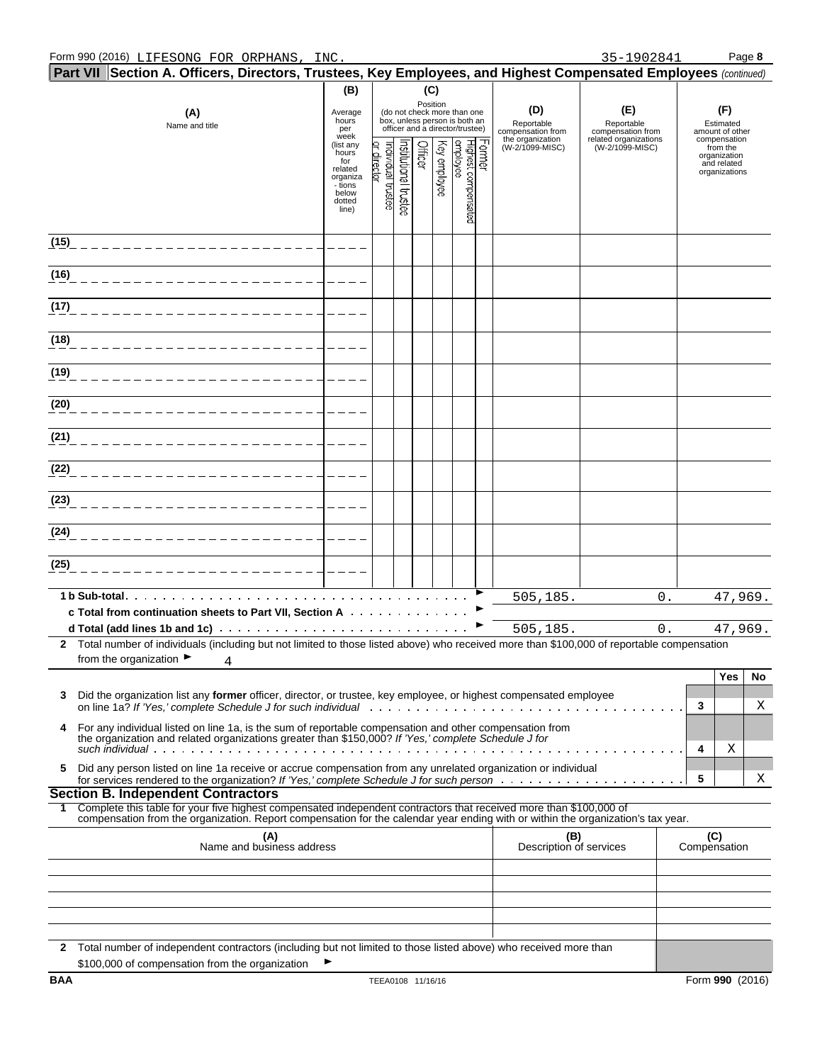Form 990 (2016) LIFESONG FOR ORPHANS, INC. 35-1902841 Page **8**

## Part VII Section A. Officers, Directors, Trustees, Key Employees, and Highest Compensated Employees *(continued)*

| (A) Name and title | (B) Average hours per week (list any hours for related organizations below dotted line) | (C) Position (do not check more than one box, unless person is both an officer and a director/trustee) | | | | | | (D) Reportable compensation from the organization (W-2/1099-MISC) | (E) Reportable compensation from related organizations (W-2/1099-MISC) | (F) Estimated amount of other compensation from the organization and related organizations |
|---|---|---|---|---|---|---|---|---|---|---|
| | | Individual trustee or director | Institutional trustee | Officer | Key employee | Highest compensated employee | Former | | | |
| (15) | | | | | | | | | | |
| (16) | | | | | | | | | | |
| (17) | | | | | | | | | | |
| (18) | | | | | | | | | | |
| (19) | | | | | | | | | | |
| (20) | | | | | | | | | | |
| (21) | | | | | | | | | | |
| (22) | | | | | | | | | | |
| (23) | | | | | | | | | | |
| (24) | | | | | | | | | | |
| (25) | | | | | | | | | | |
| **1 b Sub-total** | | | | | | | | 505,185. | 0. | 47,969. |
| **c Total from continuation sheets to Part VII, Section A** | | | | | | | | | | |
| **d Total (add lines 1b and 1c)** | | | | | | | | 505,185. | 0. | 47,969. |

**2** Total number of individuals (including but not limited to those listed above) who received more than $100,000 of reportable compensation from the organization ► 4

| | | | Yes | No |
|---|---|---|---|---|
| **3** | Did the organization list any **former** officer, director, or trustee, key employee, or highest compensated employee on line 1a? *If 'Yes,' complete Schedule J for such individual* | 3 | | X |
| **4** | For any individual listed on line 1a, is the sum of reportable compensation and other compensation from the organization and related organizations greater than $150,000? *If 'Yes,' complete Schedule J for such individual* | 4 | X | |
| **5** | Did any person listed on line 1a receive or accrue compensation from any unrelated organization or individual for services rendered to the organization? *If 'Yes,' complete Schedule J for such person* | 5 | | X |

### Section B. Independent Contractors

**1** Complete this table for your five highest compensated independent contractors that received more than $100,000 of compensation from the organization. Report compensation for the calendar year ending with or within the organization's tax year.

| (A) Name and business address | (B) Description of services | (C) Compensation |
|---|---|---|
| | | |
| | | |
| | | |
| | | |
| | | |

**2** Total number of independent contractors (including but not limited to those listed above) who received more than $100,000 of compensation from the organization ►

BAA TEEA0108 11/16/16 Form **990** (2016)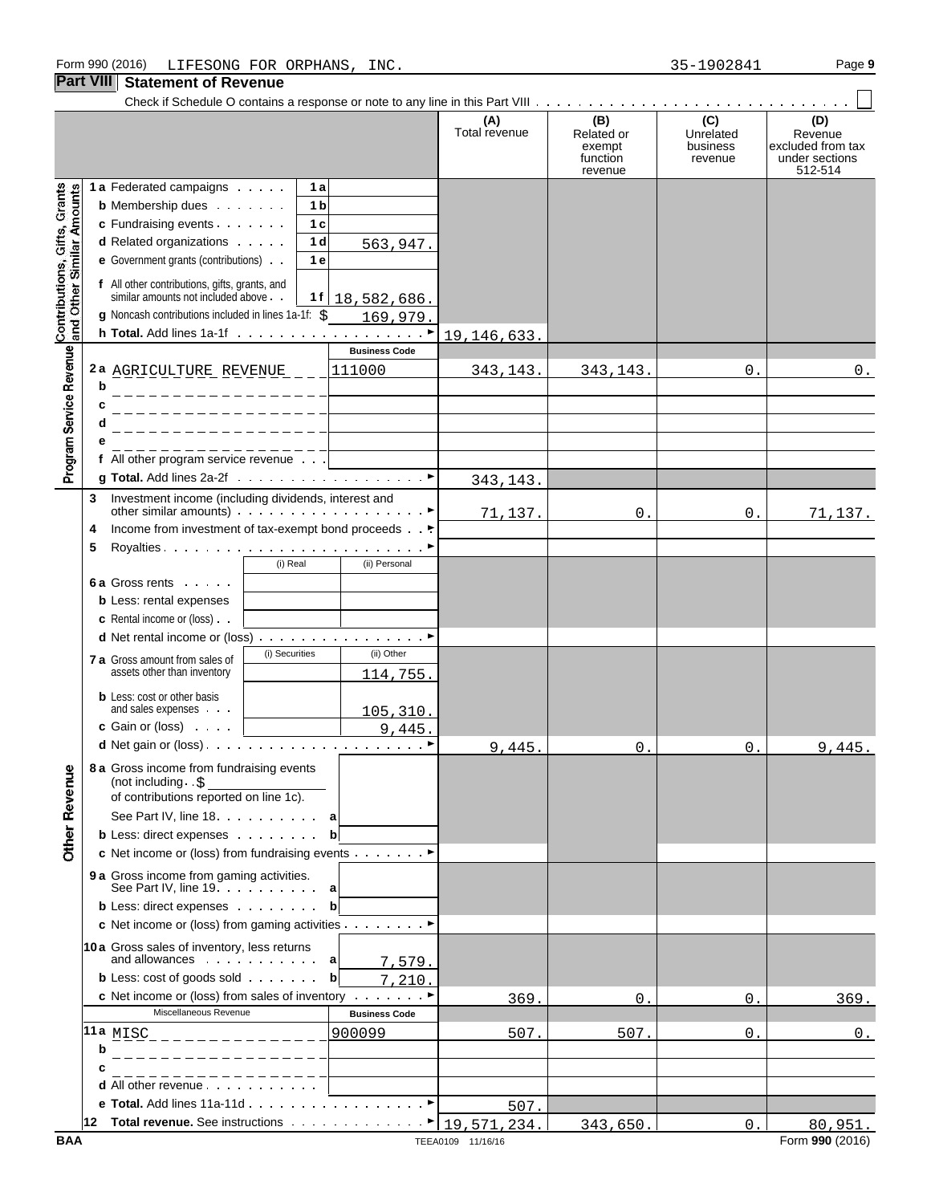Form 990 (2016) LIFESONG FOR ORPHANS, INC. 35-1902841

## Part VIII Statement of Revenue

Check if Schedule O contains a response or note to any line in this Part VIII ☐

| | | | | (A) Total revenue | (B) Related or exempt function revenue | (C) Unrelated business revenue | (D) Revenue excluded from tax under sections 512-514 |
|---|---|---|---|---|---|---|---|
| **Contributions, Gifts, Grants and Other Similar Amounts** | 1a Federated campaigns | 1a | | | | | |
| | b Membership dues | 1b | | | | | |
| | c Fundraising events | 1c | | | | | |
| | d Related organizations | 1d | 563,947. | | | | |
| | e Government grants (contributions) | 1e | | | | | |
| | f All other contributions, gifts, grants, and similar amounts not included above | 1f | 18,582,686. | | | | |
| | g Noncash contributions included in lines 1a-1f: $ 169,979. | | | | | | |
| | h Total. Add lines 1a-1f | | | 19,146,633. | | | |
| **Program Service Revenue** | | | Business Code | | | | |
| | 2a AGRICULTURE REVENUE | | 111000 | 343,143. | 343,143. | 0. | 0. |
| | b | | | | | | |
| | c | | | | | | |
| | d | | | | | | |
| | e | | | | | | |
| | f All other program service revenue | | | | | | |
| | g Total. Add lines 2a-2f | | | 343,143. | | | |
| | 3 Investment income (including dividends, interest and other similar amounts) | | | 71,137. | 0. | 0. | 71,137. |
| | 4 Income from investment of tax-exempt bond proceeds | | | | | | |
| | 5 Royalties | | | | | | |
| | | (i) Real | (ii) Personal | | | | |
| | 6a Gross rents | | | | | | |
| | b Less: rental expenses | | | | | | |
| | c Rental income or (loss) | | | | | | |
| | d Net rental income or (loss) | | | | | | |
| | | (i) Securities | (ii) Other | | | | |
| | 7a Gross amount from sales of assets other than inventory | | 114,755. | | | | |
| | b Less: cost or other basis and sales expenses | | 105,310. | | | | |
| | c Gain or (loss) | | 9,445. | | | | |
| | d Net gain or (loss) | | | 9,445. | 0. | 0. | 9,445. |
| **Other Revenue** | 8a Gross income from fundraising events (not including $ of contributions reported on line 1c). See Part IV, line 18 | a | | | | | |
| | b Less: direct expenses | b | | | | | |
| | c Net income or (loss) from fundraising events | | | | | | |
| | 9a Gross income from gaming activities. See Part IV, line 19 | a | | | | | |
| | b Less: direct expenses | b | | | | | |
| | c Net income or (loss) from gaming activities | | | | | | |
| | 10a Gross sales of inventory, less returns and allowances | a | 7,579. | | | | |
| | b Less: cost of goods sold | b | 7,210. | | | | |
| | c Net income or (loss) from sales of inventory | | | 369. | 0. | 0. | 369. |
| | Miscellaneous Revenue | | Business Code | | | | |
| | 11a MISC | | 900099 | 507. | 507. | 0. | 0. |
| | b | | | | | | |
| | c | | | | | | |
| | d All other revenue | | | | | | |
| | e Total. Add lines 11a-11d | | | 507. | | | |
| | 12 Total revenue. See instructions | | | 19,571,234. | 343,650. | 0. | 80,951. |

BAA TEEA0109 11/16/16 Form 990 (2016)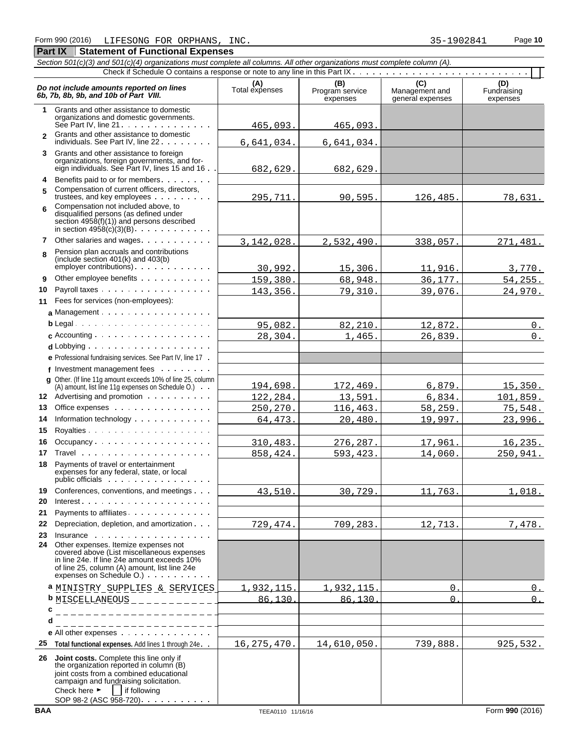Form 990 (2016) LIFESONG FOR ORPHANS, INC. 35-1902841

## Part IX Statement of Functional Expenses

*Section 501(c)(3) and 501(c)(4) organizations must complete all columns. All other organizations must complete column (A).*

Check if Schedule O contains a response or note to any line in this Part IX . . . [ ]

| *Do not include amounts reported on lines 6b, 7b, 8b, 9b, and 10b of Part VIII.* | (A) Total expenses | (B) Program service expenses | (C) Management and general expenses | (D) Fundraising expenses |
|---|---|---|---|---|
| 1 Grants and other assistance to domestic organizations and domestic governments. See Part IV, line 21 | 465,093. | 465,093. | | |
| 2 Grants and other assistance to domestic individuals. See Part IV, line 22 | 6,641,034. | 6,641,034. | | |
| 3 Grants and other assistance to foreign organizations, foreign governments, and foreign individuals. See Part IV, lines 15 and 16 | 682,629. | 682,629. | | |
| 4 Benefits paid to or for members | | | | |
| 5 Compensation of current officers, directors, trustees, and key employees | 295,711. | 90,595. | 126,485. | 78,631. |
| 6 Compensation not included above, to disqualified persons (as defined under section 4958(f)(1)) and persons described in section 4958(c)(3)(B) | | | | |
| 7 Other salaries and wages | 3,142,028. | 2,532,490. | 338,057. | 271,481. |
| 8 Pension plan accruals and contributions (include section 401(k) and 403(b) employer contributions) | 30,992. | 15,306. | 11,916. | 3,770. |
| 9 Other employee benefits | 159,380. | 68,948. | 36,177. | 54,255. |
| 10 Payroll taxes | 143,356. | 79,310. | 39,076. | 24,970. |
| 11 Fees for services (non-employees): | | | | |
| a Management | | | | |
| b Legal | 95,082. | 82,210. | 12,872. | 0. |
| c Accounting | 28,304. | 1,465. | 26,839. | 0. |
| d Lobbying | | | | |
| e Professional fundraising services. See Part IV, line 17 | | | | |
| f Investment management fees | | | | |
| g Other. (If line 11g amount exceeds 10% of line 25, column (A) amount, list line 11g expenses on Schedule O.) | 194,698. | 172,469. | 6,879. | 15,350. |
| 12 Advertising and promotion | 122,284. | 13,591. | 6,834. | 101,859. |
| 13 Office expenses | 250,270. | 116,463. | 58,259. | 75,548. |
| 14 Information technology | 64,473. | 20,480. | 19,997. | 23,996. |
| 15 Royalties | | | | |
| 16 Occupancy | 310,483. | 276,287. | 17,961. | 16,235. |
| 17 Travel | 858,424. | 593,423. | 14,060. | 250,941. |
| 18 Payments of travel or entertainment expenses for any federal, state, or local public officials | | | | |
| 19 Conferences, conventions, and meetings | 43,510. | 30,729. | 11,763. | 1,018. |
| 20 Interest | | | | |
| 21 Payments to affiliates | | | | |
| 22 Depreciation, depletion, and amortization | 729,474. | 709,283. | 12,713. | 7,478. |
| 23 Insurance | | | | |
| 24 Other expenses. Itemize expenses not covered above (List miscellaneous expenses in line 24e. If line 24e amount exceeds 10% of line 25, column (A) amount, list line 24e expenses on Schedule O.) | | | | |
| a MINISTRY SUPPLIES & SERVICES | 1,932,115. | 1,932,115. | 0. | 0. |
| b MISCELLANEOUS | 86,130. | 86,130. | 0. | 0. |
| c | | | | |
| d | | | | |
| e All other expenses | | | | |
| 25 **Total functional expenses.** Add lines 1 through 24e | 16,275,470. | 14,610,050. | 739,888. | 925,532. |
| 26 **Joint costs.** Complete this line only if the organization reported in column (B) joint costs from a combined educational campaign and fundraising solicitation. Check here ► [ ] if following SOP 98-2 (ASC 958-720) | | | | |

BAA TEEA0110 11/16/16 Form **990** (2016)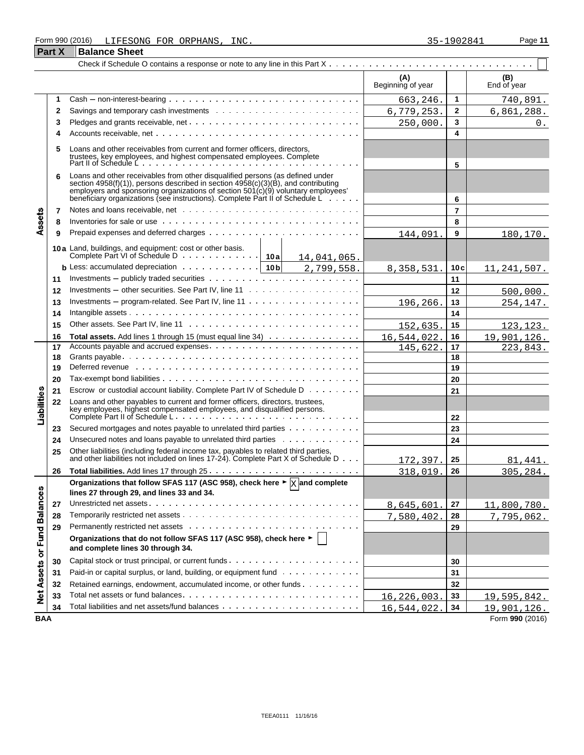Form 990 (2016) LIFESONG FOR ORPHANS, INC. 35-1902841

## Part X Balance Sheet

Check if Schedule O contains a response or note to any line in this Part X . . . . . . . . . . ☐

| | | | (A) Beginning of year | | (B) End of year |
|---|---|---|---|---|---|
| **Assets** | 1 | Cash – non-interest-bearing | 663,246. | 1 | 740,891. |
| | 2 | Savings and temporary cash investments | 6,779,253. | 2 | 6,861,288. |
| | 3 | Pledges and grants receivable, net | 250,000. | 3 | 0. |
| | 4 | Accounts receivable, net | | 4 | |
| | 5 | Loans and other receivables from current and former officers, directors, trustees, key employees, and highest compensated employees. Complete Part II of Schedule L | | 5 | |
| | 6 | Loans and other receivables from other disqualified persons (as defined under section 4958(f)(1)), persons described in section 4958(c)(3)(B), and contributing employers and sponsoring organizations of section 501(c)(9) voluntary employees' beneficiary organizations (see instructions). Complete Part II of Schedule L | | 6 | |
| | 7 | Notes and loans receivable, net | | 7 | |
| | 8 | Inventories for sale or use | | 8 | |
| | 9 | Prepaid expenses and deferred charges | 144,091. | 9 | 180,170. |
| | 10a | Land, buildings, and equipment: cost or other basis. Complete Part VI of Schedule D . . . 10a 14,041,065. | | | |
| | b | Less: accumulated depreciation . . . 10b 2,799,558. | 8,358,531. | 10c | 11,241,507. |
| | 11 | Investments – publicly traded securities | | 11 | |
| | 12 | Investments – other securities. See Part IV, line 11 | | 12 | 500,000. |
| | 13 | Investments – program-related. See Part IV, line 11 | 196,266. | 13 | 254,147. |
| | 14 | Intangible assets | | 14 | |
| | 15 | Other assets. See Part IV, line 11 | 152,635. | 15 | 123,123. |
| | 16 | **Total assets.** Add lines 1 through 15 (must equal line 34) | 16,544,022. | 16 | 19,901,126. |
| **Liabilities** | 17 | Accounts payable and accrued expenses | 145,622. | 17 | 223,843. |
| | 18 | Grants payable | | 18 | |
| | 19 | Deferred revenue | | 19 | |
| | 20 | Tax-exempt bond liabilities | | 20 | |
| | 21 | Escrow or custodial account liability. Complete Part IV of Schedule D | | 21 | |
| | 22 | Loans and other payables to current and former officers, directors, trustees, key employees, highest compensated employees, and disqualified persons. Complete Part II of Schedule L | | 22 | |
| | 23 | Secured mortgages and notes payable to unrelated third parties | | 23 | |
| | 24 | Unsecured notes and loans payable to unrelated third parties | | 24 | |
| | 25 | Other liabilities (including federal income tax, payables to related third parties, and other liabilities not included on lines 17-24). Complete Part X of Schedule D | 172,397. | 25 | 81,441. |
| | 26 | **Total liabilities.** Add lines 17 through 25 | 318,019. | 26 | 305,284. |
| **Net Assets or Fund Balances** | | **Organizations that follow SFAS 117 (ASC 958), check here ► ☒ and complete lines 27 through 29, and lines 33 and 34.** | | | |
| | 27 | Unrestricted net assets | 8,645,601. | 27 | 11,800,780. |
| | 28 | Temporarily restricted net assets | 7,580,402. | 28 | 7,795,062. |
| | 29 | Permanently restricted net assets | | 29 | |
| | | **Organizations that do not follow SFAS 117 (ASC 958), check here ► ☐ and complete lines 30 through 34.** | | | |
| | 30 | Capital stock or trust principal, or current funds | | 30 | |
| | 31 | Paid-in or capital surplus, or land, building, or equipment fund | | 31 | |
| | 32 | Retained earnings, endowment, accumulated income, or other funds | | 32 | |
| | 33 | Total net assets or fund balances | 16,226,003. | 33 | 19,595,842. |
| | 34 | Total liabilities and net assets/fund balances | 16,544,022. | 34 | 19,901,126. |

BAA Form **990** (2016)

TEEA0111 11/16/16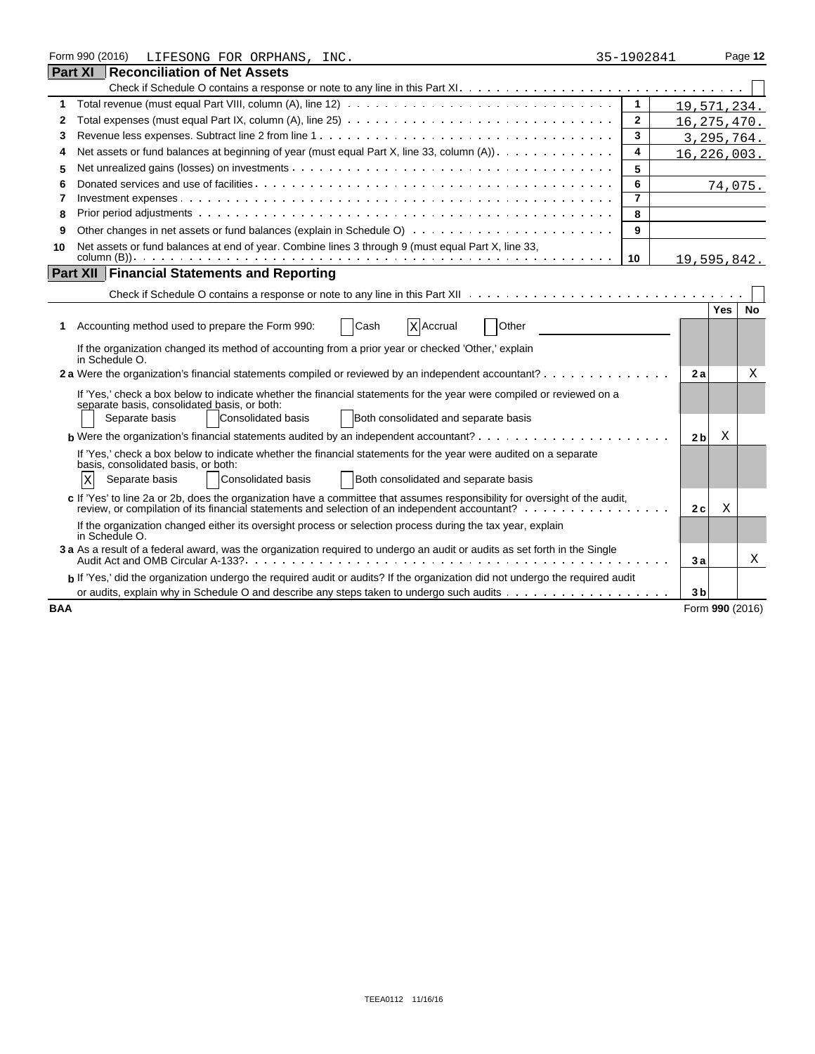Form 990 (2016) LIFESONG FOR ORPHANS, INC. 35-1902841

## Part XI Reconciliation of Net Assets

Check if Schedule O contains a response or note to any line in this Part XI . . . ☐

| | | Line | Amount |
|---|---|---|---|
| 1 | Total revenue (must equal Part VIII, column (A), line 12) | 1 | 19,571,234. |
| 2 | Total expenses (must equal Part IX, column (A), line 25) | 2 | 16,275,470. |
| 3 | Revenue less expenses. Subtract line 2 from line 1 | 3 | 3,295,764. |
| 4 | Net assets or fund balances at beginning of year (must equal Part X, line 33, column (A)) | 4 | 16,226,003. |
| 5 | Net unrealized gains (losses) on investments | 5 | |
| 6 | Donated services and use of facilities | 6 | 74,075. |
| 7 | Investment expenses | 7 | |
| 8 | Prior period adjustments | 8 | |
| 9 | Other changes in net assets or fund balances (explain in Schedule O) | 9 | |
| 10 | Net assets or fund balances at end of year. Combine lines 3 through 9 (must equal Part X, line 33, column (B)) | 10 | 19,595,842. |

## Part XII Financial Statements and Reporting

Check if Schedule O contains a response or note to any line in this Part XII . . . ☐

| | | | Yes | No |
|---|---|---|---|---|
| 1 | Accounting method used to prepare the Form 990: ☐ Cash ☒ Accrual ☐ Other | | | |
| | If the organization changed its method of accounting from a prior year or checked 'Other,' explain in Schedule O. | | | |
| 2a | Were the organization's financial statements compiled or reviewed by an independent accountant? | 2a | | X |
| | If 'Yes,' check a box below to indicate whether the financial statements for the year were compiled or reviewed on a separate basis, consolidated basis, or both: ☐ Separate basis ☐ Consolidated basis ☐ Both consolidated and separate basis | | | |
| b | Were the organization's financial statements audited by an independent accountant? | 2b | X | |
| | If 'Yes,' check a box below to indicate whether the financial statements for the year were audited on a separate basis, consolidated basis, or both: ☒ Separate basis ☐ Consolidated basis ☐ Both consolidated and separate basis | | | |
| c | If 'Yes' to line 2a or 2b, does the organization have a committee that assumes responsibility for oversight of the audit, review, or compilation of its financial statements and selection of an independent accountant? | 2c | X | |
| | If the organization changed either its oversight process or selection process during the tax year, explain in Schedule O. | | | |
| 3a | As a result of a federal award, was the organization required to undergo an audit or audits as set forth in the Single Audit Act and OMB Circular A-133? | 3a | | X |
| b | If 'Yes,' did the organization undergo the required audit or audits? If the organization did not undergo the required audit or audits, explain why in Schedule O and describe any steps taken to undergo such audits | 3b | | |

BAA Form 990 (2016)

TEEA0112 11/16/16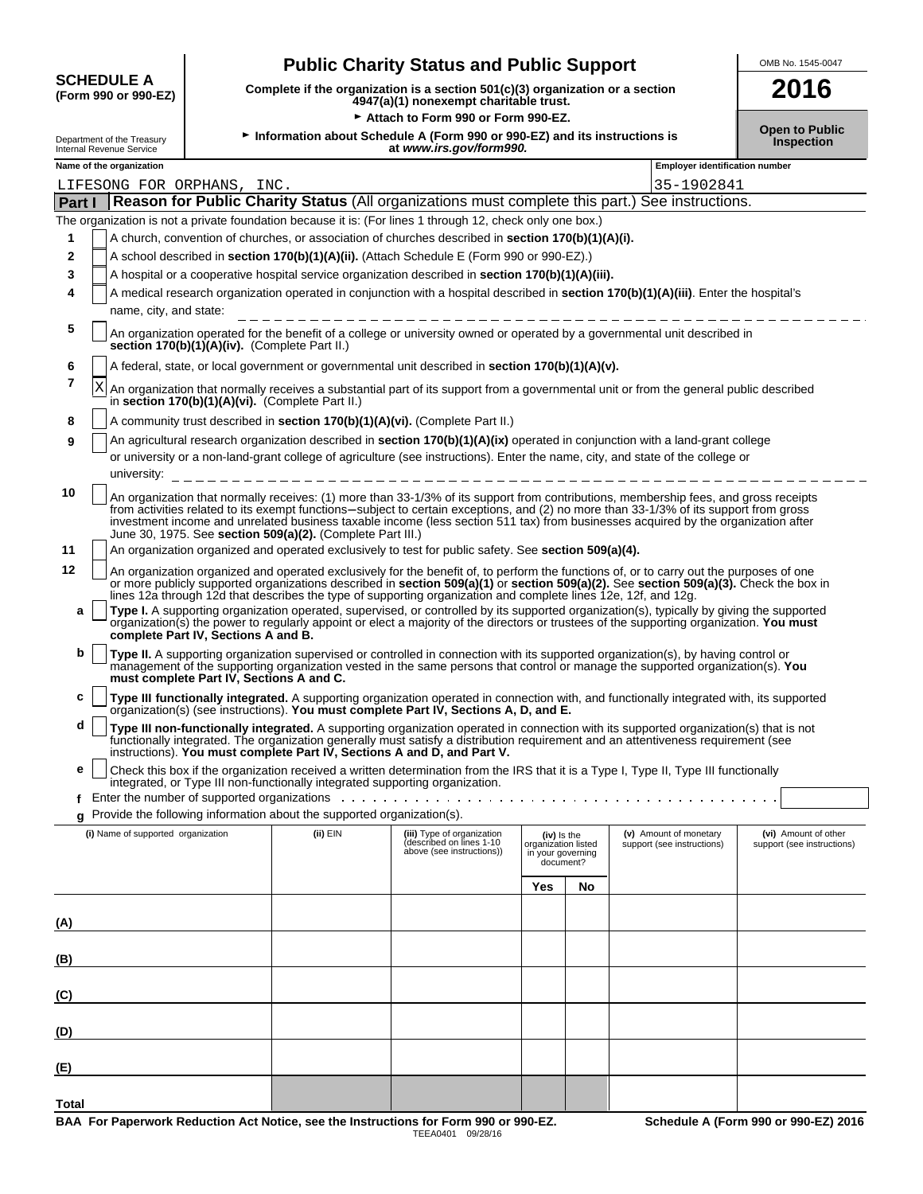**SCHEDULE A**
**(Form 990 or 990-EZ)**

Department of the Treasury
Internal Revenue Service

# Public Charity Status and Public Support

**Complete if the organization is a section 501(c)(3) organization or a section 4947(a)(1) nonexempt charitable trust.**

► **Attach to Form 990 or Form 990-EZ.**

► **Information about Schedule A (Form 990 or 990-EZ) and its instructions is at *www.irs.gov/form990.***

OMB No. 1545-0047

**2016**

**Open to Public Inspection**

**Name of the organization:** LIFESONG FOR ORPHANS, INC.

**Employer identification number:** 35-1902841

## Part I Reason for Public Charity Status (All organizations must complete this part.) See instructions.

The organization is not a private foundation because it is: (For lines 1 through 12, check only one box.)

1. [ ] A church, convention of churches, or association of churches described in **section 170(b)(1)(A)(i).**
2. [ ] A school described in **section 170(b)(1)(A)(ii).** (Attach Schedule E (Form 990 or 990-EZ).)
3. [ ] A hospital or a cooperative hospital service organization described in **section 170(b)(1)(A)(iii).**
4. [ ] A medical research organization operated in conjunction with a hospital described in **section 170(b)(1)(A)(iii)**. Enter the hospital's name, city, and state:
5. [ ] An organization operated for the benefit of a college or university owned or operated by a governmental unit described in **section 170(b)(1)(A)(iv).** (Complete Part II.)
6. [ ] A federal, state, or local government or governmental unit described in **section 170(b)(1)(A)(v).**
7. [X] An organization that normally receives a substantial part of its support from a governmental unit or from the general public described in **section 170(b)(1)(A)(vi).** (Complete Part II.)
8. [ ] A community trust described in **section 170(b)(1)(A)(vi).** (Complete Part II.)
9. [ ] An agricultural research organization described in **section 170(b)(1)(A)(ix)** operated in conjunction with a land-grant college or university or a non-land-grant college of agriculture (see instructions). Enter the name, city, and state of the college or university:
10. [ ] An organization that normally receives: (1) more than 33-1/3% of its support from contributions, membership fees, and gross receipts from activities related to its exempt functions–subject to certain exceptions, and (2) no more than 33-1/3% of its support from gross investment income and unrelated business taxable income (less section 511 tax) from businesses acquired by the organization after June 30, 1975. See **section 509(a)(2).** (Complete Part III.)
11. [ ] An organization organized and operated exclusively to test for public safety. See **section 509(a)(4).**
12. [ ] An organization organized and operated exclusively for the benefit of, to perform the functions of, or to carry out the purposes of one or more publicly supported organizations described in **section 509(a)(1)** or **section 509(a)(2).** See **section 509(a)(3).** Check the box in lines 12a through 12d that describes the type of supporting organization and complete lines 12e, 12f, and 12g.

   a. [ ] **Type I.** A supporting organization operated, supervised, or controlled by its supported organization(s), typically by giving the supported organization(s) the power to regularly appoint or elect a majority of the directors or trustees of the supporting organization. **You must complete Part IV, Sections A and B.**

   b. [ ] **Type II.** A supporting organization supervised or controlled in connection with its supported organization(s), by having control or management of the supporting organization vested in the same persons that control or manage the supported organization(s). **You must complete Part IV, Sections A and C.**

   c. [ ] **Type III functionally integrated.** A supporting organization operated in connection with, and functionally integrated with, its supported organization(s) (see instructions). **You must complete Part IV, Sections A, D, and E.**

   d. [ ] **Type III non-functionally integrated.** A supporting organization operated in connection with its supported organization(s) that is not functionally integrated. The organization generally must satisfy a distribution requirement and an attentiveness requirement (see instructions). **You must complete Part IV, Sections A and D, and Part V.**

   e. [ ] Check this box if the organization received a written determination from the IRS that it is a Type I, Type II, Type III functionally integrated, or Type III non-functionally integrated supporting organization.

   f. Enter the number of supported organizations

   g. Provide the following information about the supported organization(s).

| (i) Name of supported organization | (ii) EIN | (iii) Type of organization (described on lines 1-10 above (see instructions)) | (iv) Is the organization listed in your governing document? Yes | No | (v) Amount of monetary support (see instructions) | (vi) Amount of other support (see instructions) |
|---|---|---|---|---|---|---|
| (A) | | | | | | |
| (B) | | | | | | |
| (C) | | | | | | |
| (D) | | | | | | |
| (E) | | | | | | |
| Total | | | | | | |

**BAA For Paperwork Reduction Act Notice, see the Instructions for Form 990 or 990-EZ.**

TEEA0401 09/28/16

**Schedule A (Form 990 or 990-EZ) 2016**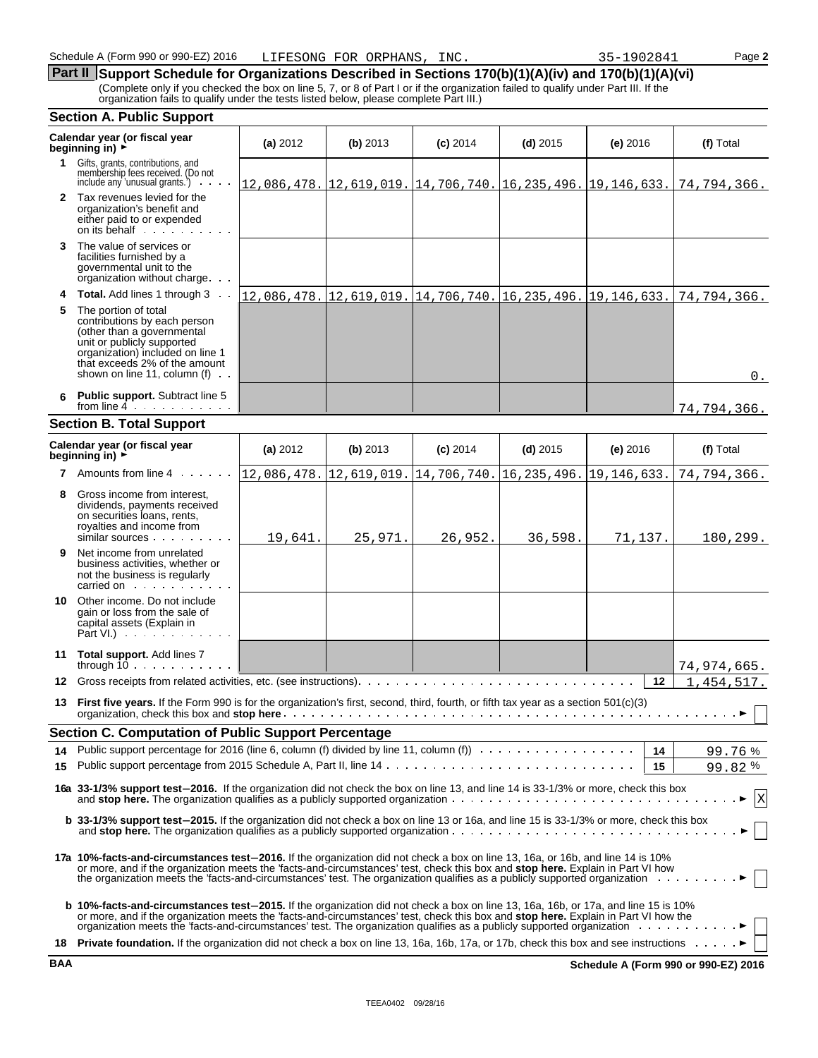Schedule A (Form 990 or 990-EZ) 2016 LIFESONG FOR ORPHANS, INC. 35-1902841 Page **2**

## Part II Support Schedule for Organizations Described in Sections 170(b)(1)(A)(iv) and 170(b)(1)(A)(vi)

(Complete only if you checked the box on line 5, 7, or 8 of Part I or if the organization failed to qualify under Part III. If the organization fails to qualify under the tests listed below, please complete Part III.)

### Section A. Public Support

| Calendar year (or fiscal year beginning in) ► | (a) 2012 | (b) 2013 | (c) 2014 | (d) 2015 | (e) 2016 | (f) Total |
|---|---|---|---|---|---|---|
| **1** Gifts, grants, contributions, and membership fees received. (Do not include any 'unusual grants.') | 12,086,478. | 12,619,019. | 14,706,740. | 16,235,496. | 19,146,633. | 74,794,366. |
| **2** Tax revenues levied for the organization's benefit and either paid to or expended on its behalf | | | | | | |
| **3** The value of services or facilities furnished by a governmental unit to the organization without charge | | | | | | |
| **4** **Total.** Add lines 1 through 3 | 12,086,478. | 12,619,019. | 14,706,740. | 16,235,496. | 19,146,633. | 74,794,366. |
| **5** The portion of total contributions by each person (other than a governmental unit or publicly supported organization) included on line 1 that exceeds 2% of the amount shown on line 11, column (f) | | | | | | 0. |
| **6** **Public support.** Subtract line 5 from line 4 | | | | | | 74,794,366. |

### Section B. Total Support

| Calendar year (or fiscal year beginning in) ► | (a) 2012 | (b) 2013 | (c) 2014 | (d) 2015 | (e) 2016 | (f) Total |
|---|---|---|---|---|---|---|
| **7** Amounts from line 4 | 12,086,478. | 12,619,019. | 14,706,740. | 16,235,496. | 19,146,633. | 74,794,366. |
| **8** Gross income from interest, dividends, payments received on securities loans, rents, royalties and income from similar sources | 19,641. | 25,971. | 26,952. | 36,598. | 71,137. | 180,299. |
| **9** Net income from unrelated business activities, whether or not the business is regularly carried on | | | | | | |
| **10** Other income. Do not include gain or loss from the sale of capital assets (Explain in Part VI.) | | | | | | |
| **11** **Total support.** Add lines 7 through 10 | | | | | | 74,974,665. |

**12** Gross receipts from related activities, etc. (see instructions) — **12** — 1,454,517.

**13** **First five years.** If the Form 990 is for the organization's first, second, third, fourth, or fifth tax year as a section 501(c)(3) organization, check this box and **stop here** ► ☐

### Section C. Computation of Public Support Percentage

**14** Public support percentage for 2016 (line 6, column (f) divided by line 11, column (f)) — **14** — 99.76 %

**15** Public support percentage from 2015 Schedule A, Part II, line 14 — **15** — 99.82 %

**16a** **33-1/3% support test–2016.** If the organization did not check the box on line 13, and line 14 is 33-1/3% or more, check this box and **stop here.** The organization qualifies as a publicly supported organization ► ☒

**b** **33-1/3% support test–2015.** If the organization did not check a box on line 13 or 16a, and line 15 is 33-1/3% or more, check this box and **stop here.** The organization qualifies as a publicly supported organization ► ☐

**17a** **10%-facts-and-circumstances test–2016.** If the organization did not check a box on line 13, 16a, or 16b, and line 14 is 10% or more, and if the organization meets the 'facts-and-circumstances' test, check this box and **stop here.** Explain in Part VI how the organization meets the 'facts-and-circumstances' test. The organization qualifies as a publicly supported organization ► ☐

**b** **10%-facts-and-circumstances test–2015.** If the organization did not check a box on line 13, 16a, 16b, or 17a, and line 15 is 10% or more, and if the organization meets the 'facts-and-circumstances' test, check this box and **stop here.** Explain in Part VI how the organization meets the 'facts-and-circumstances' test. The organization qualifies as a publicly supported organization ► ☐

**18** **Private foundation.** If the organization did not check a box on line 13, 16a, 16b, 17a, or 17b, check this box and see instructions ► ☐

BAA **Schedule A (Form 990 or 990-EZ) 2016**

TEEA0402 09/28/16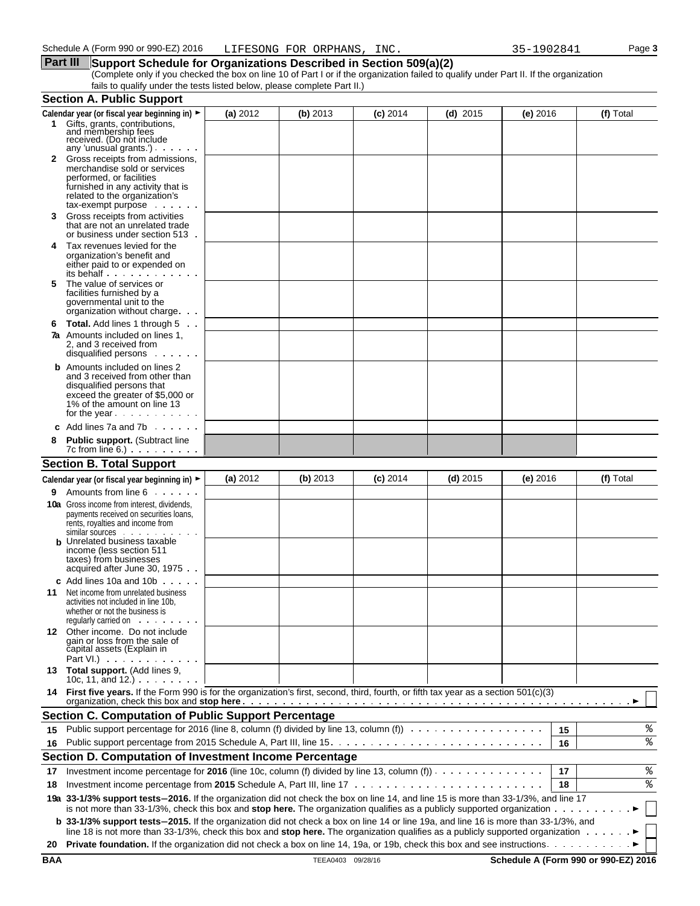Schedule A (Form 990 or 990-EZ) 2016 LIFESONG FOR ORPHANS, INC. 35-1902841 Page **3**

## Part III Support Schedule for Organizations Described in Section 509(a)(2)

(Complete only if you checked the box on line 10 of Part I or if the organization failed to qualify under Part II. If the organization fails to qualify under the tests listed below, please complete Part II.)

### Section A. Public Support

| Calendar year (or fiscal year beginning in) ► | (a) 2012 | (b) 2013 | (c) 2014 | (d) 2015 | (e) 2016 | (f) Total |
|---|---|---|---|---|---|---|
| **1** Gifts, grants, contributions, and membership fees received. (Do not include any 'unusual grants.') | | | | | | |
| **2** Gross receipts from admissions, merchandise sold or services performed, or facilities furnished in any activity that is related to the organization's tax-exempt purpose | | | | | | |
| **3** Gross receipts from activities that are not an unrelated trade or business under section 513 | | | | | | |
| **4** Tax revenues levied for the organization's benefit and either paid to or expended on its behalf | | | | | | |
| **5** The value of services or facilities furnished by a governmental unit to the organization without charge | | | | | | |
| **6 Total.** Add lines 1 through 5 | | | | | | |
| **7a** Amounts included on lines 1, 2, and 3 received from disqualified persons | | | | | | |
| **b** Amounts included on lines 2 and 3 received from other than disqualified persons that exceed the greater of $5,000 or 1% of the amount on line 13 for the year | | | | | | |
| **c** Add lines 7a and 7b | | | | | | |
| **8 Public support.** (Subtract line 7c from line 6.) | | | | | | |

### Section B. Total Support

| Calendar year (or fiscal year beginning in) ► | (a) 2012 | (b) 2013 | (c) 2014 | (d) 2015 | (e) 2016 | (f) Total |
|---|---|---|---|---|---|---|
| **9** Amounts from line 6 | | | | | | |
| **10a** Gross income from interest, dividends, payments received on securities loans, rents, royalties and income from similar sources | | | | | | |
| **b** Unrelated business taxable income (less section 511 taxes) from businesses acquired after June 30, 1975 | | | | | | |
| **c** Add lines 10a and 10b | | | | | | |
| **11** Net income from unrelated business activities not included in line 10b, whether or not the business is regularly carried on | | | | | | |
| **12** Other income. Do not include gain or loss from the sale of capital assets (Explain in Part VI.) | | | | | | |
| **13 Total support.** (Add lines 9, 10c, 11, and 12.) | | | | | | |

**14 First five years.** If the Form 990 is for the organization's first, second, third, fourth, or fifth tax year as a section 501(c)(3) organization, check this box and **stop here** ► ☐

### Section C. Computation of Public Support Percentage

| | | | |
|---|---|---|---|
| **15** | Public support percentage for 2016 (line 8, column (f) divided by line 13, column (f)) | **15** | % |
| **16** | Public support percentage from 2015 Schedule A, Part III, line 15 | **16** | % |

### Section D. Computation of Investment Income Percentage

| | | | |
|---|---|---|---|
| **17** | Investment income percentage for **2016** (line 10c, column (f) divided by line 13, column (f)) | **17** | % |
| **18** | Investment income percentage from **2015** Schedule A, Part III, line 17 | **18** | % |

**19a 33-1/3% support tests–2016.** If the organization did not check the box on line 14, and line 15 is more than 33-1/3%, and line 17 is not more than 33-1/3%, check this box and **stop here.** The organization qualifies as a publicly supported organization ► ☐

**b 33-1/3% support tests–2015.** If the organization did not check a box on line 14 or line 19a, and line 16 is more than 33-1/3%, and line 18 is not more than 33-1/3%, check this box and **stop here.** The organization qualifies as a publicly supported organization ► ☐

**20 Private foundation.** If the organization did not check a box on line 14, 19a, or 19b, check this box and see instructions ► ☐

BAA TEEA0403 09/28/16 **Schedule A (Form 990 or 990-EZ) 2016**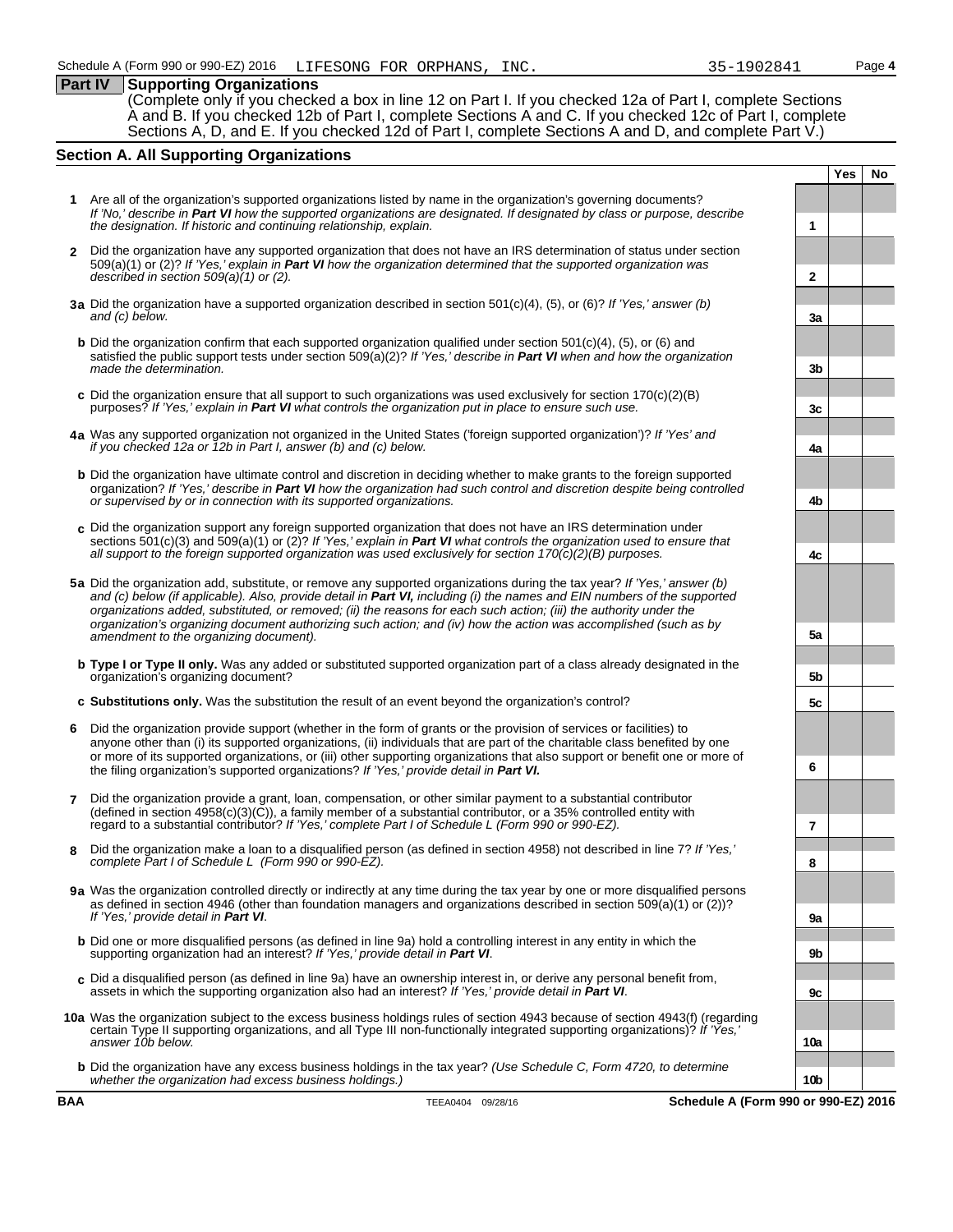Schedule A (Form 990 or 990-EZ) 2016 LIFESONG FOR ORPHANS, INC. 35-1902841 Page 4

## Part IV Supporting Organizations

(Complete only if you checked a box in line 12 on Part I. If you checked 12a of Part I, complete Sections A and B. If you checked 12b of Part I, complete Sections A and C. If you checked 12c of Part I, complete Sections A, D, and E. If you checked 12d of Part I, complete Sections A and D, and complete Part V.)

### Section A. All Supporting Organizations

| | | Line | Yes | No |
|---|---|---|---|---|
| **1** | Are all of the organization's supported organizations listed by name in the organization's governing documents? *If 'No,' describe in **Part VI** how the supported organizations are designated. If designated by class or purpose, describe the designation. If historic and continuing relationship, explain.* | **1** | | |
| **2** | Did the organization have any supported organization that does not have an IRS determination of status under section 509(a)(1) or (2)? *If 'Yes,' explain in **Part VI** how the organization determined that the supported organization was described in section 509(a)(1) or (2).* | **2** | | |
| **3a** | Did the organization have a supported organization described in section 501(c)(4), (5), or (6)? *If 'Yes,' answer (b) and (c) below.* | **3a** | | |
| **b** | Did the organization confirm that each supported organization qualified under section 501(c)(4), (5), or (6) and satisfied the public support tests under section 509(a)(2)? *If 'Yes,' describe in **Part VI** when and how the organization made the determination.* | **3b** | | |
| **c** | Did the organization ensure that all support to such organizations was used exclusively for section 170(c)(2)(B) purposes? *If 'Yes,' explain in **Part VI** what controls the organization put in place to ensure such use.* | **3c** | | |
| **4a** | Was any supported organization not organized in the United States ('foreign supported organization')? *If 'Yes' and if you checked 12a or 12b in Part I, answer (b) and (c) below.* | **4a** | | |
| **b** | Did the organization have ultimate control and discretion in deciding whether to make grants to the foreign supported organization? *If 'Yes,' describe in **Part VI** how the organization had such control and discretion despite being controlled or supervised by or in connection with its supported organizations.* | **4b** | | |
| **c** | Did the organization support any foreign supported organization that does not have an IRS determination under sections 501(c)(3) and 509(a)(1) or (2)? *If 'Yes,' explain in **Part VI** what controls the organization used to ensure that all support to the foreign supported organization was used exclusively for section 170(c)(2)(B) purposes.* | **4c** | | |
| **5a** | Did the organization add, substitute, or remove any supported organizations during the tax year? *If 'Yes,' answer (b) and (c) below (if applicable). Also, provide detail in **Part VI,** including (i) the names and EIN numbers of the supported organizations added, substituted, or removed; (ii) the reasons for each such action; (iii) the authority under the organization's organizing document authorizing such action; and (iv) how the action was accomplished (such as by amendment to the organizing document).* | **5a** | | |
| **b** | **Type I or Type II only.** Was any added or substituted supported organization part of a class already designated in the organization's organizing document? | **5b** | | |
| **c** | **Substitutions only.** Was the substitution the result of an event beyond the organization's control? | **5c** | | |
| **6** | Did the organization provide support (whether in the form of grants or the provision of services or facilities) to anyone other than (i) its supported organizations, (ii) individuals that are part of the charitable class benefited by one or more of its supported organizations, or (iii) other supporting organizations that also support or benefit one or more of the filing organization's supported organizations? *If 'Yes,' provide detail in **Part VI.*** | **6** | | |
| **7** | Did the organization provide a grant, loan, compensation, or other similar payment to a substantial contributor (defined in section 4958(c)(3)(C)), a family member of a substantial contributor, or a 35% controlled entity with regard to a substantial contributor? *If 'Yes,' complete Part I of Schedule L (Form 990 or 990-EZ).* | **7** | | |
| **8** | Did the organization make a loan to a disqualified person (as defined in section 4958) not described in line 7? *If 'Yes,' complete Part I of Schedule L (Form 990 or 990-EZ).* | **8** | | |
| **9a** | Was the organization controlled directly or indirectly at any time during the tax year by one or more disqualified persons as defined in section 4946 (other than foundation managers and organizations described in section 509(a)(1) or (2))? *If 'Yes,' provide detail in **Part VI**.* | **9a** | | |
| **b** | Did one or more disqualified persons (as defined in line 9a) hold a controlling interest in any entity in which the supporting organization had an interest? *If 'Yes,' provide detail in **Part VI**.* | **9b** | | |
| **c** | Did a disqualified person (as defined in line 9a) have an ownership interest in, or derive any personal benefit from, assets in which the supporting organization also had an interest? *If 'Yes,' provide detail in **Part VI**.* | **9c** | | |
| **10a** | Was the organization subject to the excess business holdings rules of section 4943 because of section 4943(f) (regarding certain Type II supporting organizations, and all Type III non-functionally integrated supporting organizations)? *If 'Yes,' answer 10b below.* | **10a** | | |
| **b** | Did the organization have any excess business holdings in the tax year? *(Use Schedule C, Form 4720, to determine whether the organization had excess business holdings.)* | **10b** | | |

**BAA** TEEA0404 09/28/16 **Schedule A (Form 990 or 990-EZ) 2016**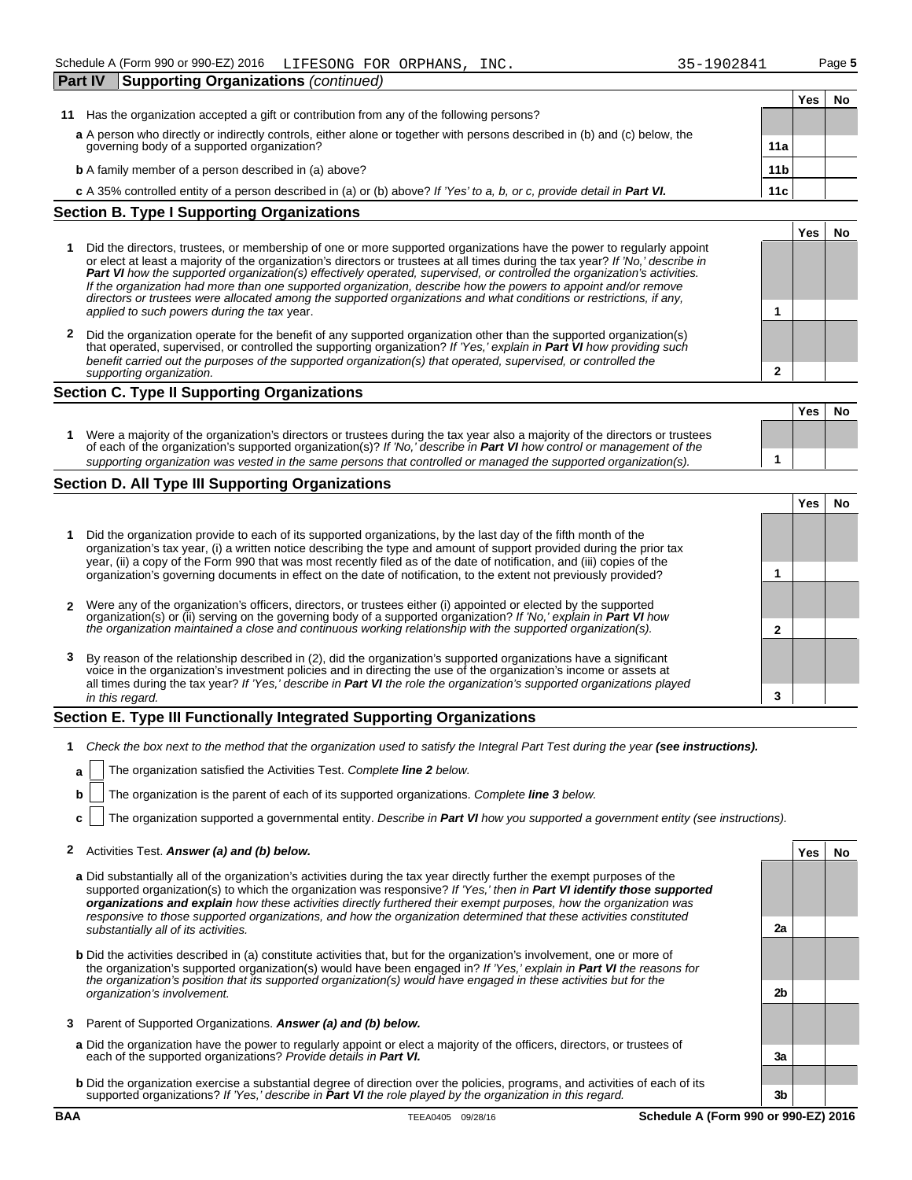Schedule A (Form 990 or 990-EZ) 2016 LIFESONG FOR ORPHANS, INC. 35-1902841

## Part IV Supporting Organizations *(continued)*

| | | | Yes | No |
|---|---|---|---|---|
| **11** | Has the organization accepted a gift or contribution from any of the following persons? | | | |
| | **a** A person who directly or indirectly controls, either alone or together with persons described in (b) and (c) below, the governing body of a supported organization? | **11a** | | |
| | **b** A family member of a person described in (a) above? | **11b** | | |
| | **c** A 35% controlled entity of a person described in (a) or (b) above? *If 'Yes' to a, b, or c, provide detail in* ***Part VI.*** | **11c** | | |

### Section B. Type I Supporting Organizations

| | | | Yes | No |
|---|---|---|---|---|
| **1** | Did the directors, trustees, or membership of one or more supported organizations have the power to regularly appoint or elect at least a majority of the organization's directors or trustees at all times during the tax year? *If 'No,' describe in* ***Part VI*** *how the supported organization(s) effectively operated, supervised, or controlled the organization's activities. If the organization had more than one supported organization, describe how the powers to appoint and/or remove directors or trustees were allocated among the supported organizations and what conditions or restrictions, if any, applied to such powers during the tax* year. | **1** | | |
| **2** | Did the organization operate for the benefit of any supported organization other than the supported organization(s) that operated, supervised, or controlled the supporting organization? *If 'Yes,' explain in* ***Part VI*** *how providing such benefit carried out the purposes of the supported organization(s) that operated, supervised, or controlled the supporting organization.* | **2** | | |

### Section C. Type II Supporting Organizations

| | | | Yes | No |
|---|---|---|---|---|
| **1** | Were a majority of the organization's directors or trustees during the tax year also a majority of the directors or trustees of each of the organization's supported organization(s)? *If 'No,' describe in* ***Part VI*** *how control or management of the supporting organization was vested in the same persons that controlled or managed the supported organization(s).* | **1** | | |

### Section D. All Type III Supporting Organizations

| | | | Yes | No |
|---|---|---|---|---|
| **1** | Did the organization provide to each of its supported organizations, by the last day of the fifth month of the organization's tax year, (i) a written notice describing the type and amount of support provided during the prior tax year, (ii) a copy of the Form 990 that was most recently filed as of the date of notification, and (iii) copies of the organization's governing documents in effect on the date of notification, to the extent not previously provided? | **1** | | |
| **2** | Were any of the organization's officers, directors, or trustees either (i) appointed or elected by the supported organization(s) or (ii) serving on the governing body of a supported organization? *If 'No,' explain in* ***Part VI*** *how the organization maintained a close and continuous working relationship with the supported organization(s).* | **2** | | |
| **3** | By reason of the relationship described in (2), did the organization's supported organizations have a significant voice in the organization's investment policies and in directing the use of the organization's income or assets at all times during the tax year? *If 'Yes,' describe in* ***Part VI*** *the role the organization's supported organizations played in this regard.* | **3** | | |

### Section E. Type III Functionally Integrated Supporting Organizations

**1** *Check the box next to the method that the organization used to satisfy the Integral Part Test during the year* ***(see instructions).***

**a** ☐ The organization satisfied the Activities Test. *Complete* ***line 2*** *below.*

**b** ☐ The organization is the parent of each of its supported organizations. *Complete* ***line 3*** *below.*

**c** ☐ The organization supported a governmental entity. *Describe in* ***Part VI*** *how you supported a government entity (see instructions).*

| | | | Yes | No |
|---|---|---|---|---|
| **2** | Activities Test. ***Answer (a) and (b) below.*** | | | |
| | **a** Did substantially all of the organization's activities during the tax year directly further the exempt purposes of the supported organization(s) to which the organization was responsive? *If 'Yes,' then in* ***Part VI identify those supported organizations and explain*** *how these activities directly furthered their exempt purposes, how the organization was responsive to those supported organizations, and how the organization determined that these activities constituted substantially all of its activities.* | **2a** | | |
| | **b** Did the activities described in (a) constitute activities that, but for the organization's involvement, one or more of the organization's supported organization(s) would have been engaged in? *If 'Yes,' explain in* ***Part VI*** *the reasons for the organization's position that its supported organization(s) would have engaged in these activities but for the organization's involvement.* | **2b** | | |
| **3** | Parent of Supported Organizations. ***Answer (a) and (b) below.*** | | | |
| | **a** Did the organization have the power to regularly appoint or elect a majority of the officers, directors, or trustees of each of the supported organizations? *Provide details in* ***Part VI.*** | **3a** | | |
| | **b** Did the organization exercise a substantial degree of direction over the policies, programs, and activities of each of its supported organizations? *If 'Yes,' describe in* ***Part VI*** *the role played by the organization in this regard.* | **3b** | | |

BAA TEEA0405 09/28/16 Schedule A (Form 990 or 990-EZ) 2016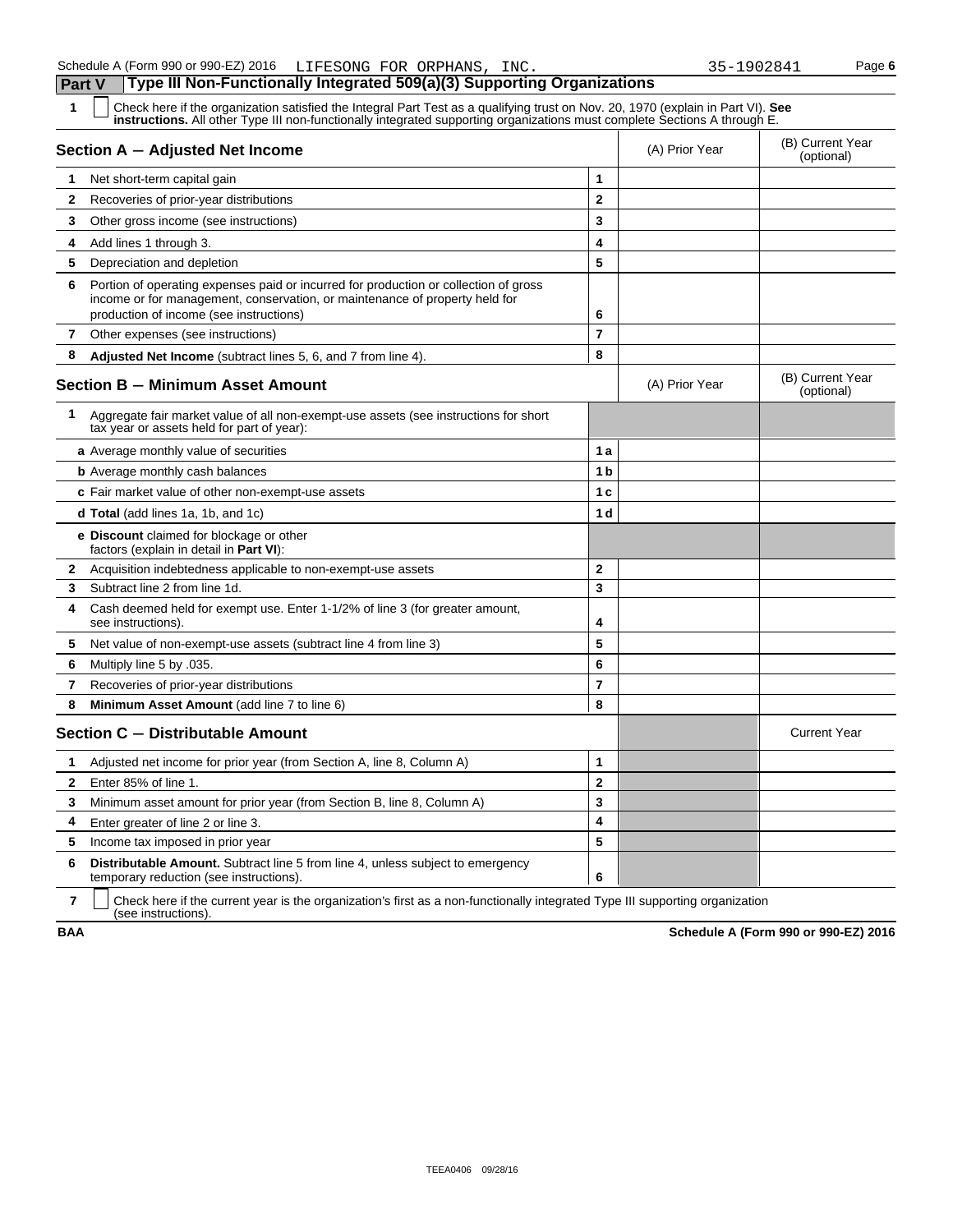Schedule A (Form 990 or 990-EZ) 2016 LIFESONG FOR ORPHANS, INC. 35-1902841

## Part V Type III Non-Functionally Integrated 509(a)(3) Supporting Organizations

**1** ☐ Check here if the organization satisfied the Integral Part Test as a qualifying trust on Nov. 20, 1970 (explain in Part VI). **See instructions.** All other Type III non-functionally integrated supporting organizations must complete Sections A through E.

| **Section A — Adjusted Net Income** | | (A) Prior Year | (B) Current Year (optional) |
|---|---|---|---|
| **1** Net short-term capital gain | 1 | | |
| **2** Recoveries of prior-year distributions | 2 | | |
| **3** Other gross income (see instructions) | 3 | | |
| **4** Add lines 1 through 3. | 4 | | |
| **5** Depreciation and depletion | 5 | | |
| **6** Portion of operating expenses paid or incurred for production or collection of gross income or for management, conservation, or maintenance of property held for production of income (see instructions) | 6 | | |
| **7** Other expenses (see instructions) | 7 | | |
| **8** **Adjusted Net Income** (subtract lines 5, 6, and 7 from line 4). | 8 | | |

| **Section B — Minimum Asset Amount** | | (A) Prior Year | (B) Current Year (optional) |
|---|---|---|---|
| **1** Aggregate fair market value of all non-exempt-use assets (see instructions for short tax year or assets held for part of year): | | | |
| **a** Average monthly value of securities | 1a | | |
| **b** Average monthly cash balances | 1b | | |
| **c** Fair market value of other non-exempt-use assets | 1c | | |
| **d Total** (add lines 1a, 1b, and 1c) | 1d | | |
| **e Discount** claimed for blockage or other factors (explain in detail in **Part VI**): | | | |
| **2** Acquisition indebtedness applicable to non-exempt-use assets | 2 | | |
| **3** Subtract line 2 from line 1d. | 3 | | |
| **4** Cash deemed held for exempt use. Enter 1-1/2% of line 3 (for greater amount, see instructions). | 4 | | |
| **5** Net value of non-exempt-use assets (subtract line 4 from line 3) | 5 | | |
| **6** Multiply line 5 by .035. | 6 | | |
| **7** Recoveries of prior-year distributions | 7 | | |
| **8** **Minimum Asset Amount** (add line 7 to line 6) | 8 | | |

| **Section C — Distributable Amount** | | | Current Year |
|---|---|---|---|
| **1** Adjusted net income for prior year (from Section A, line 8, Column A) | 1 | | |
| **2** Enter 85% of line 1. | 2 | | |
| **3** Minimum asset amount for prior year (from Section B, line 8, Column A) | 3 | | |
| **4** Enter greater of line 2 or line 3. | 4 | | |
| **5** Income tax imposed in prior year | 5 | | |
| **6** **Distributable Amount.** Subtract line 5 from line 4, unless subject to emergency temporary reduction (see instructions). | 6 | | |

**7** ☐ Check here if the current year is the organization's first as a non-functionally integrated Type III supporting organization (see instructions).

BAA **Schedule A (Form 990 or 990-EZ) 2016**

TEEA0406 09/28/16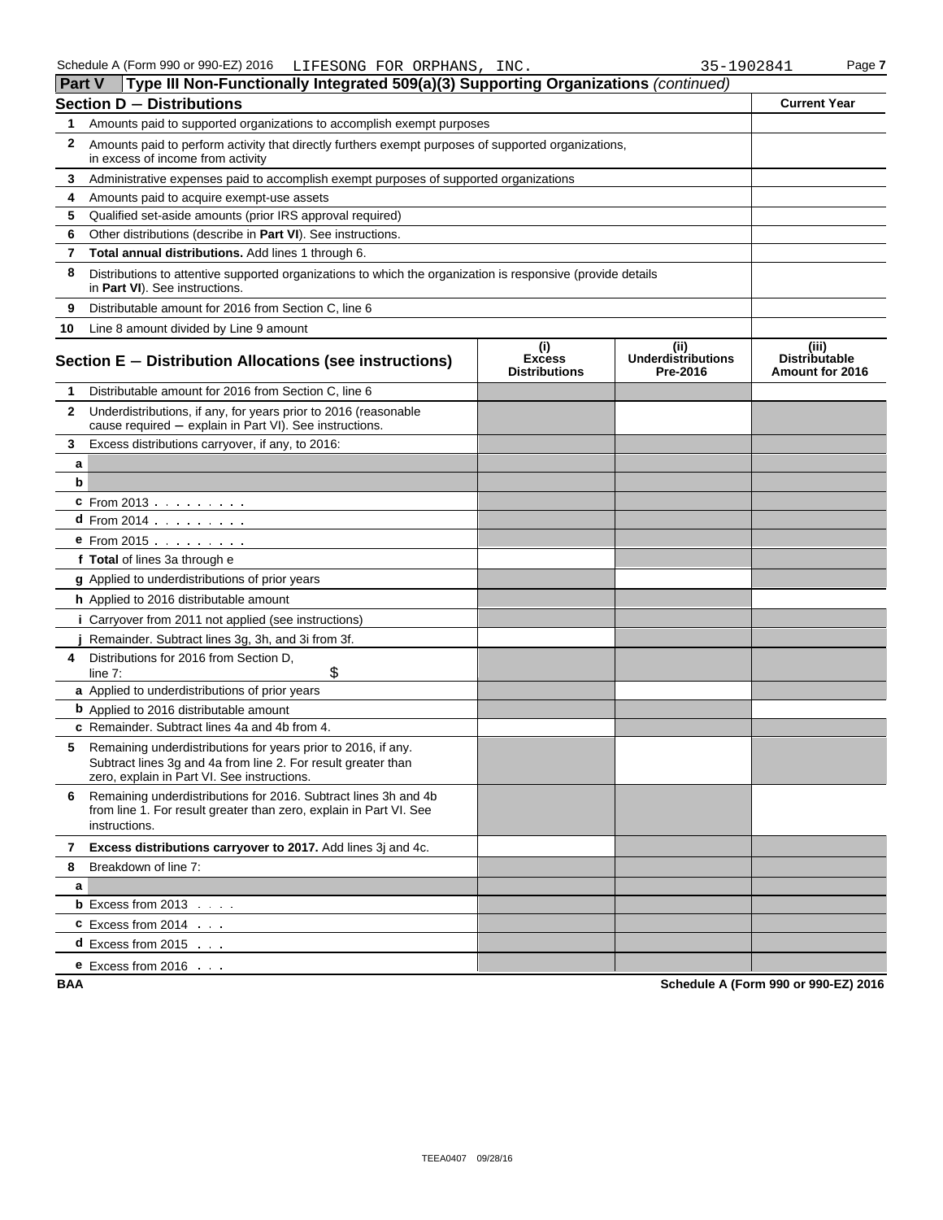## Part V — Type III Non-Functionally Integrated 509(a)(3) Supporting Organizations *(continued)*

### Section D — Distributions

| | | Current Year |
|---|---|---|
| 1 | Amounts paid to supported organizations to accomplish exempt purposes | |
| 2 | Amounts paid to perform activity that directly furthers exempt purposes of supported organizations, in excess of income from activity | |
| 3 | Administrative expenses paid to accomplish exempt purposes of supported organizations | |
| 4 | Amounts paid to acquire exempt-use assets | |
| 5 | Qualified set-aside amounts (prior IRS approval required) | |
| 6 | Other distributions (describe in **Part VI**). See instructions. | |
| 7 | **Total annual distributions.** Add lines 1 through 6. | |
| 8 | Distributions to attentive supported organizations to which the organization is responsive (provide details in **Part VI**). See instructions. | |
| 9 | Distributable amount for 2016 from Section C, line 6 | |
| 10 | Line 8 amount divided by Line 9 amount | |

### Section E — Distribution Allocations (see instructions)

| | | (i) Excess Distributions | (ii) Underdistributions Pre-2016 | (iii) Distributable Amount for 2016 |
|---|---|---|---|---|
| 1 | Distributable amount for 2016 from Section C, line 6 | | | |
| 2 | Underdistributions, if any, for years prior to 2016 (reasonable cause required — explain in Part VI). See instructions. | | | |
| 3 | Excess distributions carryover, if any, to 2016: | | | |
| a | | | | |
| b | | | | |
| c | From 2013 | | | |
| d | From 2014 | | | |
| e | From 2015 | | | |
| f | **Total** of lines 3a through e | | | |
| g | Applied to underdistributions of prior years | | | |
| h | Applied to 2016 distributable amount | | | |
| i | Carryover from 2011 not applied (see instructions) | | | |
| j | Remainder. Subtract lines 3g, 3h, and 3i from 3f. | | | |
| 4 | Distributions for 2016 from Section D, line 7: $ | | | |
| a | Applied to underdistributions of prior years | | | |
| b | Applied to 2016 distributable amount | | | |
| c | Remainder. Subtract lines 4a and 4b from 4. | | | |
| 5 | Remaining underdistributions for years prior to 2016, if any. Subtract lines 3g and 4a from line 2. For result greater than zero, explain in Part VI. See instructions. | | | |
| 6 | Remaining underdistributions for 2016. Subtract lines 3h and 4b from line 1. For result greater than zero, explain in Part VI. See instructions. | | | |
| 7 | **Excess distributions carryover to 2017.** Add lines 3j and 4c. | | | |
| 8 | Breakdown of line 7: | | | |
| a | | | | |
| b | Excess from 2013 | | | |
| c | Excess from 2014 | | | |
| d | Excess from 2015 | | | |
| e | Excess from 2016 | | | |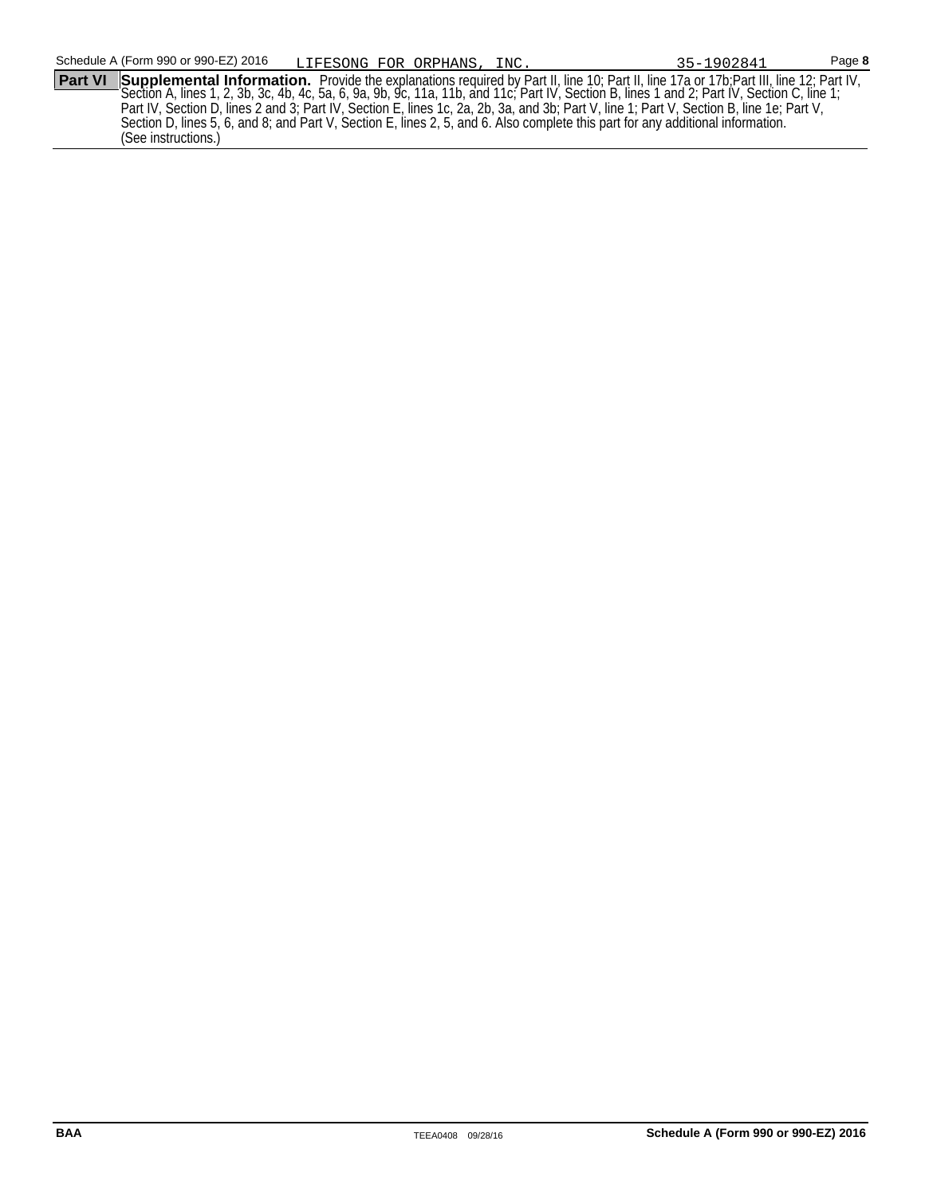Schedule A (Form 990 or 990-EZ) 2016 LIFESONG FOR ORPHANS, INC. 35-1902841

**Part VI** **Supplemental Information.** Provide the explanations required by Part II, line 10; Part II, line 17a or 17b;Part III, line 12; Part IV, Section A, lines 1, 2, 3b, 3c, 4b, 4c, 5a, 6, 9a, 9b, 9c, 11a, 11b, and 11c; Part IV, Section B, lines 1 and 2; Part IV, Section C, line 1; Part IV, Section D, lines 2 and 3; Part IV, Section E, lines 1c, 2a, 2b, 3a, and 3b; Part V, line 1; Part V, Section B, line 1e; Part V, Section D, lines 5, 6, and 8; and Part V, Section E, lines 2, 5, and 6. Also complete this part for any additional information. (See instructions.)

BAA TEEA0408 09/28/16 **Schedule A (Form 990 or 990-EZ) 2016**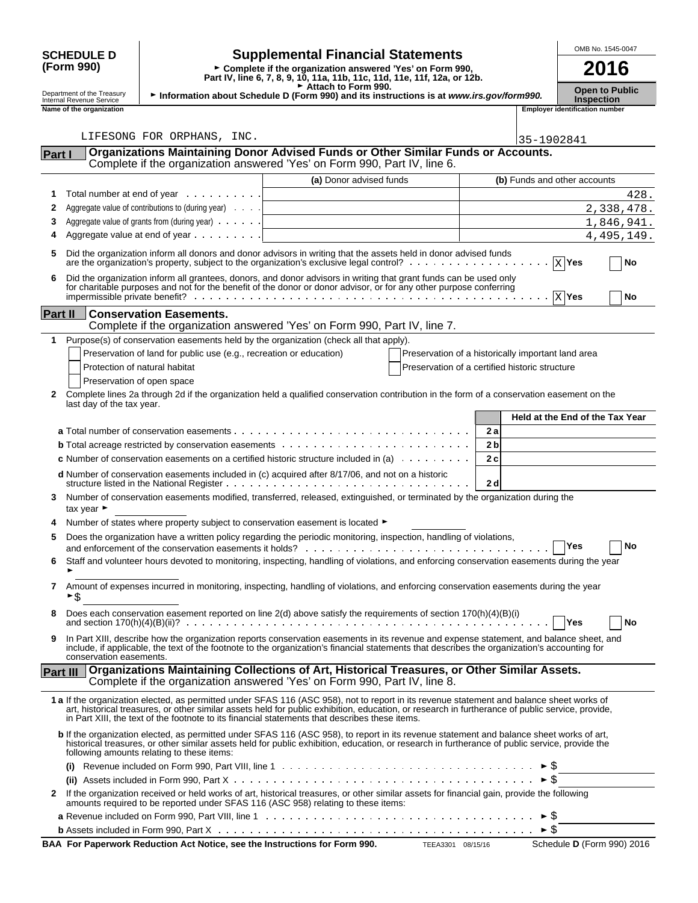**SCHEDULE D (Form 990)**

Department of the Treasury
Internal Revenue Service

# Supplemental Financial Statements

► Complete if the organization answered 'Yes' on Form 990, Part IV, line 6, 7, 8, 9, 10, 11a, 11b, 11c, 11d, 11e, 11f, 12a, or 12b.
► Attach to Form 990.
► Information about Schedule D (Form 990) and its instructions is at *www.irs.gov/form990.*

OMB No. 1545-0047

**2016**

**Open to Public Inspection**

**Name of the organization:** LIFESONG FOR ORPHANS, INC.

**Employer identification number:** 35-1902841

## Part I Organizations Maintaining Donor Advised Funds or Other Similar Funds or Accounts.

Complete if the organization answered 'Yes' on Form 990, Part IV, line 6.

| | | (a) Donor advised funds | (b) Funds and other accounts |
|---|---|---|---|
| 1 | Total number at end of year | | 428. |
| 2 | Aggregate value of contributions to (during year) | | 2,338,478. |
| 3 | Aggregate value of grants from (during year) | | 1,846,941. |
| 4 | Aggregate value at end of year | | 4,495,149. |

5 Did the organization inform all donors and donor advisors in writing that the assets held in donor advised funds are the organization's property, subject to the organization's exclusive legal control? [X] Yes [ ] No

6 Did the organization inform all grantees, donors, and donor advisors in writing that grant funds can be used only for charitable purposes and not for the benefit of the donor or donor advisor, or for any other purpose conferring impermissible private benefit? [X] Yes [ ] No

## Part II Conservation Easements.

Complete if the organization answered 'Yes' on Form 990, Part IV, line 7.

1 Purpose(s) of conservation easements held by the organization (check all that apply).

- [ ] Preservation of land for public use (e.g., recreation or education)
- [ ] Protection of natural habitat
- [ ] Preservation of open space
- [ ] Preservation of a historically important land area
- [ ] Preservation of a certified historic structure

2 Complete lines 2a through 2d if the organization held a qualified conservation contribution in the form of a conservation easement on the last day of the tax year.

| | | Held at the End of the Tax Year |
|---|---|---|
| **a** Total number of conservation easements | 2a | |
| **b** Total acreage restricted by conservation easements | 2b | |
| **c** Number of conservation easements on a certified historic structure included in (a) | 2c | |
| **d** Number of conservation easements included in (c) acquired after 8/17/06, and not on a historic structure listed in the National Register | 2d | |

3 Number of conservation easements modified, transferred, released, extinguished, or terminated by the organization during the tax year ►

4 Number of states where property subject to conservation easement is located ►

5 Does the organization have a written policy regarding the periodic monitoring, inspection, handling of violations, and enforcement of the conservation easements it holds? [ ] Yes [ ] No

6 Staff and volunteer hours devoted to monitoring, inspecting, handling of violations, and enforcing conservation easements during the year ►

7 Amount of expenses incurred in monitoring, inspecting, handling of violations, and enforcing conservation easements during the year ►$

8 Does each conservation easement reported on line 2(d) above satisfy the requirements of section 170(h)(4)(B)(i) and section 170(h)(4)(B)(ii)? [ ] Yes [ ] No

9 In Part XIII, describe how the organization reports conservation easements in its revenue and expense statement, and balance sheet, and include, if applicable, the text of the footnote to the organization's financial statements that describes the organization's accounting for conservation easements.

## Part III Organizations Maintaining Collections of Art, Historical Treasures, or Other Similar Assets.

Complete if the organization answered 'Yes' on Form 990, Part IV, line 8.

**1 a** If the organization elected, as permitted under SFAS 116 (ASC 958), not to report in its revenue statement and balance sheet works of art, historical treasures, or other similar assets held for public exhibition, education, or research in furtherance of public service, provide, in Part XIII, the text of the footnote to its financial statements that describes these items.

**b** If the organization elected, as permitted under SFAS 116 (ASC 958), to report in its revenue statement and balance sheet works of art, historical treasures, or other similar assets held for public exhibition, education, or research in furtherance of public service, provide the following amounts relating to these items:

**(i)** Revenue included on Form 990, Part VIII, line 1 ► $

**(ii)** Assets included in Form 990, Part X ► $

2 If the organization received or held works of art, historical treasures, or other similar assets for financial gain, provide the following amounts required to be reported under SFAS 116 (ASC 958) relating to these items:

**a** Revenue included on Form 990, Part VIII, line 1 ► $

**b** Assets included in Form 990, Part X ► $

**BAA For Paperwork Reduction Act Notice, see the Instructions for Form 990.** TEEA3301 08/15/16 Schedule **D** (Form 990) 2016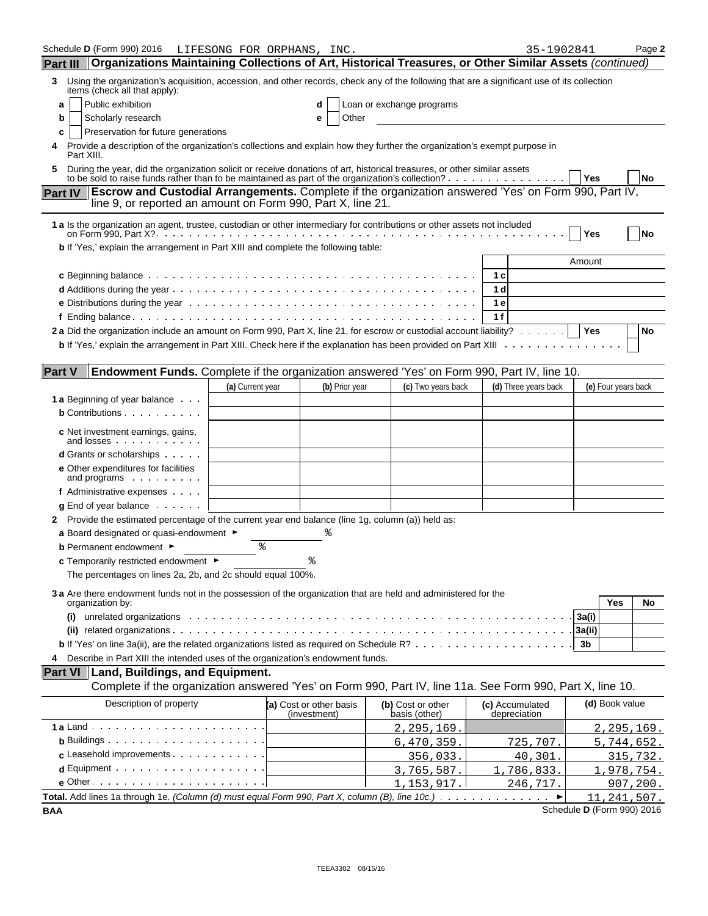Schedule D (Form 990) 2016 LIFESONG FOR ORPHANS, INC. 35-1902841 Page 2

## Part III Organizations Maintaining Collections of Art, Historical Treasures, or Other Similar Assets *(continued)*

**3** Using the organization's acquisition, accession, and other records, check any of the following that are a significant use of its collection items (check all that apply):

- **a** ☐ Public exhibition
- **b** ☐ Scholarly research
- **c** ☐ Preservation for future generations
- **d** ☐ Loan or exchange programs
- **e** ☐ Other

**4** Provide a description of the organization's collections and explain how they further the organization's exempt purpose in Part XIII.

**5** During the year, did the organization solicit or receive donations of art, historical treasures, or other similar assets to be sold to raise funds rather than to be maintained as part of the organization's collection? ☐ Yes ☐ No

## Part IV Escrow and Custodial Arrangements. Complete if the organization answered 'Yes' on Form 990, Part IV, line 9, or reported an amount on Form 990, Part X, line 21.

**1 a** Is the organization an agent, trustee, custodian or other intermediary for contributions or other assets not included on Form 990, Part X? ☐ Yes ☐ No

**b** If 'Yes,' explain the arrangement in Part XIII and complete the following table:

| | | Amount |
|---|---|---|
| **c** Beginning balance | 1 c | |
| **d** Additions during the year | 1 d | |
| **e** Distributions during the year | 1 e | |
| **f** Ending balance | 1 f | |

**2 a** Did the organization include an amount on Form 990, Part X, line 21, for escrow or custodial account liability? ☐ Yes ☐ No

**b** If 'Yes,' explain the arrangement in Part XIII. Check here if the explanation has been provided on Part XIII ☐

## Part V Endowment Funds. Complete if the organization answered 'Yes' on Form 990, Part IV, line 10.

| | (a) Current year | (b) Prior year | (c) Two years back | (d) Three years back | (e) Four years back |
|---|---|---|---|---|---|
| **1 a** Beginning of year balance | | | | | |
| **b** Contributions | | | | | |
| **c** Net investment earnings, gains, and losses | | | | | |
| **d** Grants or scholarships | | | | | |
| **e** Other expenditures for facilities and programs | | | | | |
| **f** Administrative expenses | | | | | |
| **g** End of year balance | | | | | |

**2** Provide the estimated percentage of the current year end balance (line 1g, column (a)) held as:

**a** Board designated or quasi-endowment ► %

**b** Permanent endowment ► %

**c** Temporarily restricted endowment ► %

The percentages on lines 2a, 2b, and 2c should equal 100%.

**3 a** Are there endowment funds not in the possession of the organization that are held and administered for the organization by:

| | | Yes | No |
|---|---|---|---|
| **(i)** unrelated organizations | 3a(i) | | |
| **(ii)** related organizations | 3a(ii) | | |
| **b** If 'Yes' on line 3a(ii), are the related organizations listed as required on Schedule R? | 3b | | |

**4** Describe in Part XIII the intended uses of the organization's endowment funds.

## Part VI Land, Buildings, and Equipment.

Complete if the organization answered 'Yes' on Form 990, Part IV, line 11a. See Form 990, Part X, line 10.

| Description of property | (a) Cost or other basis (investment) | (b) Cost or other basis (other) | (c) Accumulated depreciation | (d) Book value |
|---|---|---|---|---|
| **1 a** Land | | 2,295,169. | | 2,295,169. |
| **b** Buildings | | 6,470,359. | 725,707. | 5,744,652. |
| **c** Leasehold improvements | | 356,033. | 40,301. | 315,732. |
| **d** Equipment | | 3,765,587. | 1,786,833. | 1,978,754. |
| **e** Other | | 1,153,917. | 246,717. | 907,200. |
| **Total.** Add lines 1a through 1e. *(Column (d) must equal Form 990, Part X, column (B), line 10c.)* ► | | | | 11,241,507. |

BAA Schedule D (Form 990) 2016

TEEA3302 08/15/16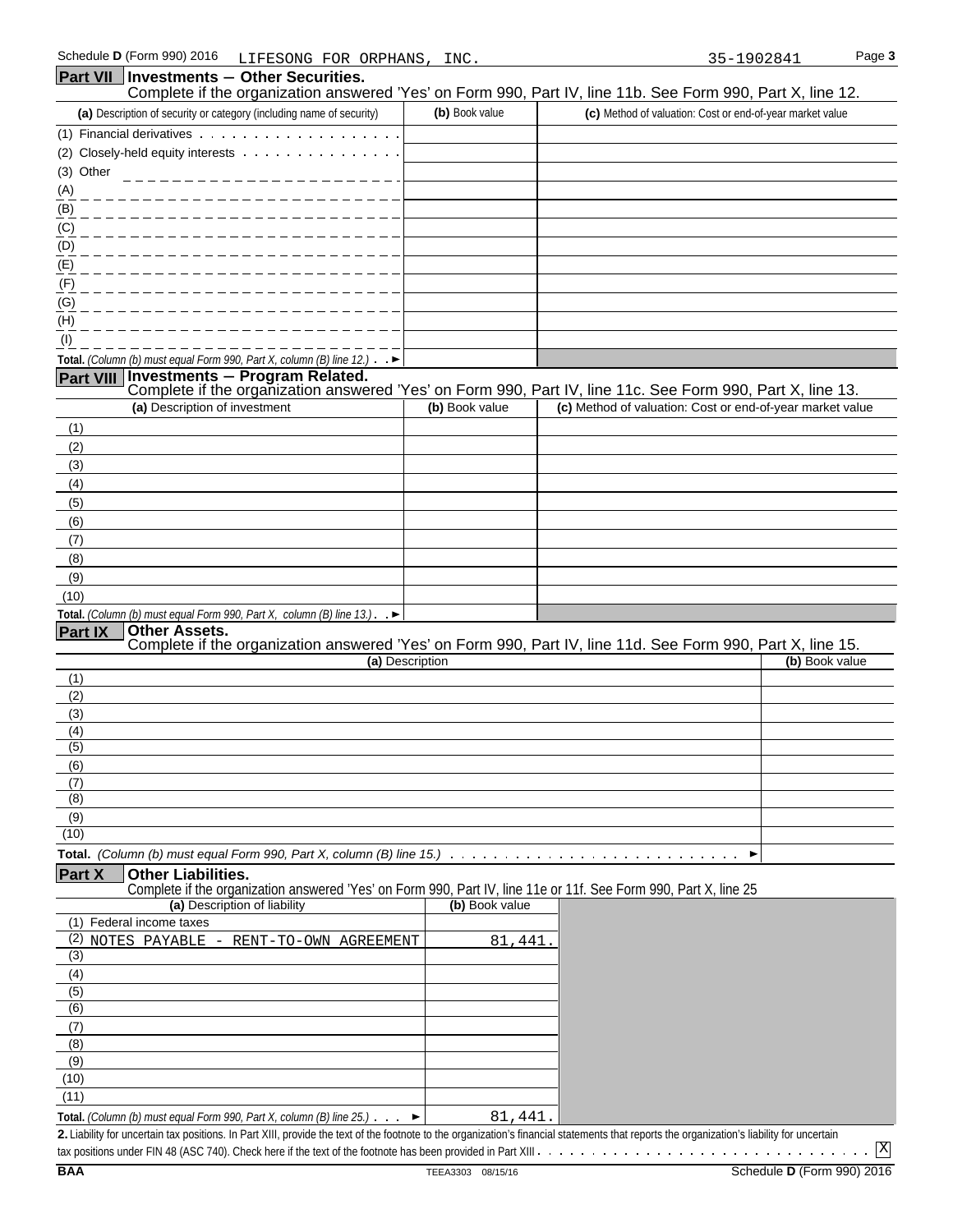Schedule D (Form 990) 2016 LIFESONG FOR ORPHANS, INC. 35-1902841 Page 3

## Part VII Investments — Other Securities.

Complete if the organization answered 'Yes' on Form 990, Part IV, line 11b. See Form 990, Part X, line 12.

| (a) Description of security or category (including name of security) | (b) Book value | (c) Method of valuation: Cost or end-of-year market value |
|---|---|---|
| (1) Financial derivatives | | |
| (2) Closely-held equity interests | | |
| (3) Other | | |
| (A) | | |
| (B) | | |
| (C) | | |
| (D) | | |
| (E) | | |
| (F) | | |
| (G) | | |
| (H) | | |
| (I) | | |
| **Total.** *(Column (b) must equal Form 990, Part X, column (B) line 12.)* ► | | |

## Part VIII Investments — Program Related.

Complete if the organization answered 'Yes' on Form 990, Part IV, line 11c. See Form 990, Part X, line 13.

| (a) Description of investment | (b) Book value | (c) Method of valuation: Cost or end-of-year market value |
|---|---|---|
| (1) | | |
| (2) | | |
| (3) | | |
| (4) | | |
| (5) | | |
| (6) | | |
| (7) | | |
| (8) | | |
| (9) | | |
| (10) | | |
| **Total.** *(Column (b) must equal Form 990, Part X, column (B) line 13.)* ► | | |

## Part IX Other Assets.

Complete if the organization answered 'Yes' on Form 990, Part IV, line 11d. See Form 990, Part X, line 15.

| (a) Description | (b) Book value |
|---|---|
| (1) | |
| (2) | |
| (3) | |
| (4) | |
| (5) | |
| (6) | |
| (7) | |
| (8) | |
| (9) | |
| (10) | |
| **Total.** *(Column (b) must equal Form 990, Part X, column (B) line 15.)* ► | |

## Part X Other Liabilities.

Complete if the organization answered 'Yes' on Form 990, Part IV, line 11e or 11f. See Form 990, Part X, line 25

| (a) Description of liability | (b) Book value |
|---|---|
| (1) Federal income taxes | |
| (2) NOTES PAYABLE - RENT-TO-OWN AGREEMENT | 81,441. |
| (3) | |
| (4) | |
| (5) | |
| (6) | |
| (7) | |
| (8) | |
| (9) | |
| (10) | |
| (11) | |
| **Total.** *(Column (b) must equal Form 990, Part X, column (B) line 25.)* ► | 81,441. |

**2.** Liability for uncertain tax positions. In Part XIII, provide the text of the footnote to the organization's financial statements that reports the organization's liability for uncertain tax positions under FIN 48 (ASC 740). Check here if the text of the footnote has been provided in Part XIII . . . . . [X]

BAA TEEA3303 08/15/16 Schedule D (Form 990) 2016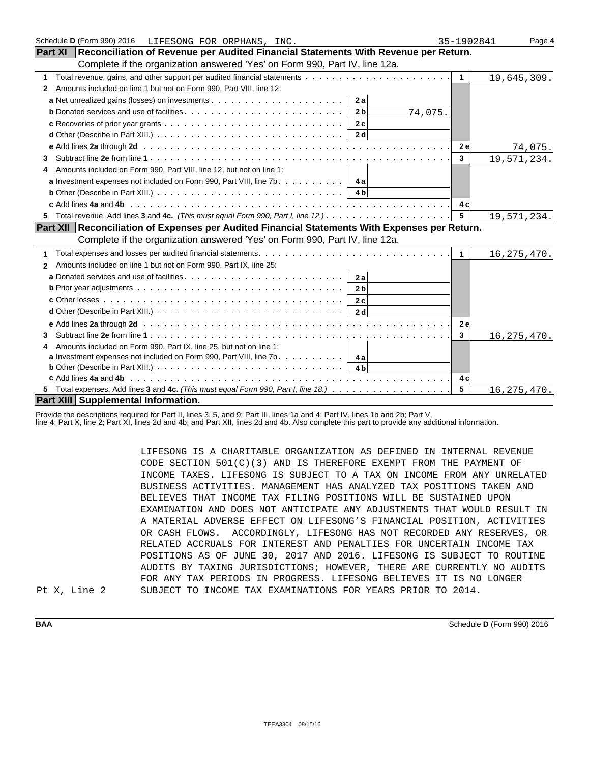Schedule D (Form 990) 2016 LIFESONG FOR ORPHANS, INC. 35-1902841 Page 4

## Part XI Reconciliation of Revenue per Audited Financial Statements With Revenue per Return.

Complete if the organization answered 'Yes' on Form 990, Part IV, line 12a.

| | | | | |
|---|---|---|---|---|
| **1** Total revenue, gains, and other support per audited financial statements | | | 1 | 19,645,309. |
| **2** Amounts included on line 1 but not on Form 990, Part VIII, line 12: | | | | |
| **a** Net unrealized gains (losses) on investments | 2a | | | |
| **b** Donated services and use of facilities | 2b | 74,075. | | |
| **c** Recoveries of prior year grants | 2c | | | |
| **d** Other (Describe in Part XIII.) | 2d | | | |
| **e** Add lines **2a** through **2d** | | | 2e | 74,075. |
| **3** Subtract line **2e** from line **1** | | | 3 | 19,571,234. |
| **4** Amounts included on Form 990, Part VIII, line 12, but not on line 1: | | | | |
| **a** Investment expenses not included on Form 990, Part VIII, line 7b | 4a | | | |
| **b** Other (Describe in Part XIII.) | 4b | | | |
| **c** Add lines **4a** and **4b** | | | 4c | |
| **5** Total revenue. Add lines **3** and **4c.** *(This must equal Form 990, Part I, line 12.)* | | | 5 | 19,571,234. |

## Part XII Reconciliation of Expenses per Audited Financial Statements With Expenses per Return.

Complete if the organization answered 'Yes' on Form 990, Part IV, line 12a.

| | | | | |
|---|---|---|---|---|
| **1** Total expenses and losses per audited financial statements | | | 1 | 16,275,470. |
| **2** Amounts included on line 1 but not on Form 990, Part IX, line 25: | | | | |
| **a** Donated services and use of facilities | 2a | | | |
| **b** Prior year adjustments | 2b | | | |
| **c** Other losses | 2c | | | |
| **d** Other (Describe in Part XIII.) | 2d | | | |
| **e** Add lines **2a** through **2d** | | | 2e | |
| **3** Subtract line **2e** from line **1** | | | 3 | 16,275,470. |
| **4** Amounts included on Form 990, Part IX, line 25, but not on line 1: | | | | |
| **a** Investment expenses not included on Form 990, Part VIII, line 7b | 4a | | | |
| **b** Other (Describe in Part XIII.) | 4b | | | |
| **c** Add lines **4a** and **4b** | | | 4c | |
| **5** Total expenses. Add lines **3** and **4c.** *(This must equal Form 990, Part I, line 18.)* | | | 5 | 16,275,470. |

## Part XIII Supplemental Information.

Provide the descriptions required for Part II, lines 3, 5, and 9; Part III, lines 1a and 4; Part IV, lines 1b and 2b; Part V, line 4; Part X, line 2; Part XI, lines 2d and 4b; and Part XII, lines 2d and 4b. Also complete this part to provide any additional information.

Pt X, Line 2

LIFESONG IS A CHARITABLE ORGANIZATION AS DEFINED IN INTERNAL REVENUE CODE SECTION 501(C)(3) AND IS THEREFORE EXEMPT FROM THE PAYMENT OF INCOME TAXES. LIFESONG IS SUBJECT TO A TAX ON INCOME FROM ANY UNRELATED BUSINESS ACTIVITIES. MANAGEMENT HAS ANALYZED TAX POSITIONS TAKEN AND BELIEVES THAT INCOME TAX FILING POSITIONS WILL BE SUSTAINED UPON EXAMINATION AND DOES NOT ANTICIPATE ANY ADJUSTMENTS THAT WOULD RESULT IN A MATERIAL ADVERSE EFFECT ON LIFESONG'S FINANCIAL POSITION, ACTIVITIES OR CASH FLOWS. ACCORDINGLY, LIFESONG HAS NOT RECORDED ANY RESERVES, OR RELATED ACCRUALS FOR INTEREST AND PENALTIES FOR UNCERTAIN INCOME TAX POSITIONS AS OF JUNE 30, 2017 AND 2016. LIFESONG IS SUBJECT TO ROUTINE AUDITS BY TAXING JURISDICTIONS; HOWEVER, THERE ARE CURRENTLY NO AUDITS FOR ANY TAX PERIODS IN PROGRESS. LIFESONG BELIEVES IT IS NO LONGER SUBJECT TO INCOME TAX EXAMINATIONS FOR YEARS PRIOR TO 2014.

BAA Schedule D (Form 990) 2016

TEEA3304 08/15/16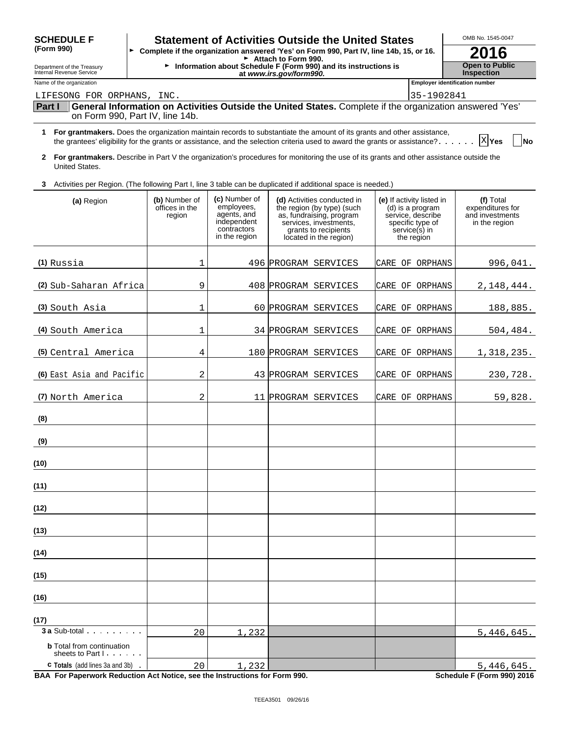**SCHEDULE F (Form 990)**

Department of the Treasury
Internal Revenue Service

# Statement of Activities Outside the United States

► Complete if the organization answered 'Yes' on Form 990, Part IV, line 14b, 15, or 16.
► Attach to Form 990.
► Information about Schedule F (Form 990) and its instructions is at *www.irs.gov/form990.*

OMB No. 1545-0047

**2016**

**Open to Public Inspection**

Name of the organization: LIFESONG FOR ORPHANS, INC.

Employer identification number: 35-1902841

**Part I General Information on Activities Outside the United States.** Complete if the organization answered 'Yes' on Form 990, Part IV, line 14b.

**1 For grantmakers.** Does the organization maintain records to substantiate the amount of its grants and other assistance, the grantees' eligibility for the grants or assistance, and the selection criteria used to award the grants or assistance? . . . . . . [X] Yes [ ] No

**2 For grantmakers.** Describe in Part V the organization's procedures for monitoring the use of its grants and other assistance outside the United States.

**3** Activities per Region. (The following Part I, line 3 table can be duplicated if additional space is needed.)

| (a) Region | (b) Number of offices in the region | (c) Number of employees, agents, and independent contractors in the region | (d) Activities conducted in the region (by type) (such as, fundraising, program services, investments, grants to recipients located in the region) | (e) If activity listed in (d) is a program service, describe specific type of service(s) in the region | (f) Total expenditures for and investments in the region |
|---|---|---|---|---|---|
| (1) Russia | 1 | 496 | PROGRAM SERVICES | CARE OF ORPHANS | 996,041. |
| (2) Sub-Saharan Africa | 9 | 408 | PROGRAM SERVICES | CARE OF ORPHANS | 2,148,444. |
| (3) South Asia | 1 | 60 | PROGRAM SERVICES | CARE OF ORPHANS | 188,885. |
| (4) South America | 1 | 34 | PROGRAM SERVICES | CARE OF ORPHANS | 504,484. |
| (5) Central America | 4 | 180 | PROGRAM SERVICES | CARE OF ORPHANS | 1,318,235. |
| (6) East Asia and Pacific | 2 | 43 | PROGRAM SERVICES | CARE OF ORPHANS | 230,728. |
| (7) North America | 2 | 11 | PROGRAM SERVICES | CARE OF ORPHANS | 59,828. |
| (8) | | | | | |
| (9) | | | | | |
| (10) | | | | | |
| (11) | | | | | |
| (12) | | | | | |
| (13) | | | | | |
| (14) | | | | | |
| (15) | | | | | |
| (16) | | | | | |
| (17) | | | | | |
| **3 a** Sub-total | 20 | 1,232 | | | 5,446,645. |
| **b** Total from continuation sheets to Part I | | | | | |
| **c Totals** (add lines 3a and 3b) | 20 | 1,232 | | | 5,446,645. |

**BAA For Paperwork Reduction Act Notice, see the Instructions for Form 990.** **Schedule F (Form 990) 2016**

TEEA3501 09/26/16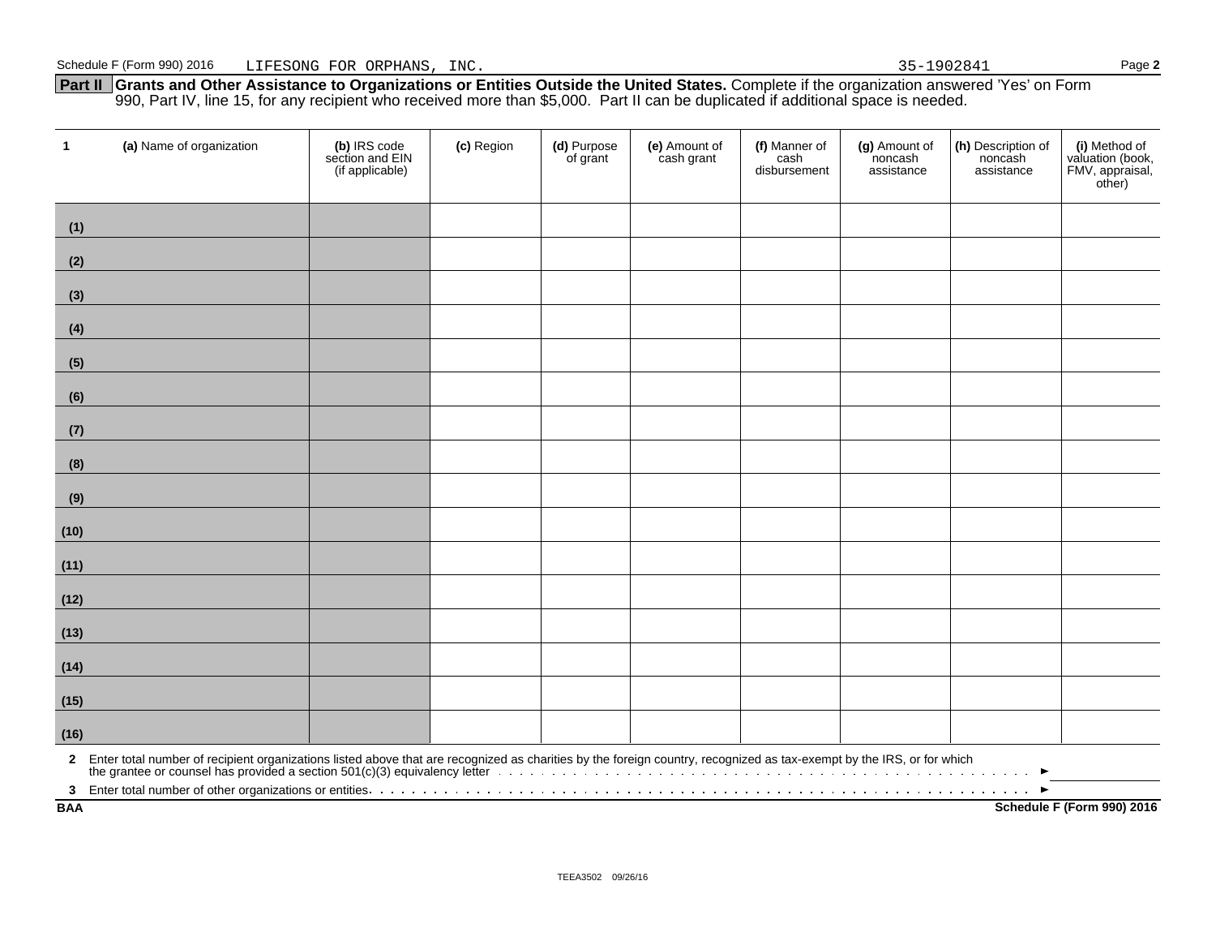Schedule F (Form 990) 2016 LIFESONG FOR ORPHANS, INC. 35-1902841

**Part II Grants and Other Assistance to Organizations or Entities Outside the United States.** Complete if the organization answered 'Yes' on Form 990, Part IV, line 15, for any recipient who received more than $5,000. Part II can be duplicated if additional space is needed.

| 1 (a) Name of organization | (b) IRS code section and EIN (if applicable) | (c) Region | (d) Purpose of grant | (e) Amount of cash grant | (f) Manner of cash disbursement | (g) Amount of noncash assistance | (h) Description of noncash assistance | (i) Method of valuation (book, FMV, appraisal, other) |
|---|---|---|---|---|---|---|---|---|
| (1) | | | | | | | | |
| (2) | | | | | | | | |
| (3) | | | | | | | | |
| (4) | | | | | | | | |
| (5) | | | | | | | | |
| (6) | | | | | | | | |
| (7) | | | | | | | | |
| (8) | | | | | | | | |
| (9) | | | | | | | | |
| (10) | | | | | | | | |
| (11) | | | | | | | | |
| (12) | | | | | | | | |
| (13) | | | | | | | | |
| (14) | | | | | | | | |
| (15) | | | | | | | | |
| (16) | | | | | | | | |

**2** Enter total number of recipient organizations listed above that are recognized as charities by the foreign country, recognized as tax-exempt by the IRS, or for which the grantee or counsel has provided a section 501(c)(3) equivalency letter . . . . ►

**3** Enter total number of other organizations or entities . . . . ►

**BAA** **Schedule F (Form 990) 2016**

TEEA3502 09/26/16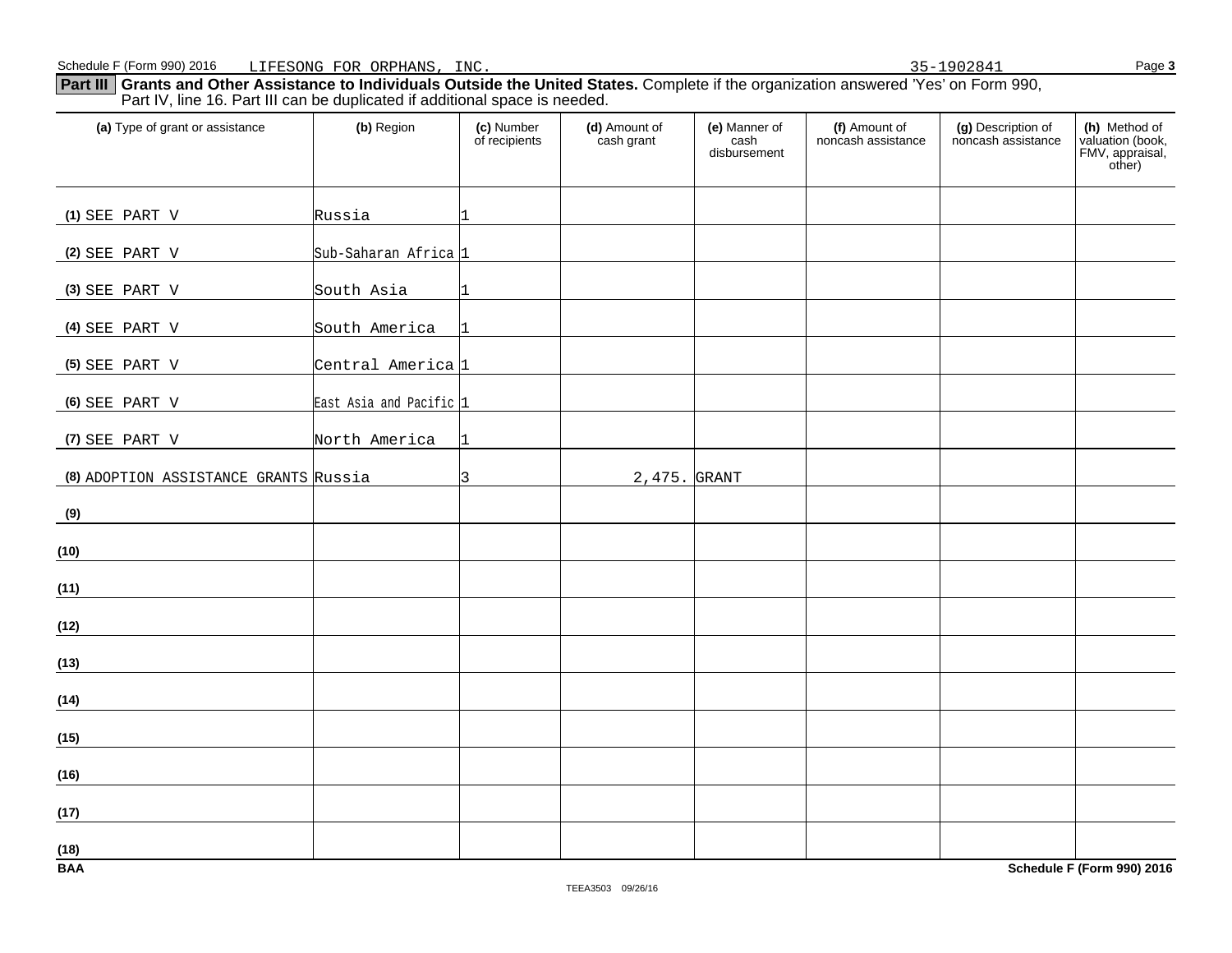Schedule F (Form 990) 2016 LIFESONG FOR ORPHANS, INC. 35-1902841

**Part III** **Grants and Other Assistance to Individuals Outside the United States.** Complete if the organization answered 'Yes' on Form 990, Part IV, line 16. Part III can be duplicated if additional space is needed.

| (a) Type of grant or assistance | (b) Region | (c) Number of recipients | (d) Amount of cash grant | (e) Manner of cash disbursement | (f) Amount of noncash assistance | (g) Description of noncash assistance | (h) Method of valuation (book, FMV, appraisal, other) |
|---|---|---|---|---|---|---|---|
| (1) SEE PART V | Russia | 1 | | | | | |
| (2) SEE PART V | Sub-Saharan Africa | 1 | | | | | |
| (3) SEE PART V | South Asia | 1 | | | | | |
| (4) SEE PART V | South America | 1 | | | | | |
| (5) SEE PART V | Central America | 1 | | | | | |
| (6) SEE PART V | East Asia and Pacific | 1 | | | | | |
| (7) SEE PART V | North America | 1 | | | | | |
| (8) ADOPTION ASSISTANCE GRANTS | Russia | 3 | 2,475. | GRANT | | | |
| (9) | | | | | | | |
| (10) | | | | | | | |
| (11) | | | | | | | |
| (12) | | | | | | | |
| (13) | | | | | | | |
| (14) | | | | | | | |
| (15) | | | | | | | |
| (16) | | | | | | | |
| (17) | | | | | | | |
| (18) | | | | | | | |

BAA Schedule F (Form 990) 2016

TEEA3503 09/26/16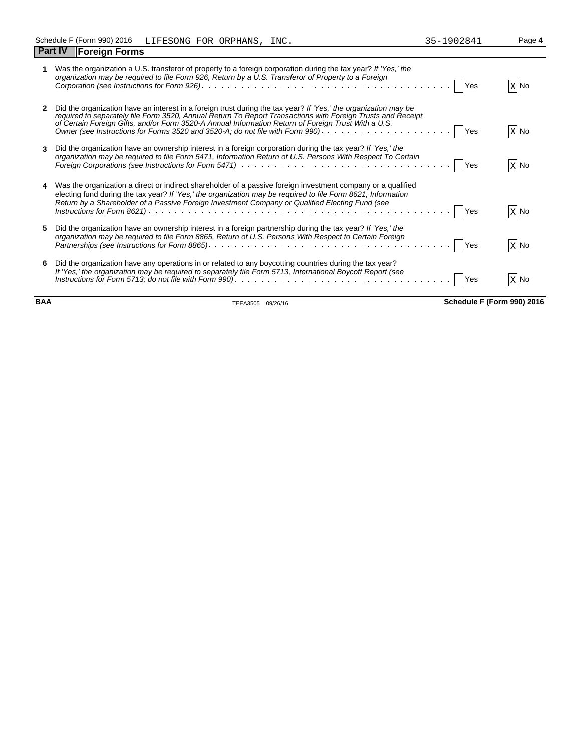Schedule F (Form 990) 2016 LIFESONG FOR ORPHANS, INC. 35-1902841

## Part IV Foreign Forms

| | | Yes | No |
|---|---|---|---|
| **1** | Was the organization a U.S. transferor of property to a foreign corporation during the tax year? *If 'Yes,' the organization may be required to file Form 926, Return by a U.S. Transferor of Property to a Foreign Corporation (see Instructions for Form 926)* | | X |
| **2** | Did the organization have an interest in a foreign trust during the tax year? *If 'Yes,' the organization may be required to separately file Form 3520, Annual Return To Report Transactions with Foreign Trusts and Receipt of Certain Foreign Gifts, and/or Form 3520-A Annual Information Return of Foreign Trust With a U.S. Owner (see Instructions for Forms 3520 and 3520-A; do not file with Form 990)* | | X |
| **3** | Did the organization have an ownership interest in a foreign corporation during the tax year? *If 'Yes,' the organization may be required to file Form 5471, Information Return of U.S. Persons With Respect To Certain Foreign Corporations (see Instructions for Form 5471)* | | X |
| **4** | Was the organization a direct or indirect shareholder of a passive foreign investment company or a qualified electing fund during the tax year? *If 'Yes,' the organization may be required to file Form 8621, Information Return by a Shareholder of a Passive Foreign Investment Company or Qualified Electing Fund (see Instructions for Form 8621)* | | X |
| **5** | Did the organization have an ownership interest in a foreign partnership during the tax year? *If 'Yes,' the organization may be required to file Form 8865, Return of U.S. Persons With Respect to Certain Foreign Partnerships (see Instructions for Form 8865)* | | X |
| **6** | Did the organization have any operations in or related to any boycotting countries during the tax year? *If 'Yes,' the organization may be required to separately file Form 5713, International Boycott Report (see Instructions for Form 5713; do not file with Form 990)* | | X |

BAA TEEA3505 09/26/16 **Schedule F (Form 990) 2016**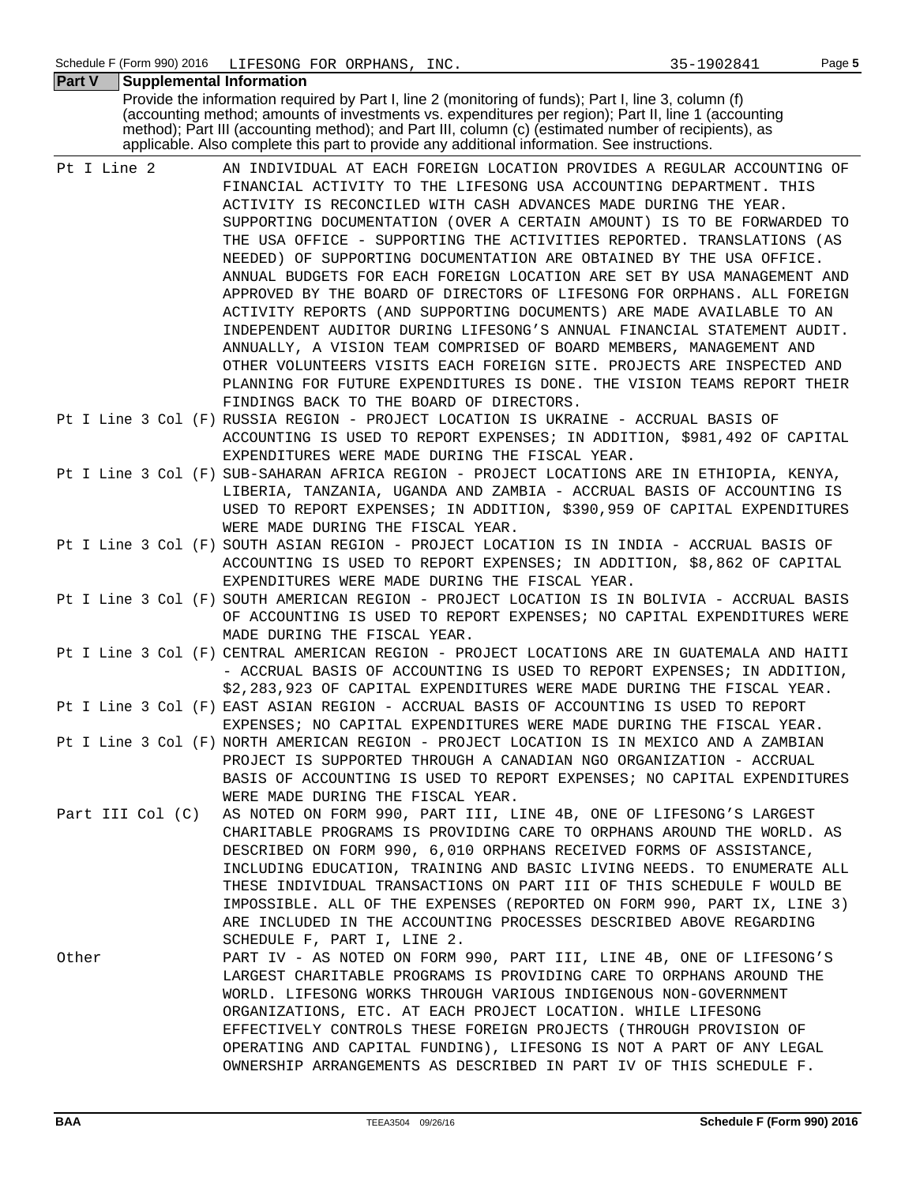Schedule F (Form 990) 2016 LIFESONG FOR ORPHANS, INC. 35-1902841 Page **5**

## Part V Supplemental Information

Provide the information required by Part I, line 2 (monitoring of funds); Part I, line 3, column (f) (accounting method; amounts of investments vs. expenditures per region); Part II, line 1 (accounting method); Part III (accounting method); and Part III, column (c) (estimated number of recipients), as applicable. Also complete this part to provide any additional information. See instructions.

| | |
|---|---|
| Pt I Line 2 | AN INDIVIDUAL AT EACH FOREIGN LOCATION PROVIDES A REGULAR ACCOUNTING OF FINANCIAL ACTIVITY TO THE LIFESONG USA ACCOUNTING DEPARTMENT. THIS ACTIVITY IS RECONCILED WITH CASH ADVANCES MADE DURING THE YEAR. SUPPORTING DOCUMENTATION (OVER A CERTAIN AMOUNT) IS TO BE FORWARDED TO THE USA OFFICE - SUPPORTING THE ACTIVITIES REPORTED. TRANSLATIONS (AS NEEDED) OF SUPPORTING DOCUMENTATION ARE OBTAINED BY THE USA OFFICE. ANNUAL BUDGETS FOR EACH FOREIGN LOCATION ARE SET BY USA MANAGEMENT AND APPROVED BY THE BOARD OF DIRECTORS OF LIFESONG FOR ORPHANS. ALL FOREIGN ACTIVITY REPORTS (AND SUPPORTING DOCUMENTS) ARE MADE AVAILABLE TO AN INDEPENDENT AUDITOR DURING LIFESONG'S ANNUAL FINANCIAL STATEMENT AUDIT. ANNUALLY, A VISION TEAM COMPRISED OF BOARD MEMBERS, MANAGEMENT AND OTHER VOLUNTEERS VISITS EACH FOREIGN SITE. PROJECTS ARE INSPECTED AND PLANNING FOR FUTURE EXPENDITURES IS DONE. THE VISION TEAMS REPORT THEIR FINDINGS BACK TO THE BOARD OF DIRECTORS. |
| Pt I Line 3 Col (F) | RUSSIA REGION - PROJECT LOCATION IS UKRAINE - ACCRUAL BASIS OF ACCOUNTING IS USED TO REPORT EXPENSES; IN ADDITION, $981,492 OF CAPITAL EXPENDITURES WERE MADE DURING THE FISCAL YEAR. |
| Pt I Line 3 Col (F) | SUB-SAHARAN AFRICA REGION - PROJECT LOCATIONS ARE IN ETHIOPIA, KENYA, LIBERIA, TANZANIA, UGANDA AND ZAMBIA - ACCRUAL BASIS OF ACCOUNTING IS USED TO REPORT EXPENSES; IN ADDITION, $390,959 OF CAPITAL EXPENDITURES WERE MADE DURING THE FISCAL YEAR. |
| Pt I Line 3 Col (F) | SOUTH ASIAN REGION - PROJECT LOCATION IS IN INDIA - ACCRUAL BASIS OF ACCOUNTING IS USED TO REPORT EXPENSES; IN ADDITION, $8,862 OF CAPITAL EXPENDITURES WERE MADE DURING THE FISCAL YEAR. |
| Pt I Line 3 Col (F) | SOUTH AMERICAN REGION - PROJECT LOCATION IS IN BOLIVIA - ACCRUAL BASIS OF ACCOUNTING IS USED TO REPORT EXPENSES; NO CAPITAL EXPENDITURES WERE MADE DURING THE FISCAL YEAR. |
| Pt I Line 3 Col (F) | CENTRAL AMERICAN REGION - PROJECT LOCATIONS ARE IN GUATEMALA AND HAITI - ACCRUAL BASIS OF ACCOUNTING IS USED TO REPORT EXPENSES; IN ADDITION, $2,283,923 OF CAPITAL EXPENDITURES WERE MADE DURING THE FISCAL YEAR. |
| Pt I Line 3 Col (F) | EAST ASIAN REGION - ACCRUAL BASIS OF ACCOUNTING IS USED TO REPORT EXPENSES; NO CAPITAL EXPENDITURES WERE MADE DURING THE FISCAL YEAR. |
| Pt I Line 3 Col (F) | NORTH AMERICAN REGION - PROJECT LOCATION IS IN MEXICO AND A ZAMBIAN PROJECT IS SUPPORTED THROUGH A CANADIAN NGO ORGANIZATION - ACCRUAL BASIS OF ACCOUNTING IS USED TO REPORT EXPENSES; NO CAPITAL EXPENDITURES WERE MADE DURING THE FISCAL YEAR. |
| Part III Col (C) | AS NOTED ON FORM 990, PART III, LINE 4B, ONE OF LIFESONG'S LARGEST CHARITABLE PROGRAMS IS PROVIDING CARE TO ORPHANS AROUND THE WORLD. AS DESCRIBED ON FORM 990, 6,010 ORPHANS RECEIVED FORMS OF ASSISTANCE, INCLUDING EDUCATION, TRAINING AND BASIC LIVING NEEDS. TO ENUMERATE ALL THESE INDIVIDUAL TRANSACTIONS ON PART III OF THIS SCHEDULE F WOULD BE IMPOSSIBLE. ALL OF THE EXPENSES (REPORTED ON FORM 990, PART IX, LINE 3) ARE INCLUDED IN THE ACCOUNTING PROCESSES DESCRIBED ABOVE REGARDING SCHEDULE F, PART I, LINE 2. |
| Other | PART IV - AS NOTED ON FORM 990, PART III, LINE 4B, ONE OF LIFESONG'S LARGEST CHARITABLE PROGRAMS IS PROVIDING CARE TO ORPHANS AROUND THE WORLD. LIFESONG WORKS THROUGH VARIOUS INDIGENOUS NON-GOVERNMENT ORGANIZATIONS, ETC. AT EACH PROJECT LOCATION. WHILE LIFESONG EFFECTIVELY CONTROLS THESE FOREIGN PROJECTS (THROUGH PROVISION OF OPERATING AND CAPITAL FUNDING), LIFESONG IS NOT A PART OF ANY LEGAL OWNERSHIP ARRANGEMENTS AS DESCRIBED IN PART IV OF THIS SCHEDULE F. |

BAA TEEA3504 09/26/16 **Schedule F (Form 990) 2016**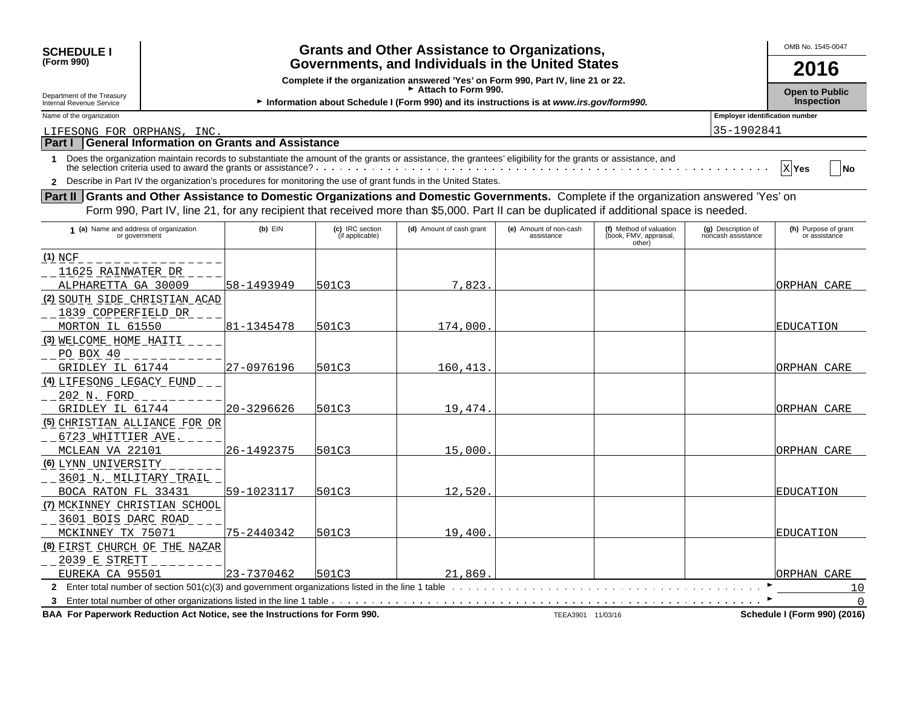**SCHEDULE I**
**(Form 990)**

Department of the Treasury
Internal Revenue Service

# Grants and Other Assistance to Organizations, Governments, and Individuals in the United States

**Complete if the organization answered 'Yes' on Form 990, Part IV, line 21 or 22.**
► **Attach to Form 990.**
► **Information about Schedule I (Form 990) and its instructions is at *www.irs.gov/form990.***

OMB No. 1545-0047

**2016**

**Open to Public Inspection**

Name of the organization: LIFESONG FOR ORPHANS, INC.

Employer identification number: 35-1902841

## Part I General Information on Grants and Assistance

**1** Does the organization maintain records to substantiate the amount of the grants or assistance, the grantees' eligibility for the grants or assistance, and the selection criteria used to award the grants or assistance? . . . . . . . . . . . . . . . . X **Yes** ☐ **No**

**2** Describe in Part IV the organization's procedures for monitoring the use of grant funds in the United States.

## Part II Grants and Other Assistance to Domestic Organizations and Domestic Governments.

Complete if the organization answered 'Yes' on Form 990, Part IV, line 21, for any recipient that received more than $5,000. Part II can be duplicated if additional space is needed.

| 1 (a) Name and address of organization or government | (b) EIN | (c) IRC section (if applicable) | (d) Amount of cash grant | (e) Amount of non-cash assistance | (f) Method of valuation (book, FMV, appraisal, other) | (g) Description of noncash assistance | (h) Purpose of grant or assistance |
|---|---|---|---|---|---|---|---|
| (1) NCF<br>11625 RAINWATER DR<br>ALPHARETTA GA 30009 | 58-1493949 | 501C3 | 7,823. | | | | ORPHAN CARE |
| (2) SOUTH SIDE CHRISTIAN ACAD<br>1839 COPPERFIELD DR<br>MORTON IL 61550 | 81-1345478 | 501C3 | 174,000. | | | | EDUCATION |
| (3) WELCOME HOME HAITI<br>PO BOX 40<br>GRIDLEY IL 61744 | 27-0976196 | 501C3 | 160,413. | | | | ORPHAN CARE |
| (4) LIFESONG LEGACY FUND<br>202 N. FORD<br>GRIDLEY IL 61744 | 20-3296626 | 501C3 | 19,474. | | | | ORPHAN CARE |
| (5) CHRISTIAN ALLIANCE FOR OR<br>6723 WHITTIER AVE.<br>MCLEAN VA 22101 | 26-1492375 | 501C3 | 15,000. | | | | ORPHAN CARE |
| (6) LYNN UNIVERSITY<br>3601 N. MILITARY TRAIL<br>BOCA RATON FL 33431 | 59-1023117 | 501C3 | 12,520. | | | | EDUCATION |
| (7) MCKINNEY CHRISTIAN SCHOOL<br>3601 BOIS DARC ROAD<br>MCKINNEY TX 75071 | 75-2440342 | 501C3 | 19,400. | | | | EDUCATION |
| (8) FIRST CHURCH OF THE NAZAR<br>2039 E STRETT<br>EUREKA CA 95501 | 23-7370462 | 501C3 | 21,869. | | | | ORPHAN CARE |

**2** Enter total number of section 501(c)(3) and government organizations listed in the line 1 table . . . . . . ► 10

**3** Enter total number of other organizations listed in the line 1 table . . . . . . ► 0

**BAA For Paperwork Reduction Act Notice, see the Instructions for Form 990.** TEEA3901 11/03/16 **Schedule I (Form 990) (2016)**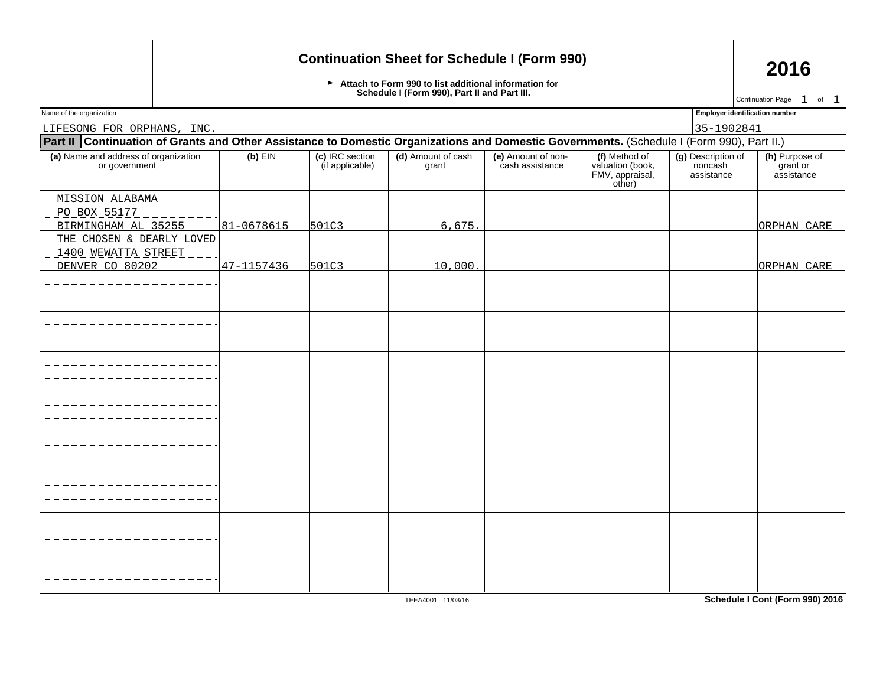# Continuation Sheet for Schedule I (Form 990)

**2016**

► **Attach to Form 990 to list additional information for Schedule I (Form 990), Part II and Part III.**

Continuation Page 1 of 1

| Name of the organization | Employer identification number |
|---|---|
| LIFESONG FOR ORPHANS, INC. | 35-1902841 |

**Part II** **Continuation of Grants and Other Assistance to Domestic Organizations and Domestic Governments.** (Schedule I (Form 990), Part II.)

| (a) Name and address of organization or government | (b) EIN | (c) IRC section (if applicable) | (d) Amount of cash grant | (e) Amount of non-cash assistance | (f) Method of valuation (book, FMV, appraisal, other) | (g) Description of noncash assistance | (h) Purpose of grant or assistance |
|---|---|---|---|---|---|---|---|
| MISSION ALABAMA<br>PO BOX 55177<br>BIRMINGHAM AL 35255 | 81-0678615 | 501C3 | 6,675. | | | | ORPHAN CARE |
| THE CHOSEN & DEARLY LOVED<br>1400 WEWATTA STREET<br>DENVER CO 80202 | 47-1157436 | 501C3 | 10,000. | | | | ORPHAN CARE |
| | | | | | | | |
| | | | | | | | |
| | | | | | | | |
| | | | | | | | |
| | | | | | | | |
| | | | | | | | |
| | | | | | | | |
| | | | | | | | |

TEEA4001 11/03/16

**Schedule I Cont (Form 990) 2016**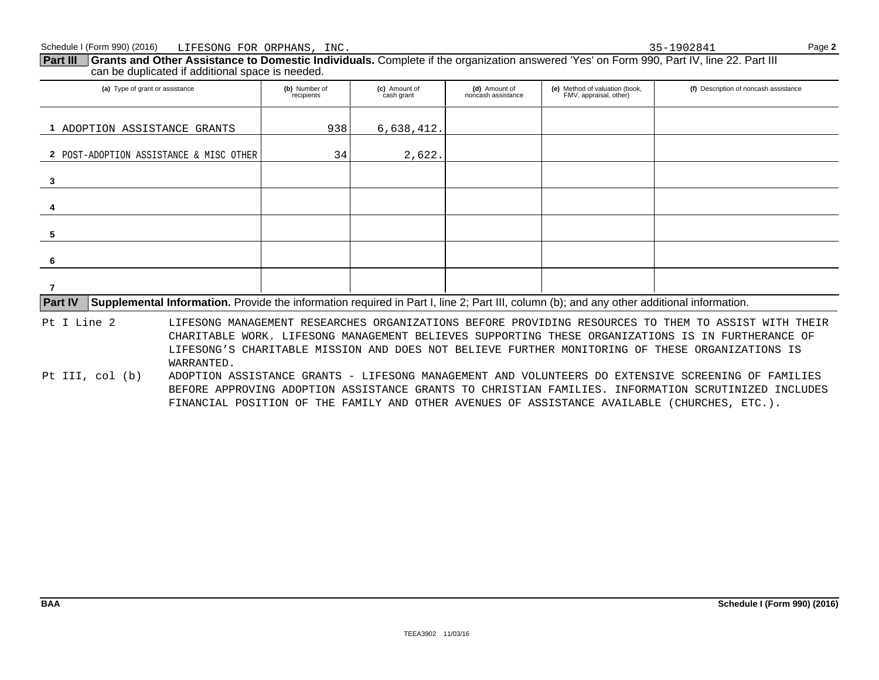Schedule I (Form 990) (2016) LIFESONG FOR ORPHANS, INC. 35-1902841 Page **2**

**Part III** **Grants and Other Assistance to Domestic Individuals.** Complete if the organization answered 'Yes' on Form 990, Part IV, line 22. Part III can be duplicated if additional space is needed.

| (a) Type of grant or assistance | (b) Number of recipients | (c) Amount of cash grant | (d) Amount of noncash assistance | (e) Method of valuation (book, FMV, appraisal, other) | (f) Description of noncash assistance |
|---|---|---|---|---|---|
| 1 ADOPTION ASSISTANCE GRANTS | 938 | 6,638,412. | | | |
| 2 POST-ADOPTION ASSISTANCE & MISC OTHER | 34 | 2,622. | | | |
| 3 | | | | | |
| 4 | | | | | |
| 5 | | | | | |
| 6 | | | | | |
| 7 | | | | | |

**Part IV** **Supplemental Information.** Provide the information required in Part I, line 2; Part III, column (b); and any other additional information.

Pt I Line 2 — LIFESONG MANAGEMENT RESEARCHES ORGANIZATIONS BEFORE PROVIDING RESOURCES TO THEM TO ASSIST WITH THEIR CHARITABLE WORK. LIFESONG MANAGEMENT BELIEVES SUPPORTING THESE ORGANIZATIONS IS IN FURTHERANCE OF LIFESONG'S CHARITABLE MISSION AND DOES NOT BELIEVE FURTHER MONITORING OF THESE ORGANIZATIONS IS WARRANTED.

Pt III, col (b) — ADOPTION ASSISTANCE GRANTS - LIFESONG MANAGEMENT AND VOLUNTEERS DO EXTENSIVE SCREENING OF FAMILIES BEFORE APPROVING ADOPTION ASSISTANCE GRANTS TO CHRISTIAN FAMILIES. INFORMATION SCRUTINIZED INCLUDES FINANCIAL POSITION OF THE FAMILY AND OTHER AVENUES OF ASSISTANCE AVAILABLE (CHURCHES, ETC.).

BAA Schedule I (Form 990) (2016)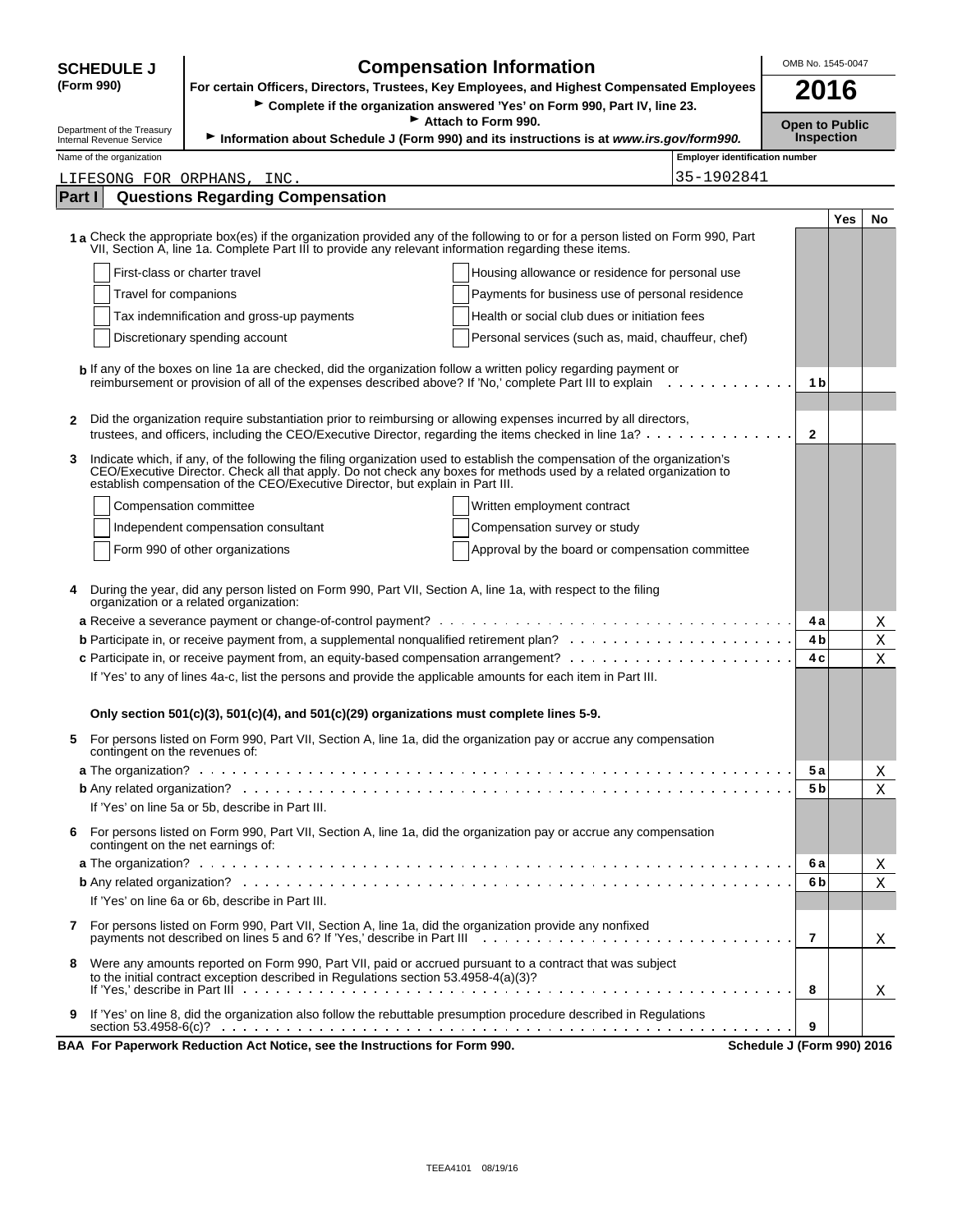# SCHEDULE J (Form 990)

## Compensation Information

**For certain Officers, Directors, Trustees, Key Employees, and Highest Compensated Employees**

► Complete if the organization answered 'Yes' on Form 990, Part IV, line 23.

► Attach to Form 990.

► Information about Schedule J (Form 990) and its instructions is at *www.irs.gov/form990.*

Department of the Treasury
Internal Revenue Service

OMB No. 1545-0047

**2016**

**Open to Public Inspection**

| Name of the organization | Employer identification number |
|---|---|
| LIFESONG FOR ORPHANS, INC. | 35-1902841 |

## Part I Questions Regarding Compensation

| | | | Yes | No |
|---|---|---|---|---|
| **1 a** | Check the appropriate box(es) if the organization provided any of the following to or for a person listed on Form 990, Part VII, Section A, line 1a. Complete Part III to provide any relevant information regarding these items. | | | |
| | ☐ First-class or charter travel ☐ Housing allowance or residence for personal use | | | |
| | ☐ Travel for companions ☐ Payments for business use of personal residence | | | |
| | ☐ Tax indemnification and gross-up payments ☐ Health or social club dues or initiation fees | | | |
| | ☐ Discretionary spending account ☐ Personal services (such as, maid, chauffeur, chef) | | | |
| **b** | If any of the boxes on line 1a are checked, did the organization follow a written policy regarding payment or reimbursement or provision of all of the expenses described above? If 'No,' complete Part III to explain | 1b | | |
| **2** | Did the organization require substantiation prior to reimbursing or allowing expenses incurred by all directors, trustees, and officers, including the CEO/Executive Director, regarding the items checked in line 1a? | 2 | | |
| **3** | Indicate which, if any, of the following the filing organization used to establish the compensation of the organization's CEO/Executive Director. Check all that apply. Do not check any boxes for methods used by a related organization to establish compensation of the CEO/Executive Director, but explain in Part III. | | | |
| | ☐ Compensation committee ☐ Written employment contract | | | |
| | ☐ Independent compensation consultant ☐ Compensation survey or study | | | |
| | ☐ Form 990 of other organizations ☐ Approval by the board or compensation committee | | | |
| **4** | During the year, did any person listed on Form 990, Part VII, Section A, line 1a, with respect to the filing organization or a related organization: | | | |
| **a** | Receive a severance payment or change-of-control payment? | 4a | | X |
| **b** | Participate in, or receive payment from, a supplemental nonqualified retirement plan? | 4b | | X |
| **c** | Participate in, or receive payment from, an equity-based compensation arrangement? | 4c | | X |
| | If 'Yes' to any of lines 4a-c, list the persons and provide the applicable amounts for each item in Part III. | | | |
| | **Only section 501(c)(3), 501(c)(4), and 501(c)(29) organizations must complete lines 5-9.** | | | |
| **5** | For persons listed on Form 990, Part VII, Section A, line 1a, did the organization pay or accrue any compensation contingent on the revenues of: | | | |
| **a** | The organization? | 5a | | X |
| **b** | Any related organization? | 5b | | X |
| | If 'Yes' on line 5a or 5b, describe in Part III. | | | |
| **6** | For persons listed on Form 990, Part VII, Section A, line 1a, did the organization pay or accrue any compensation contingent on the net earnings of: | | | |
| **a** | The organization? | 6a | | X |
| **b** | Any related organization? | 6b | | X |
| | If 'Yes' on line 6a or 6b, describe in Part III. | | | |
| **7** | For persons listed on Form 990, Part VII, Section A, line 1a, did the organization provide any nonfixed payments not described on lines 5 and 6? If 'Yes,' describe in Part III | 7 | | X |
| **8** | Were any amounts reported on Form 990, Part VII, paid or accrued pursuant to a contract that was subject to the initial contract exception described in Regulations section 53.4958-4(a)(3)? If 'Yes,' describe in Part III | 8 | | X |
| **9** | If 'Yes' on line 8, did the organization also follow the rebuttable presumption procedure described in Regulations section 53.4958-6(c)? | 9 | | |

**BAA For Paperwork Reduction Act Notice, see the Instructions for Form 990.** **Schedule J (Form 990) 2016**

TEEA4101 08/19/16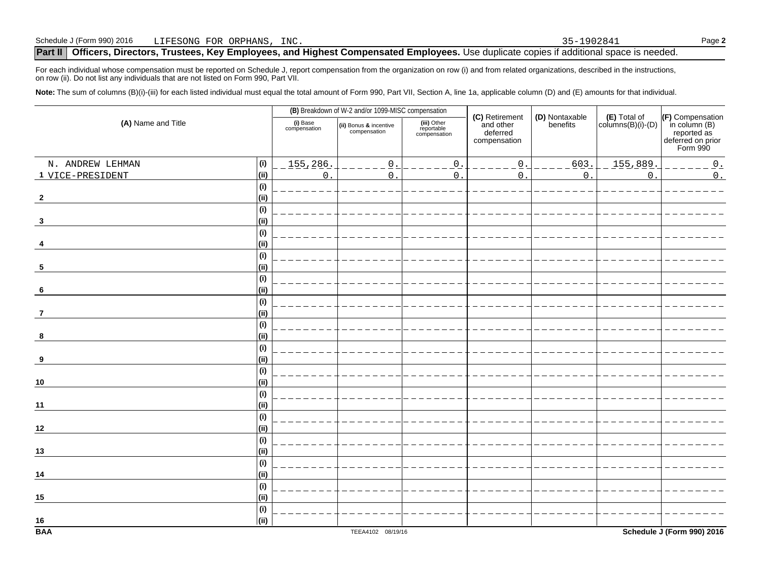Schedule J (Form 990) 2016 LIFESONG FOR ORPHANS, INC. 35-1902841

## Part II Officers, Directors, Trustees, Key Employees, and Highest Compensated Employees. Use duplicate copies if additional space is needed.

For each individual whose compensation must be reported on Schedule J, report compensation from the organization on row (i) and from related organizations, described in the instructions, on row (ii). Do not list any individuals that are not listed on Form 990, Part VII.

**Note:** The sum of columns (B)(i)-(iii) for each listed individual must equal the total amount of Form 990, Part VII, Section A, line 1a, applicable column (D) and (E) amounts for that individual.

| (A) Name and Title | | (B) Breakdown of W-2 and/or 1099-MISC compensation | | | (C) Retirement and other deferred compensation | (D) Nontaxable benefits | (E) Total of columns(B)(i)-(D) | (F) Compensation in column (B) reported as deferred on prior Form 990 |
|---|---|---|---|---|---|---|---|---|
| | | (i) Base compensation | (ii) Bonus & incentive compensation | (iii) Other reportable compensation | | | | |
| 1 N. ANDREW LEHMAN VICE-PRESIDENT | (i) | 155,286. | 0. | 0. | 0. | 603. | 155,889. | 0. |
| | (ii) | 0. | 0. | 0. | 0. | 0. | 0. | 0. |
| 2 | (i) | | | | | | | |
| | (ii) | | | | | | | |
| 3 | (i) | | | | | | | |
| | (ii) | | | | | | | |
| 4 | (i) | | | | | | | |
| | (ii) | | | | | | | |
| 5 | (i) | | | | | | | |
| | (ii) | | | | | | | |
| 6 | (i) | | | | | | | |
| | (ii) | | | | | | | |
| 7 | (i) | | | | | | | |
| | (ii) | | | | | | | |
| 8 | (i) | | | | | | | |
| | (ii) | | | | | | | |
| 9 | (i) | | | | | | | |
| | (ii) | | | | | | | |
| 10 | (i) | | | | | | | |
| | (ii) | | | | | | | |
| 11 | (i) | | | | | | | |
| | (ii) | | | | | | | |
| 12 | (i) | | | | | | | |
| | (ii) | | | | | | | |
| 13 | (i) | | | | | | | |
| | (ii) | | | | | | | |
| 14 | (i) | | | | | | | |
| | (ii) | | | | | | | |
| 15 | (i) | | | | | | | |
| | (ii) | | | | | | | |
| 16 | (i) | | | | | | | |
| | (ii) | | | | | | | |

BAA TEEA4102 08/19/16 Schedule J (Form 990) 2016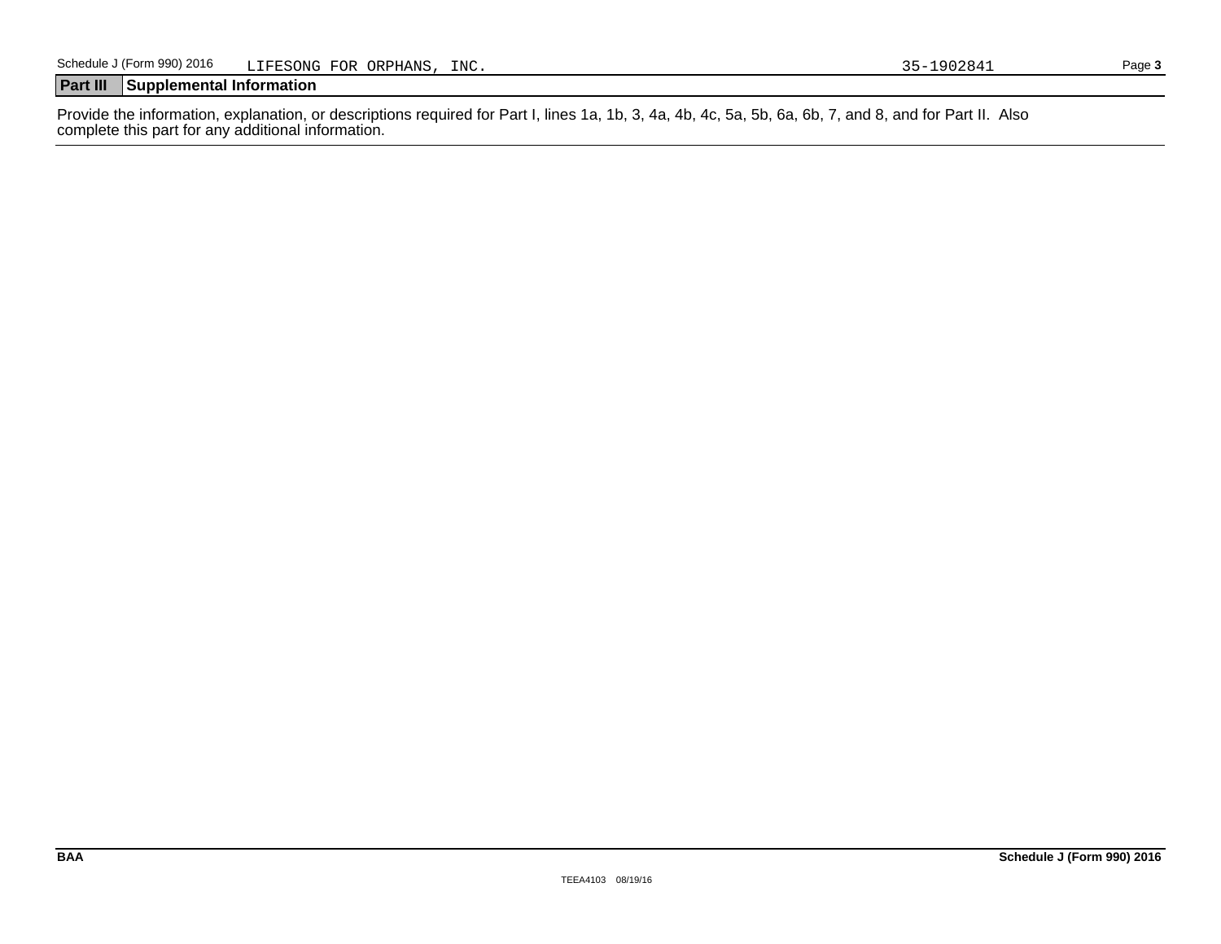## Part III Supplemental Information

Provide the information, explanation, or descriptions required for Part I, lines 1a, 1b, 3, 4a, 4b, 4c, 5a, 5b, 6a, 6b, 7, and 8, and for Part II. Also complete this part for any additional information.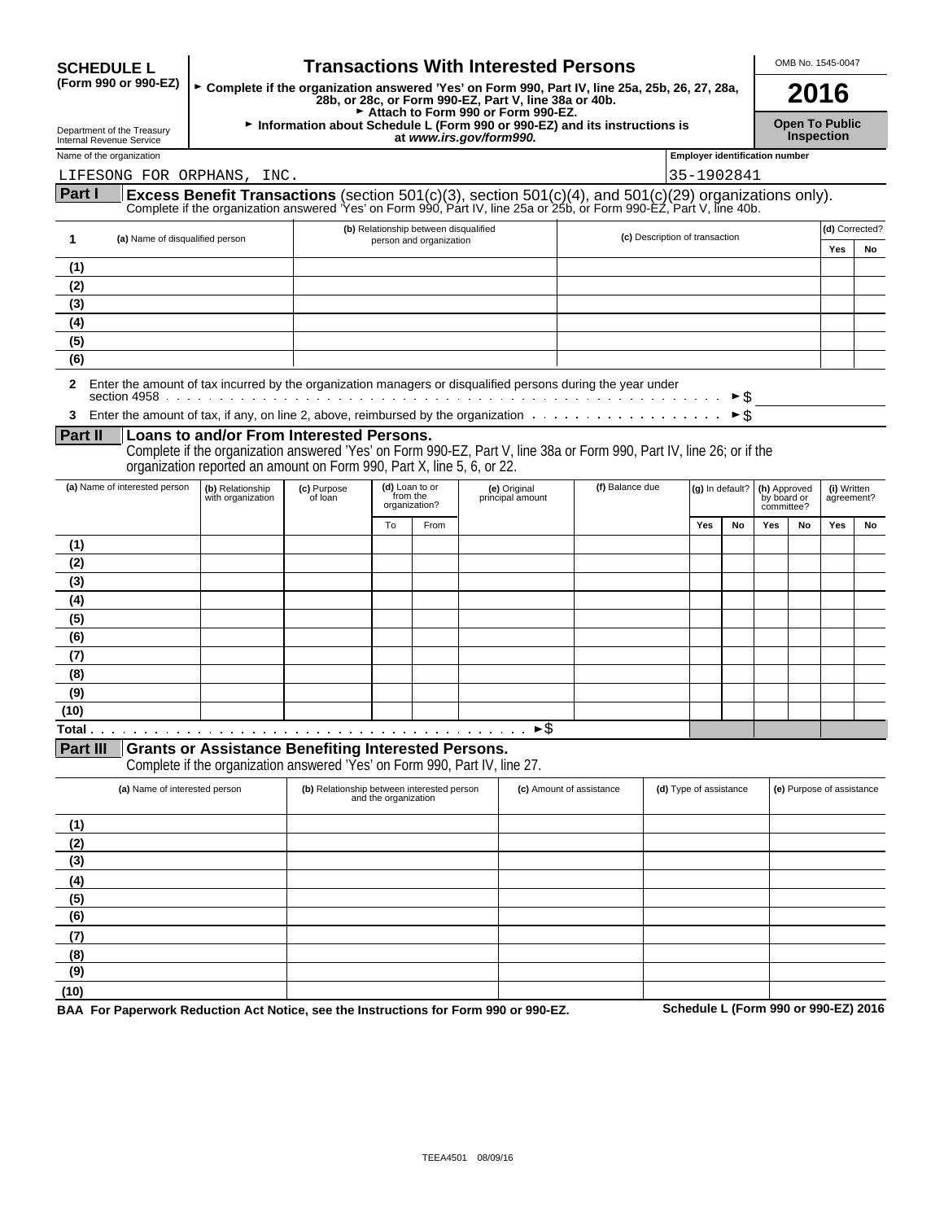**SCHEDULE L (Form 990 or 990-EZ)**

Department of the Treasury
Internal Revenue Service

# Transactions With Interested Persons

► Complete if the organization answered 'Yes' on Form 990, Part IV, line 25a, 25b, 26, 27, 28a, 28b, or 28c, or Form 990-EZ, Part V, line 38a or 40b.
► Attach to Form 990 or Form 990-EZ.
► Information about Schedule L (Form 990 or 990-EZ) and its instructions is at *www.irs.gov/form990.*

OMB No. 1545-0047

**2016**

**Open To Public Inspection**

Name of the organization: LIFESONG FOR ORPHANS, INC.

Employer identification number: 35-1902841

## Part I — Excess Benefit Transactions (section 501(c)(3), section 501(c)(4), and 501(c)(29) organizations only).

Complete if the organization answered 'Yes' on Form 990, Part IV, line 25a or 25b, or Form 990-EZ, Part V, line 40b.

| 1 | (a) Name of disqualified person | (b) Relationship between disqualified person and organization | (c) Description of transaction | (d) Corrected? Yes | No |
|---|---|---|---|---|---|
| (1) | | | | | |
| (2) | | | | | |
| (3) | | | | | |
| (4) | | | | | |
| (5) | | | | | |
| (6) | | | | | |

**2** Enter the amount of tax incurred by the organization managers or disqualified persons during the year under section 4958 . . . ► $

**3** Enter the amount of tax, if any, on line 2, above, reimbursed by the organization . . . ► $

## Part II — Loans to and/or From Interested Persons.

Complete if the organization answered 'Yes' on Form 990-EZ, Part V, line 38a or Form 990, Part IV, line 26; or if the organization reported an amount on Form 990, Part X, line 5, 6, or 22.

| | (a) Name of interested person | (b) Relationship with organization | (c) Purpose of loan | (d) Loan to or from the organization? To | From | (e) Original principal amount | (f) Balance due | (g) In default? Yes | No | (h) Approved by board or committee? Yes | No | (i) Written agreement? Yes | No |
|---|---|---|---|---|---|---|---|---|---|---|---|---|---|
| (1) | | | | | | | | | | | | | |
| (2) | | | | | | | | | | | | | |
| (3) | | | | | | | | | | | | | |
| (4) | | | | | | | | | | | | | |
| (5) | | | | | | | | | | | | | |
| (6) | | | | | | | | | | | | | |
| (7) | | | | | | | | | | | | | |
| (8) | | | | | | | | | | | | | |
| (9) | | | | | | | | | | | | | |
| (10) | | | | | | | | | | | | | |
| Total . . . ► $ | | | | | | | | | | | | | |

## Part III — Grants or Assistance Benefiting Interested Persons.

Complete if the organization answered 'Yes' on Form 990, Part IV, line 27.

| | (a) Name of interested person | (b) Relationship between interested person and the organization | (c) Amount of assistance | (d) Type of assistance | (e) Purpose of assistance |
|---|---|---|---|---|---|
| (1) | | | | | |
| (2) | | | | | |
| (3) | | | | | |
| (4) | | | | | |
| (5) | | | | | |
| (6) | | | | | |
| (7) | | | | | |
| (8) | | | | | |
| (9) | | | | | |
| (10) | | | | | |

**BAA For Paperwork Reduction Act Notice, see the Instructions for Form 990 or 990-EZ.** **Schedule L (Form 990 or 990-EZ) 2016**

TEEA4501 08/09/16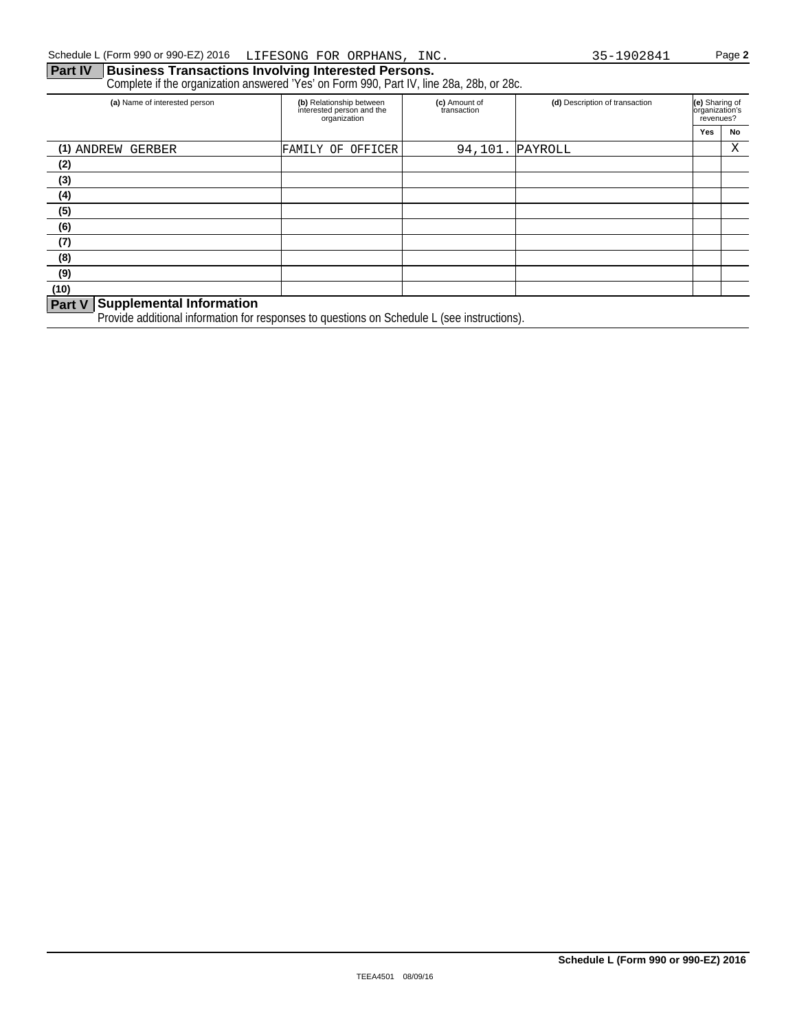Schedule L (Form 990 or 990-EZ) 2016 LIFESONG FOR ORPHANS, INC. 35-1902841 Page **2**

## Part IV Business Transactions Involving Interested Persons.

Complete if the organization answered 'Yes' on Form 990, Part IV, line 28a, 28b, or 28c.

| (a) Name of interested person | (b) Relationship between interested person and the organization | (c) Amount of transaction | (d) Description of transaction | (e) Sharing of organization's revenues? | |
|---|---|---|---|---|---|
| | | | | Yes | No |
| (1) ANDREW GERBER | FAMILY OF OFFICER | 94,101. | PAYROLL | | X |
| (2) | | | | | |
| (3) | | | | | |
| (4) | | | | | |
| (5) | | | | | |
| (6) | | | | | |
| (7) | | | | | |
| (8) | | | | | |
| (9) | | | | | |
| (10) | | | | | |

## Part V Supplemental Information

Provide additional information for responses to questions on Schedule L (see instructions).

**Schedule L (Form 990 or 990-EZ) 2016**

TEEA4501 08/09/16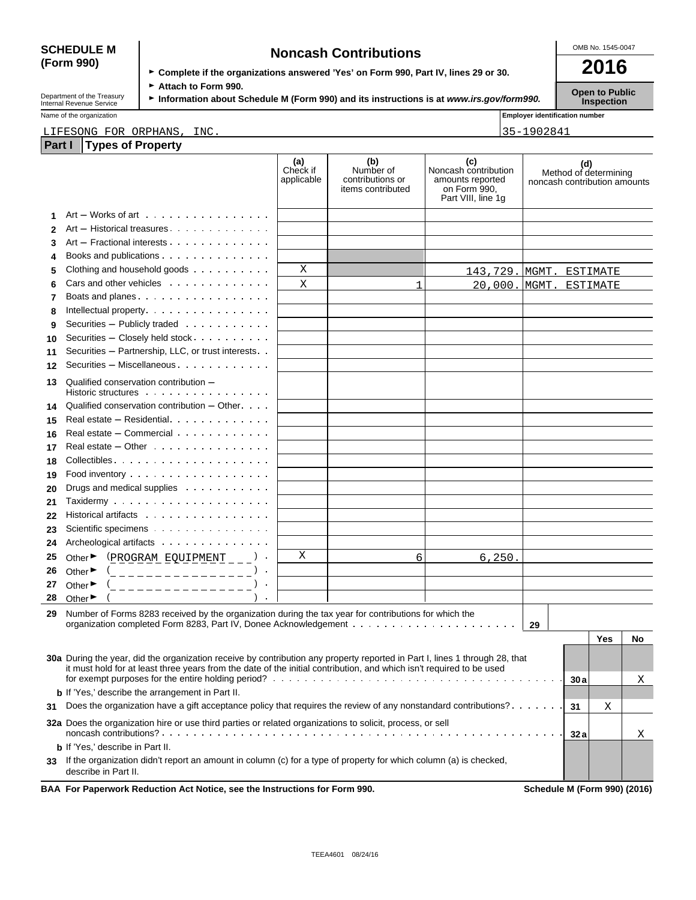**SCHEDULE M (Form 990)**

Department of the Treasury Internal Revenue Service

# Noncash Contributions

► Complete if the organizations answered 'Yes' on Form 990, Part IV, lines 29 or 30.

► Attach to Form 990.

► Information about Schedule M (Form 990) and its instructions is at *www.irs.gov/form990.*

OMB No. 1545-0047

**2016**

**Open to Public Inspection**

Name of the organization: LIFESONG FOR ORPHANS, INC.

Employer identification number: 35-1902841

## Part I Types of Property

| | | (a) Check if applicable | (b) Number of contributions or items contributed | (c) Noncash contribution amounts reported on Form 990, Part VIII, line 1g | (d) Method of determining noncash contribution amounts |
|---|---|---|---|---|---|
| 1 | Art – Works of art | | | | |
| 2 | Art – Historical treasures | | | | |
| 3 | Art – Fractional interests | | | | |
| 4 | Books and publications | | | | |
| 5 | Clothing and household goods | X | | 143,729. | MGMT. ESTIMATE |
| 6 | Cars and other vehicles | X | 1 | 20,000. | MGMT. ESTIMATE |
| 7 | Boats and planes | | | | |
| 8 | Intellectual property | | | | |
| 9 | Securities – Publicly traded | | | | |
| 10 | Securities – Closely held stock | | | | |
| 11 | Securities – Partnership, LLC, or trust interests | | | | |
| 12 | Securities – Miscellaneous | | | | |
| 13 | Qualified conservation contribution – Historic structures | | | | |
| 14 | Qualified conservation contribution – Other | | | | |
| 15 | Real estate – Residential | | | | |
| 16 | Real estate – Commercial | | | | |
| 17 | Real estate – Other | | | | |
| 18 | Collectibles | | | | |
| 19 | Food inventory | | | | |
| 20 | Drugs and medical supplies | | | | |
| 21 | Taxidermy | | | | |
| 22 | Historical artifacts | | | | |
| 23 | Scientific specimens | | | | |
| 24 | Archeological artifacts | | | | |
| 25 | Other ► (PROGRAM EQUIPMENT) | X | 6 | 6,250. | |
| 26 | Other ► ( ) | | | | |
| 27 | Other ► ( ) | | | | |
| 28 | Other ► ( ) | | | | |

**29** Number of Forms 8283 received by the organization during the tax year for contributions for which the organization completed Form 8283, Part IV, Donee Acknowledgement . . . **29**

| | | | Yes | No |
|---|---|---|---|---|
| **30a** | During the year, did the organization receive by contribution any property reported in Part I, lines 1 through 28, that it must hold for at least three years from the date of the initial contribution, and which isn't required to be used for exempt purposes for the entire holding period? | 30a | | X |
| **b** | If 'Yes,' describe the arrangement in Part II. | | | |
| **31** | Does the organization have a gift acceptance policy that requires the review of any nonstandard contributions? | 31 | X | |
| **32a** | Does the organization hire or use third parties or related organizations to solicit, process, or sell noncash contributions? | 32a | | X |
| **b** | If 'Yes,' describe in Part II. | | | |
| **33** | If the organization didn't report an amount in column (c) for a type of property for which column (a) is checked, describe in Part II. | | | |

**BAA For Paperwork Reduction Act Notice, see the Instructions for Form 990.** **Schedule M (Form 990) (2016)**

TEEA4601 08/24/16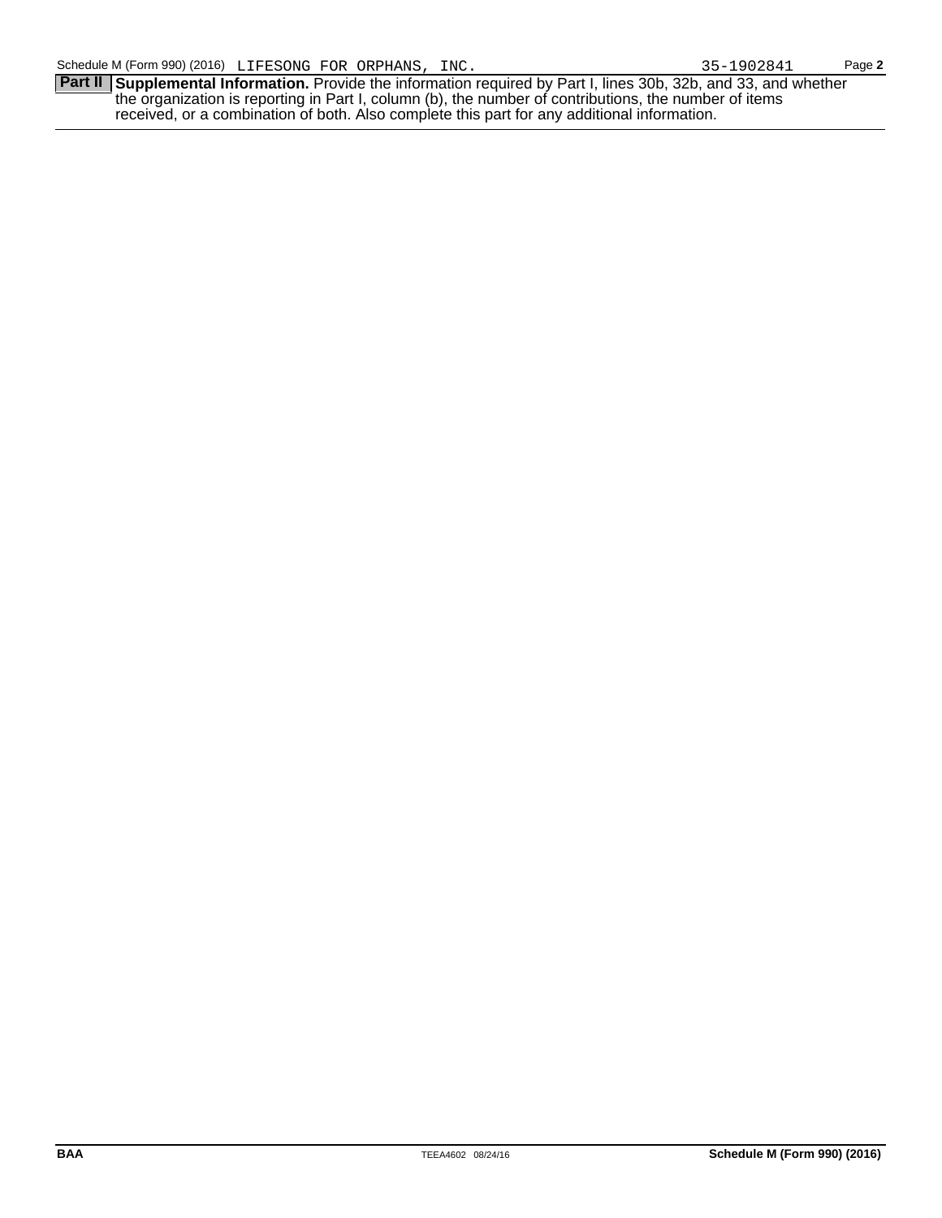Schedule M (Form 990) (2016) LIFESONG FOR ORPHANS, INC. 35-1902841

**Part II** **Supplemental Information.** Provide the information required by Part I, lines 30b, 32b, and 33, and whether the organization is reporting in Part I, column (b), the number of contributions, the number of items received, or a combination of both. Also complete this part for any additional information.

BAA TEEA4602 08/24/16 **Schedule M (Form 990) (2016)**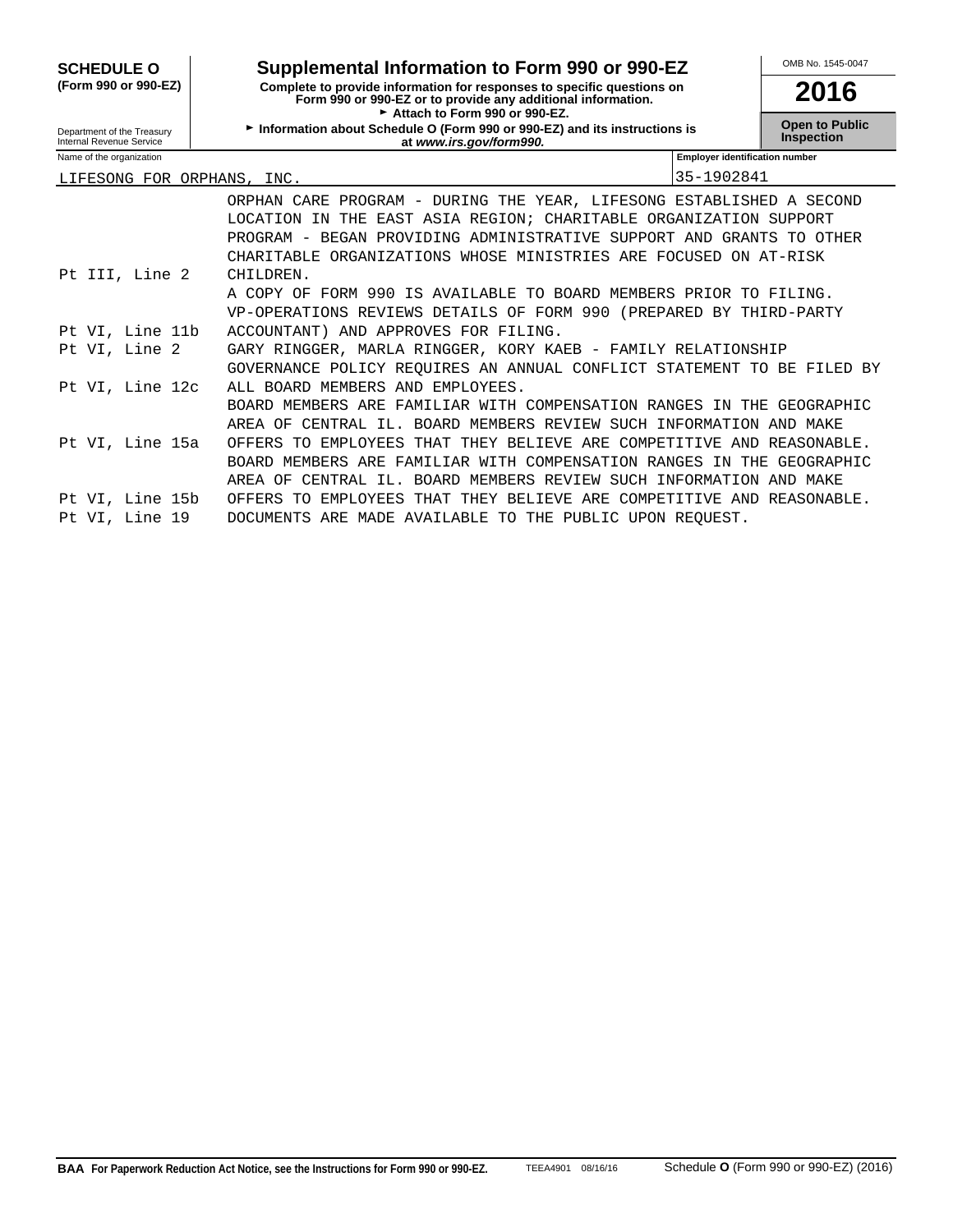**SCHEDULE O**
**(Form 990 or 990-EZ)**

Department of the Treasury
Internal Revenue Service

# Supplemental Information to Form 990 or 990-EZ

**Complete to provide information for responses to specific questions on Form 990 or 990-EZ or to provide any additional information.**
► **Attach to Form 990 or 990-EZ.**
► **Information about Schedule O (Form 990 or 990-EZ) and its instructions is at *www.irs.gov/form990.***

OMB No. 1545-0047

**2016**

**Open to Public Inspection**

| Name of the organization | Employer identification number |
|---|---|
| LIFESONG FOR ORPHANS, INC. | 35-1902841 |

| | |
|---|---|
| Pt III, Line 2 | ORPHAN CARE PROGRAM - DURING THE YEAR, LIFESONG ESTABLISHED A SECOND LOCATION IN THE EAST ASIA REGION; CHARITABLE ORGANIZATION SUPPORT PROGRAM - BEGAN PROVIDING ADMINISTRATIVE SUPPORT AND GRANTS TO OTHER CHARITABLE ORGANIZATIONS WHOSE MINISTRIES ARE FOCUSED ON AT-RISK CHILDREN. |
| Pt VI, Line 11b | A COPY OF FORM 990 IS AVAILABLE TO BOARD MEMBERS PRIOR TO FILING. VP-OPERATIONS REVIEWS DETAILS OF FORM 990 (PREPARED BY THIRD-PARTY ACCOUNTANT) AND APPROVES FOR FILING. |
| Pt VI, Line 2 | GARY RINGGER, MARLA RINGGER, KORY KAEB - FAMILY RELATIONSHIP |
| Pt VI, Line 12c | GOVERNANCE POLICY REQUIRES AN ANNUAL CONFLICT STATEMENT TO BE FILED BY ALL BOARD MEMBERS AND EMPLOYEES. |
| Pt VI, Line 15a | BOARD MEMBERS ARE FAMILIAR WITH COMPENSATION RANGES IN THE GEOGRAPHIC AREA OF CENTRAL IL. BOARD MEMBERS REVIEW SUCH INFORMATION AND MAKE OFFERS TO EMPLOYEES THAT THEY BELIEVE ARE COMPETITIVE AND REASONABLE. |
| Pt VI, Line 15b | BOARD MEMBERS ARE FAMILIAR WITH COMPENSATION RANGES IN THE GEOGRAPHIC AREA OF CENTRAL IL. BOARD MEMBERS REVIEW SUCH INFORMATION AND MAKE OFFERS TO EMPLOYEES THAT THEY BELIEVE ARE COMPETITIVE AND REASONABLE. |
| Pt VI, Line 19 | DOCUMENTS ARE MADE AVAILABLE TO THE PUBLIC UPON REQUEST. |

**BAA For Paperwork Reduction Act Notice, see the Instructions for Form 990 or 990-EZ.** TEEA4901 08/16/16 Schedule **O** (Form 990 or 990-EZ) (2016)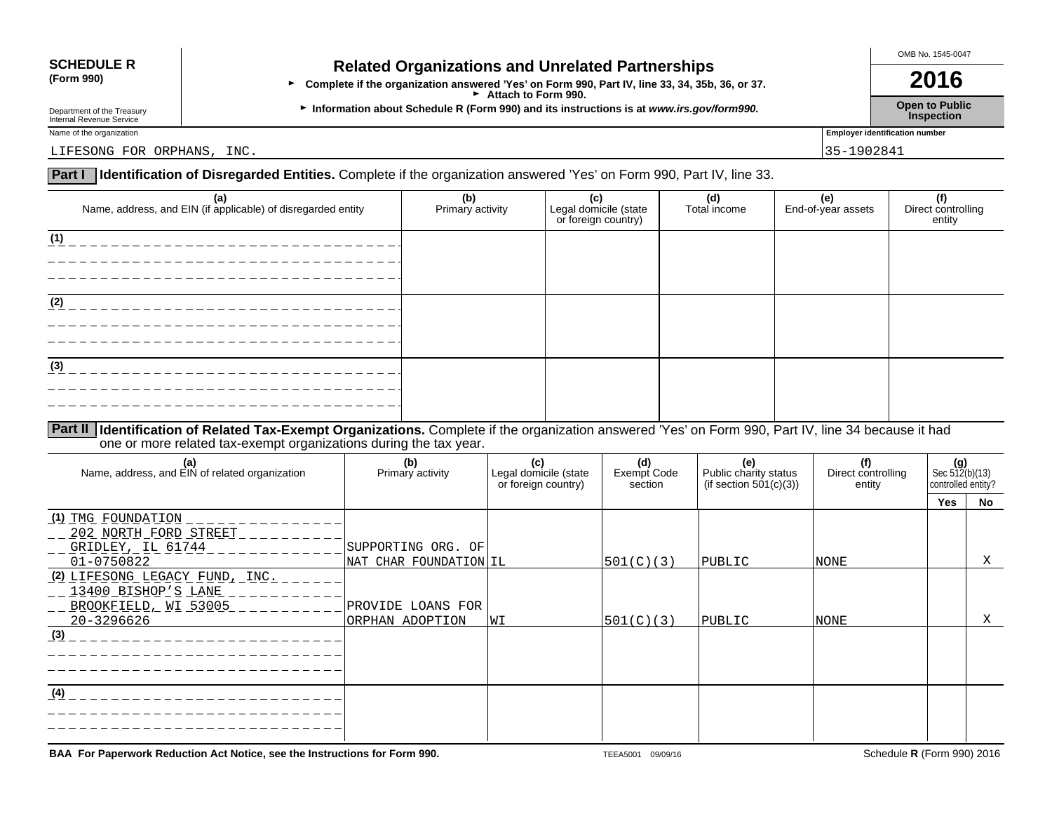**SCHEDULE R**
**(Form 990)**

Department of the Treasury
Internal Revenue Service

# Related Organizations and Unrelated Partnerships

► **Complete if the organization answered 'Yes' on Form 990, Part IV, line 33, 34, 35b, 36, or 37.**
► **Attach to Form 990.**
► **Information about Schedule R (Form 990) and its instructions is at *www.irs.gov/form990.***

OMB No. 1545-0047

**2016**

**Open to Public Inspection**

Name of the organization: LIFESONG FOR ORPHANS, INC.

Employer identification number: 35-1902841

## Part I Identification of Disregarded Entities.

Complete if the organization answered 'Yes' on Form 990, Part IV, line 33.

| (a) Name, address, and EIN (if applicable) of disregarded entity | (b) Primary activity | (c) Legal domicile (state or foreign country) | (d) Total income | (e) End-of-year assets | (f) Direct controlling entity |
|---|---|---|---|---|---|
| (1) | | | | | |
| (2) | | | | | |
| (3) | | | | | |

## Part II Identification of Related Tax-Exempt Organizations.

Complete if the organization answered 'Yes' on Form 990, Part IV, line 34 because it had one or more related tax-exempt organizations during the tax year.

| (a) Name, address, and EIN of related organization | (b) Primary activity | (c) Legal domicile (state or foreign country) | (d) Exempt Code section | (e) Public charity status (if section 501(c)(3)) | (f) Direct controlling entity | (g) Sec 512(b)(13) controlled entity? Yes | No |
|---|---|---|---|---|---|---|---|
| (1) TMG FOUNDATION 202 NORTH FORD STREET GRIDLEY, IL 61744 01-0750822 | SUPPORTING ORG. OF NAT CHAR FOUNDATION | IL | 501(C)(3) | PUBLIC | NONE | | X |
| (2) LIFESONG LEGACY FUND, INC. 13400 BISHOP'S LANE BROOKFIELD, WI 53005 20-3296626 | PROVIDE LOANS FOR ORPHAN ADOPTION | WI | 501(C)(3) | PUBLIC | NONE | | X |
| (3) | | | | | | | |
| (4) | | | | | | | |

**BAA For Paperwork Reduction Act Notice, see the Instructions for Form 990.** TEEA5001 09/09/16 Schedule **R** (Form 990) 2016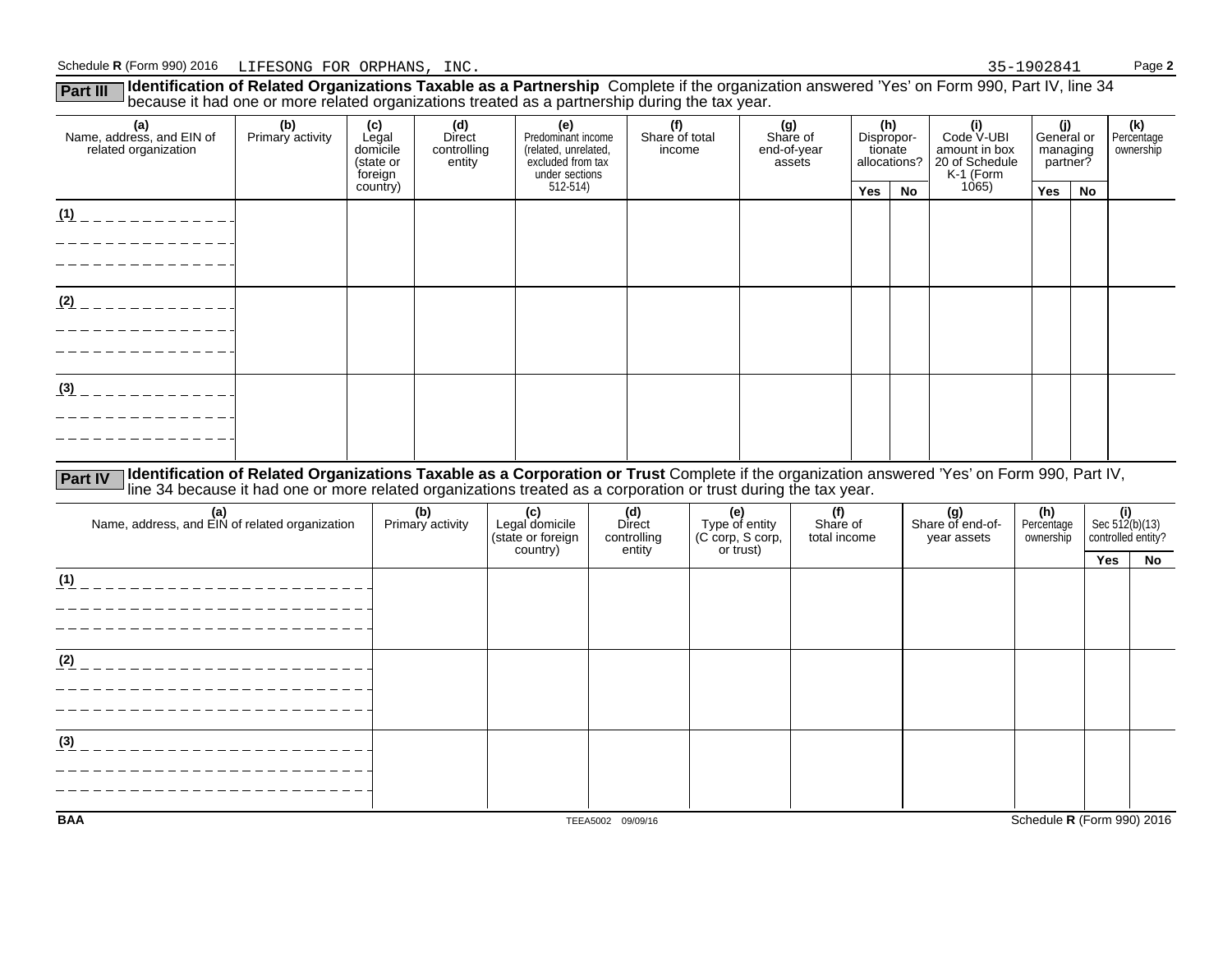Schedule R (Form 990) 2016 LIFESONG FOR ORPHANS, INC. 35-1902841

**Part III** **Identification of Related Organizations Taxable as a Partnership** Complete if the organization answered 'Yes' on Form 990, Part IV, line 34 because it had one or more related organizations treated as a partnership during the tax year.

| (a) Name, address, and EIN of related organization | (b) Primary activity | (c) Legal domicile (state or foreign country) | (d) Direct controlling entity | (e) Predominant income (related, unrelated, excluded from tax under sections 512-514) | (f) Share of total income | (g) Share of end-of-year assets | (h) Dispropor-tionate allocations? | | (i) Code V-UBI amount in box 20 of Schedule K-1 (Form 1065) | (j) General or managing partner? | | (k) Percentage ownership |
|---|---|---|---|---|---|---|---|---|---|---|---|---|
| | | | | | | | Yes | No | | Yes | No | |
| (1) | | | | | | | | | | | | |
| (2) | | | | | | | | | | | | |
| (3) | | | | | | | | | | | | |

**Part IV** **Identification of Related Organizations Taxable as a Corporation or Trust** Complete if the organization answered 'Yes' on Form 990, Part IV, line 34 because it had one or more related organizations treated as a corporation or trust during the tax year.

| (a) Name, address, and EIN of related organization | (b) Primary activity | (c) Legal domicile (state or foreign country) | (d) Direct controlling entity | (e) Type of entity (C corp, S corp, or trust) | (f) Share of total income | (g) Share of end-of-year assets | (h) Percentage ownership | (i) Sec 512(b)(13) controlled entity? | |
|---|---|---|---|---|---|---|---|---|---|
| | | | | | | | | Yes | No |
| (1) | | | | | | | | | |
| (2) | | | | | | | | | |
| (3) | | | | | | | | | |

BAA TEEA5002 09/09/16 Schedule R (Form 990) 2016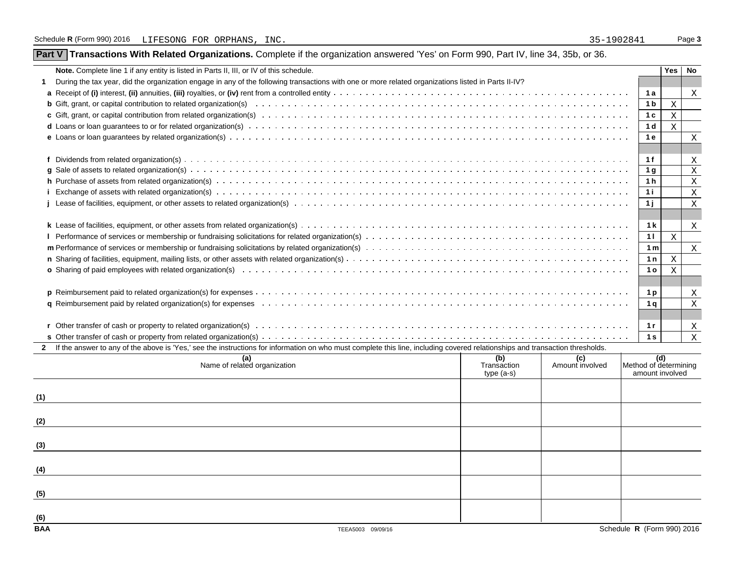Schedule R (Form 990) 2016 LIFESONG FOR ORPHANS, INC. 35-1902841

## Part V Transactions With Related Organizations. Complete if the organization answered 'Yes' on Form 990, Part IV, line 34, 35b, or 36.

| | Note. Complete line 1 if any entity is listed in Parts II, III, or IV of this schedule. | | Yes | No |
|---|---|---|---|---|
| **1** | During the tax year, did the organization engage in any of the following transactions with one or more related organizations listed in Parts II-IV? | | | |
| **a** | Receipt of **(i)** interest, **(ii)** annuities, **(iii)** royalties, or **(iv)** rent from a controlled entity | 1a | | X |
| **b** | Gift, grant, or capital contribution to related organization(s) | 1b | X | |
| **c** | Gift, grant, or capital contribution from related organization(s) | 1c | X | |
| **d** | Loans or loan guarantees to or for related organization(s) | 1d | X | |
| **e** | Loans or loan guarantees by related organization(s) | 1e | | X |
| **f** | Dividends from related organization(s) | 1f | | X |
| **g** | Sale of assets to related organization(s) | 1g | | X |
| **h** | Purchase of assets from related organization(s) | 1h | | X |
| **i** | Exchange of assets with related organization(s) | 1i | | X |
| **j** | Lease of facilities, equipment, or other assets to related organization(s) | 1j | | X |
| **k** | Lease of facilities, equipment, or other assets from related organization(s) | 1k | | X |
| **l** | Performance of services or membership or fundraising solicitations for related organization(s) | 1l | X | |
| **m** | Performance of services or membership or fundraising solicitations by related organization(s) | 1m | | X |
| **n** | Sharing of facilities, equipment, mailing lists, or other assets with related organization(s) | 1n | X | |
| **o** | Sharing of paid employees with related organization(s) | 1o | X | |
| **p** | Reimbursement paid to related organization(s) for expenses | 1p | | X |
| **q** | Reimbursement paid by related organization(s) for expenses | 1q | | X |
| **r** | Other transfer of cash or property to related organization(s) | 1r | | X |
| **s** | Other transfer of cash or property from related organization(s) | 1s | | X |

**2** If the answer to any of the above is 'Yes,' see the instructions for information on who must complete this line, including covered relationships and transaction thresholds.

| | (a) Name of related organization | (b) Transaction type (a-s) | (c) Amount involved | (d) Method of determining amount involved |
|---|---|---|---|---|
| (1) | | | | |
| (2) | | | | |
| (3) | | | | |
| (4) | | | | |
| (5) | | | | |
| (6) | | | | |

BAA TEEA5003 09/09/16 Schedule R (Form 990) 2016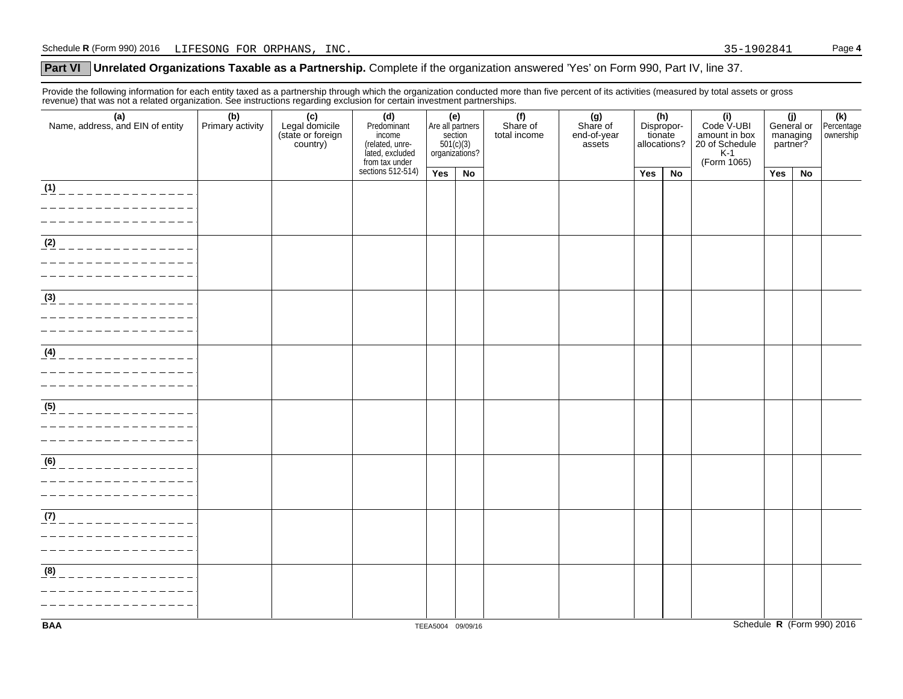Schedule **R** (Form 990) 2016 LIFESONG FOR ORPHANS, INC. 35-1902841

## Part VI Unrelated Organizations Taxable as a Partnership. Complete if the organization answered 'Yes' on Form 990, Part IV, line 37.

Provide the following information for each entity taxed as a partnership through which the organization conducted more than five percent of its activities (measured by total assets or gross revenue) that was not a related organization. See instructions regarding exclusion for certain investment partnerships.

| (a) Name, address, and EIN of entity | (b) Primary activity | (c) Legal domicile (state or foreign country) | (d) Predominant income (related, unrelated, excluded from tax under sections 512-514) | (e) Are all partners section 501(c)(3) organizations? | | (f) Share of total income | (g) Share of end-of-year assets | (h) Disproportionate allocations? | | (i) Code V-UBI amount in box 20 of Schedule K-1 (Form 1065) | (j) General or managing partner? | | (k) Percentage ownership |
|---|---|---|---|---|---|---|---|---|---|---|---|---|---|
| | | | | Yes | No | | | Yes | No | | Yes | No | |
| (1) | | | | | | | | | | | | | |
| (2) | | | | | | | | | | | | | |
| (3) | | | | | | | | | | | | | |
| (4) | | | | | | | | | | | | | |
| (5) | | | | | | | | | | | | | |
| (6) | | | | | | | | | | | | | |
| (7) | | | | | | | | | | | | | |
| (8) | | | | | | | | | | | | | |

BAA TEEA5004 09/09/16 Schedule **R** (Form 990) 2016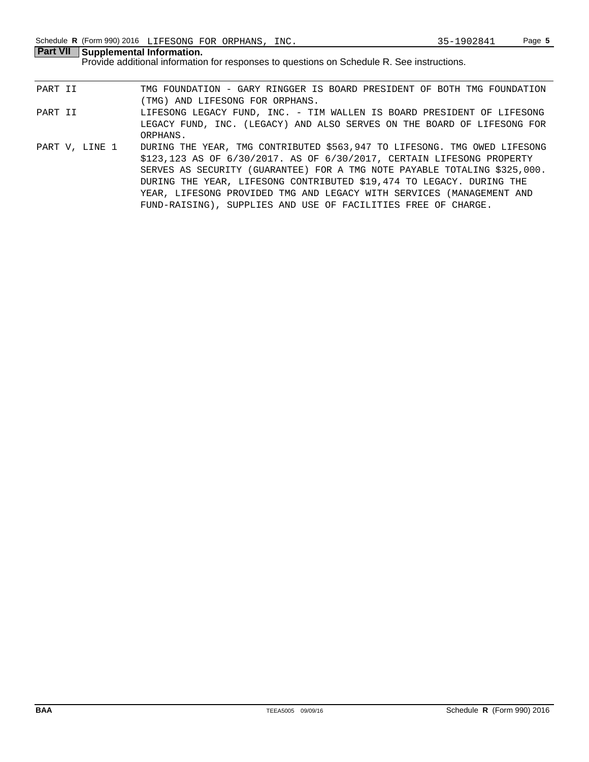Schedule R (Form 990) 2016 LIFESONG FOR ORPHANS, INC. 35-1902841

## Part VII Supplemental Information.

Provide additional information for responses to questions on Schedule R. See instructions.

| | |
|---|---|
| PART II | TMG FOUNDATION - GARY RINGGER IS BOARD PRESIDENT OF BOTH TMG FOUNDATION (TMG) AND LIFESONG FOR ORPHANS. |
| PART II | LIFESONG LEGACY FUND, INC. - TIM WALLEN IS BOARD PRESIDENT OF LIFESONG LEGACY FUND, INC. (LEGACY) AND ALSO SERVES ON THE BOARD OF LIFESONG FOR ORPHANS. |
| PART V, LINE 1 | DURING THE YEAR, TMG CONTRIBUTED $563,947 TO LIFESONG. TMG OWED LIFESONG $123,123 AS OF 6/30/2017. AS OF 6/30/2017, CERTAIN LIFESONG PROPERTY SERVES AS SECURITY (GUARANTEE) FOR A TMG NOTE PAYABLE TOTALING $325,000. DURING THE YEAR, LIFESONG CONTRIBUTED $19,474 TO LEGACY. DURING THE YEAR, LIFESONG PROVIDED TMG AND LEGACY WITH SERVICES (MANAGEMENT AND FUND-RAISING), SUPPLIES AND USE OF FACILITIES FREE OF CHARGE. |

BAA TEEA5005 09/09/16 Schedule R (Form 990) 2016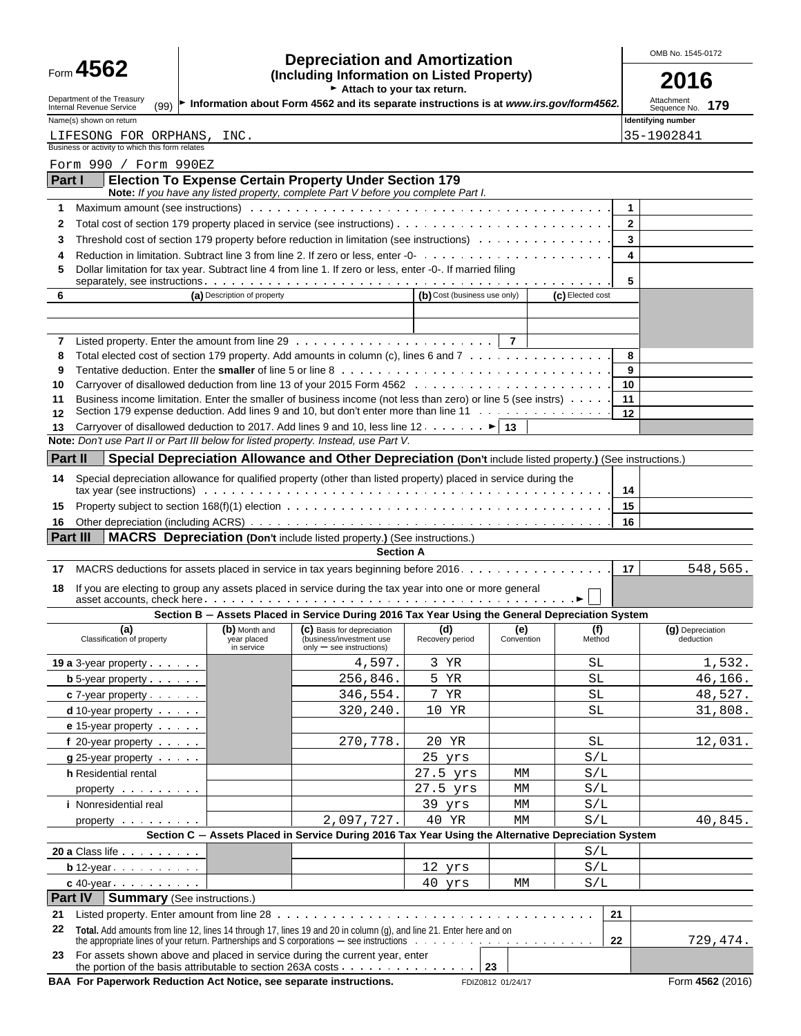Form **4562**

Department of the Treasury Internal Revenue Service (99)

# Depreciation and Amortization
## (Including Information on Listed Property)

► Attach to your tax return.

► Information about Form 4562 and its separate instructions is at *www.irs.gov/form4562.*

OMB No. 1545-0172

**2016**

Attachment Sequence No. **179**

Name(s) shown on return: LIFESONG FOR ORPHANS, INC.

Identifying number: 35-1902841

Business or activity to which this form relates: Form 990 / Form 990EZ

**Part I — Election To Expense Certain Property Under Section 179**

**Note:** *If you have any listed property, complete Part V before you complete Part I.*

| | | | |
|---|---|---|---|
| 1 | Maximum amount (see instructions) | 1 | |
| 2 | Total cost of section 179 property placed in service (see instructions) | 2 | |
| 3 | Threshold cost of section 179 property before reduction in limitation (see instructions) | 3 | |
| 4 | Reduction in limitation. Subtract line 3 from line 2. If zero or less, enter -0- | 4 | |
| 5 | Dollar limitation for tax year. Subtract line 4 from line 1. If zero or less, enter -0-. If married filing separately, see instructions | 5 | |

| 6 | (a) Description of property | (b) Cost (business use only) | (c) Elected cost |
|---|---|---|---|
| | | | |
| | | | |

| | | | |
|---|---|---|---|
| 7 | Listed property. Enter the amount from line 29 | 7 | |
| 8 | Total elected cost of section 179 property. Add amounts in column (c), lines 6 and 7 | 8 | |
| 9 | Tentative deduction. Enter the **smaller** of line 5 or line 8 | 9 | |
| 10 | Carryover of disallowed deduction from line 13 of your 2015 Form 4562 | 10 | |
| 11 | Business income limitation. Enter the smaller of business income (not less than zero) or line 5 (see instrs) | 11 | |
| 12 | Section 179 expense deduction. Add lines 9 and 10, but don't enter more than line 11 | 12 | |
| 13 | Carryover of disallowed deduction to 2017. Add lines 9 and 10, less line 12 ► | 13 | |

**Note:** *Don't use Part II or Part III below for listed property. Instead, use Part V.*

**Part II — Special Depreciation Allowance and Other Depreciation (Don't include listed property.) (See instructions.)**

| | | | |
|---|---|---|---|
| 14 | Special depreciation allowance for qualified property (other than listed property) placed in service during the tax year (see instructions) | 14 | |
| 15 | Property subject to section 168(f)(1) election | 15 | |
| 16 | Other depreciation (including ACRS) | 16 | |

**Part III — MACRS Depreciation (Don't include listed property.) (See instructions.)**

**Section A**

| | | | |
|---|---|---|---|
| 17 | MACRS deductions for assets placed in service in tax years beginning before 2016 | 17 | 548,565. |
| 18 | If you are electing to group any assets placed in service during the tax year into one or more general asset accounts, check here ► ☐ | | |

**Section B — Assets Placed in Service During 2016 Tax Year Using the General Depreciation System**

| (a) Classification of property | (b) Month and year placed in service | (c) Basis for depreciation (business/investment use only — see instructions) | (d) Recovery period | (e) Convention | (f) Method | (g) Depreciation deduction |
|---|---|---|---|---|---|---|
| 19 a 3-year property | | 4,597. | 3 YR | | SL | 1,532. |
| b 5-year property | | 256,846. | 5 YR | | SL | 46,166. |
| c 7-year property | | 346,554. | 7 YR | | SL | 48,527. |
| d 10-year property | | 320,240. | 10 YR | | SL | 31,808. |
| e 15-year property | | | | | | |
| f 20-year property | | 270,778. | 20 YR | | SL | 12,031. |
| g 25-year property | | | 25 yrs | | S/L | |
| h Residential rental property | | | 27.5 yrs | MM | S/L | |
| | | | 27.5 yrs | MM | S/L | |
| i Nonresidential real property | | | 39 yrs | MM | S/L | |
| | | 2,097,727. | 40 YR | MM | S/L | 40,845. |

**Section C — Assets Placed in Service During 2016 Tax Year Using the Alternative Depreciation System**

| (a) Classification of property | (b) | (c) | (d) | (e) | (f) | (g) |
|---|---|---|---|---|---|---|
| 20 a Class life | | | | | S/L | |
| b 12-year | | | 12 yrs | | S/L | |
| c 40-year | | | 40 yrs | MM | S/L | |

**Part IV — Summary (See instructions.)**

| | | | |
|---|---|---|---|
| 21 | Listed property. Enter amount from line 28 | 21 | |
| 22 | **Total.** Add amounts from line 12, lines 14 through 17, lines 19 and 20 in column (g), and line 21. Enter here and on the appropriate lines of your return. Partnerships and S corporations — see instructions | 22 | 729,474. |
| 23 | For assets shown above and placed in service during the current year, enter the portion of the basis attributable to section 263A costs | 23 | |

**BAA For Paperwork Reduction Act Notice, see separate instructions.** FDIZ0812 01/24/17 Form **4562** (2016)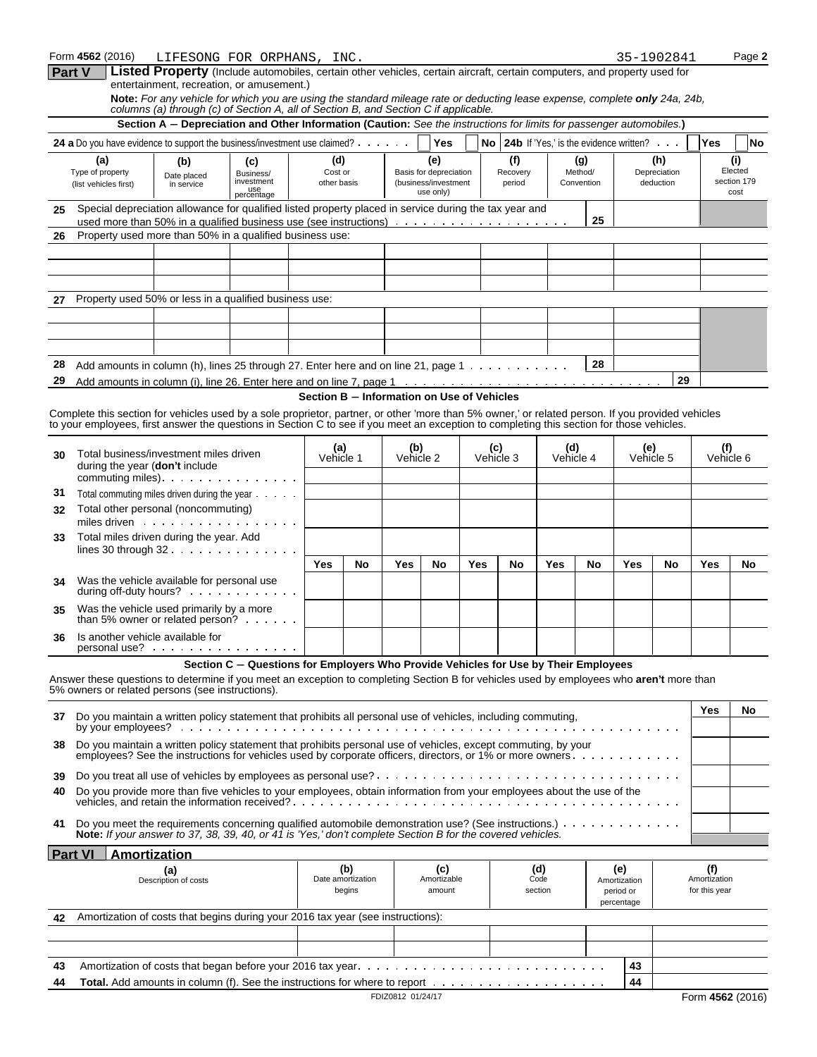Form **4562** (2016) LIFESONG FOR ORPHANS, INC. 35-1902841 Page **2**

## Part V — Listed Property (Include automobiles, certain other vehicles, certain aircraft, certain computers, and property used for entertainment, recreation, or amusement.)

**Note:** *For any vehicle for which you are using the standard mileage rate or deducting lease expense, complete* ***only*** *24a, 24b, columns (a) through (c) of Section A, all of Section B, and Section C if applicable.*

### Section A − Depreciation and Other Information (Caution: *See the instructions for limits for passenger automobiles.*)

**24 a** Do you have evidence to support the business/investment use claimed? Yes No **24b** If 'Yes,' is the evidence written? Yes No

| (a) Type of property (list vehicles first) | (b) Date placed in service | (c) Business/ investment use percentage | (d) Cost or other basis | (e) Basis for depreciation (business/investment use only) | (f) Recovery period | (g) Method/ Convention | (h) Depreciation deduction | (i) Elected section 179 cost |
|---|---|---|---|---|---|---|---|---|
| **25** Special depreciation allowance for qualified listed property placed in service during the tax year and used more than 50% in a qualified business use (see instructions) **25** | | | | | | | | |
| **26** Property used more than 50% in a qualified business use: | | | | | | | | |
| | | | | | | | | |
| | | | | | | | | |
| | | | | | | | | |
| **27** Property used 50% or less in a qualified business use: | | | | | | | | |
| | | | | | | | | |
| | | | | | | | | |
| | | | | | | | | |

**28** Add amounts in column (h), lines 25 through 27. Enter here and on line 21, page 1 **28**

**29** Add amounts in column (i), line 26. Enter here and on line 7, page 1 **29**

### Section B − Information on Use of Vehicles

Complete this section for vehicles used by a sole proprietor, partner, or other 'more than 5% owner,' or related person. If you provided vehicles to your employees, first answer the questions in Section C to see if you meet an exception to completing this section for those vehicles.

| | (a) Vehicle 1 | | (b) Vehicle 2 | | (c) Vehicle 3 | | (d) Vehicle 4 | | (e) Vehicle 5 | | (f) Vehicle 6 | |
|---|---|---|---|---|---|---|---|---|---|---|---|---|
| **30** Total business/investment miles driven during the year (**don't** include commuting miles) | | | | | | | | | | | | |
| **31** Total commuting miles driven during the year | | | | | | | | | | | | |
| **32** Total other personal (noncommuting) miles driven | | | | | | | | | | | | |
| **33** Total miles driven during the year. Add lines 30 through 32 | | | | | | | | | | | | |
| | Yes | No | Yes | No | Yes | No | Yes | No | Yes | No | Yes | No |
| **34** Was the vehicle available for personal use during off-duty hours? | | | | | | | | | | | | |
| **35** Was the vehicle used primarily by a more than 5% owner or related person? | | | | | | | | | | | | |
| **36** Is another vehicle available for personal use? | | | | | | | | | | | | |

### Section C − Questions for Employers Who Provide Vehicles for Use by Their Employees

Answer these questions to determine if you meet an exception to completing Section B for vehicles used by employees who **aren't** more than 5% owners or related persons (see instructions).

| | Yes | No |
|---|---|---|
| **37** Do you maintain a written policy statement that prohibits all personal use of vehicles, including commuting, by your employees? | | |
| **38** Do you maintain a written policy statement that prohibits personal use of vehicles, except commuting, by your employees? See the instructions for vehicles used by corporate officers, directors, or 1% or more owners | | |
| **39** Do you treat all use of vehicles by employees as personal use? | | |
| **40** Do you provide more than five vehicles to your employees, obtain information from your employees about the use of the vehicles, and retain the information received? | | |
| **41** Do you meet the requirements concerning qualified automobile demonstration use? (See instructions.) | | |

**Note:** *If your answer to 37, 38, 39, 40, or 41 is 'Yes,' don't complete Section B for the covered vehicles.*

## Part VI — Amortization

| (a) Description of costs | (b) Date amortization begins | (c) Amortizable amount | (d) Code section | (e) Amortization period or percentage | (f) Amortization for this year |
|---|---|---|---|---|---|
| **42** Amortization of costs that begins during your 2016 tax year (see instructions): | | | | | |
| | | | | | |
| | | | | | |
| **43** Amortization of costs that began before your 2016 tax year | | | | **43** | |
| **44** **Total.** Add amounts in column (f). See the instructions for where to report | | | | **44** | |

FDIZ0812 01/24/17 Form **4562** (2016)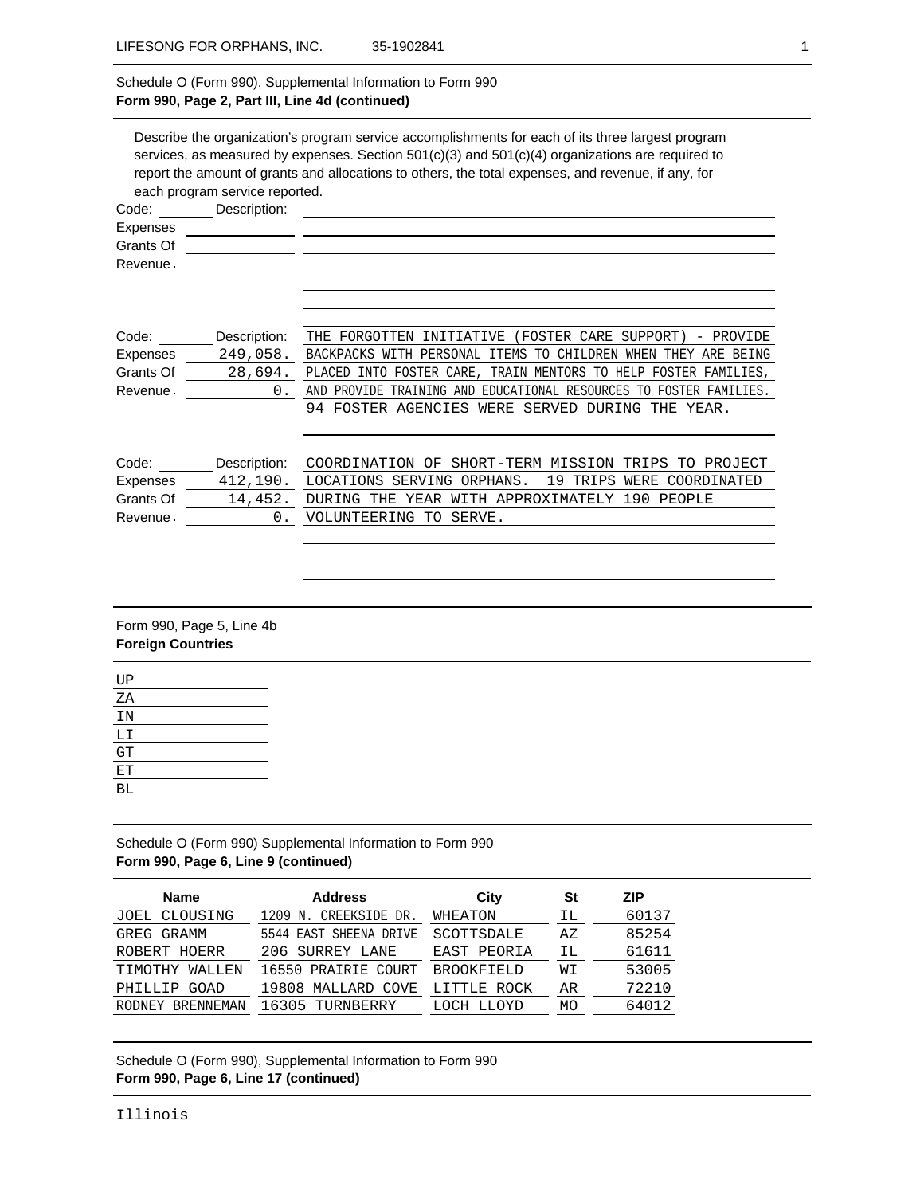Schedule O (Form 990), Supplemental Information to Form 990
**Form 990, Page 2, Part III, Line 4d (continued)**

Describe the organization's program service accomplishments for each of its three largest program services, as measured by expenses. Section 501(c)(3) and 501(c)(4) organizations are required to report the amount of grants and allocations to others, the total expenses, and revenue, if any, for each program service reported.

Code: ______ Description:
Expenses ______
Grants Of ______
Revenue. ______

| | | Description |
|---|---|---|
| Code: | | THE FORGOTTEN INITIATIVE (FOSTER CARE SUPPORT) - PROVIDE |
| Expenses | 249,058. | BACKPACKS WITH PERSONAL ITEMS TO CHILDREN WHEN THEY ARE BEING |
| Grants Of | 28,694. | PLACED INTO FOSTER CARE, TRAIN MENTORS TO HELP FOSTER FAMILIES, |
| Revenue. | 0. | AND PROVIDE TRAINING AND EDUCATIONAL RESOURCES TO FOSTER FAMILIES. |
| | | 94 FOSTER AGENCIES WERE SERVED DURING THE YEAR. |

| | | Description |
|---|---|---|
| Code: | | COORDINATION OF SHORT-TERM MISSION TRIPS TO PROJECT |
| Expenses | 412,190. | LOCATIONS SERVING ORPHANS. 19 TRIPS WERE COORDINATED |
| Grants Of | 14,452. | DURING THE YEAR WITH APPROXIMATELY 190 PEOPLE |
| Revenue. | 0. | VOLUNTEERING TO SERVE. |

Form 990, Page 5, Line 4b
**Foreign Countries**

UP
ZA
IN
LI
GT
ET
BL

Schedule O (Form 990) Supplemental Information to Form 990
**Form 990, Page 6, Line 9 (continued)**

| Name | Address | City | St | ZIP |
|---|---|---|---|---|
| JOEL CLOUSING | 1209 N. CREEKSIDE DR. | WHEATON | IL | 60137 |
| GREG GRAMM | 5544 EAST SHEENA DRIVE | SCOTTSDALE | AZ | 85254 |
| ROBERT HOERR | 206 SURREY LANE | EAST PEORIA | IL | 61611 |
| TIMOTHY WALLEN | 16550 PRAIRIE COURT | BROOKFIELD | WI | 53005 |
| PHILLIP GOAD | 19808 MALLARD COVE | LITTLE ROCK | AR | 72210 |
| RODNEY BRENNEMAN | 16305 TURNBERRY | LOCH LLOYD | MO | 64012 |

Schedule O (Form 990), Supplemental Information to Form 990
**Form 990, Page 6, Line 17 (continued)**

Illinois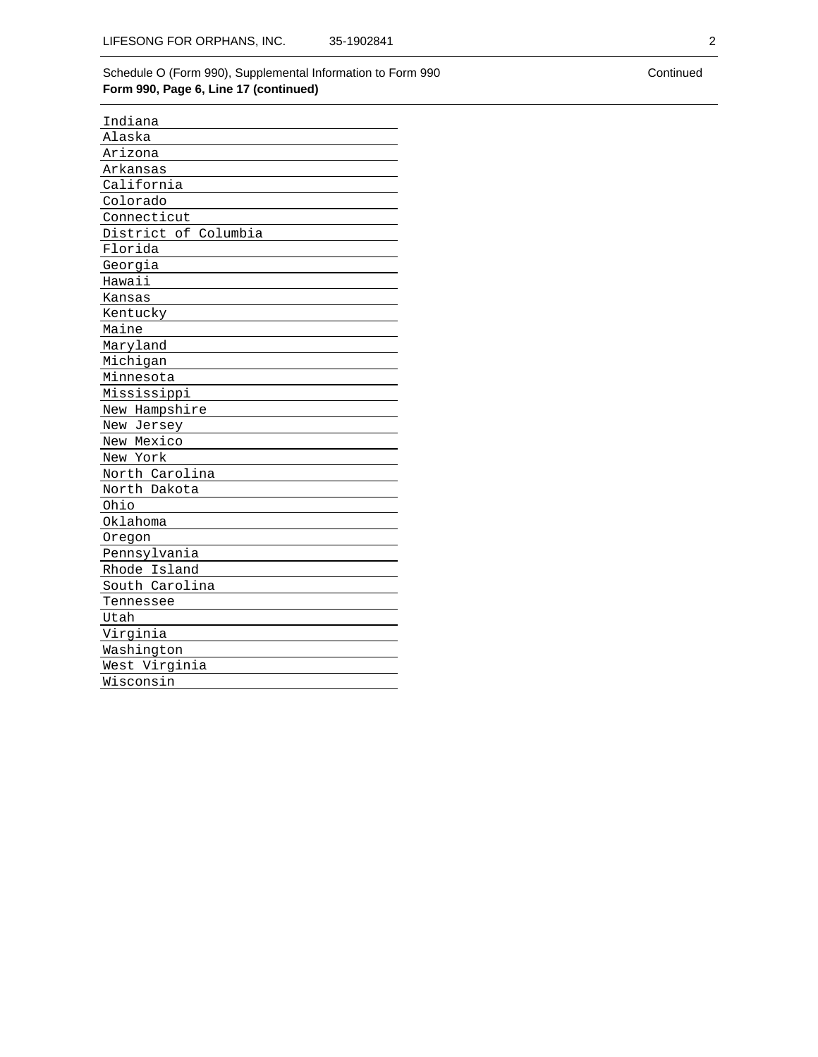Schedule O (Form 990), Supplemental Information to Form 990 Continued

**Form 990, Page 6, Line 17 (continued)**

| |
|---|
| Indiana |
| Alaska |
| Arizona |
| Arkansas |
| California |
| Colorado |
| Connecticut |
| District of Columbia |
| Florida |
| Georgia |
| Hawaii |
| Kansas |
| Kentucky |
| Maine |
| Maryland |
| Michigan |
| Minnesota |
| Mississippi |
| New Hampshire |
| New Jersey |
| New Mexico |
| New York |
| North Carolina |
| North Dakota |
| Ohio |
| Oklahoma |
| Oregon |
| Pennsylvania |
| Rhode Island |
| South Carolina |
| Tennessee |
| Utah |
| Virginia |
| Washington |
| West Virginia |
| Wisconsin |